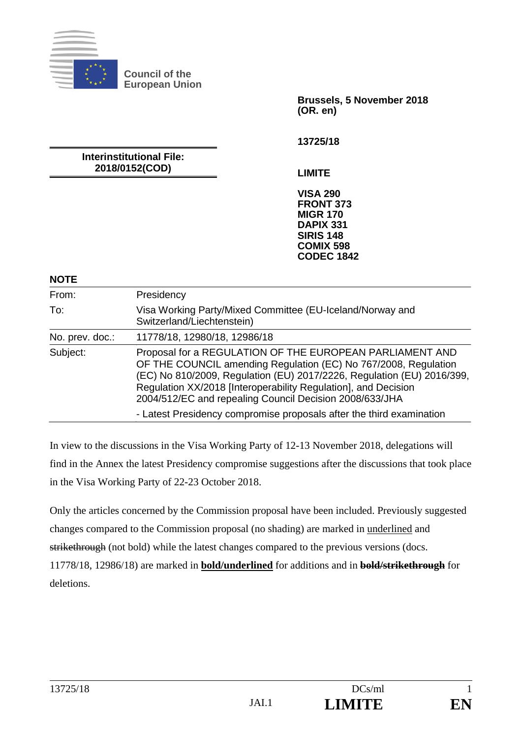**Council of the European Union**

**Brussels, 5 November 2018 (OR. en)**

**13725/18**

**Interinstitutional File: 2018/0152(COD)**

**LIMITE**

**VISA 290**
**FRONT 373**
**MIGR 170**
**DAPIX 331**
**SIRIS 148**
**COMIX 598**
**CODEC 1842**

**NOTE**

| | |
|---|---|
| From: | Presidency |
| To: | Visa Working Party/Mixed Committee (EU-Iceland/Norway and Switzerland/Liechtenstein) |
| No. prev. doc.: | 11778/18, 12980/18, 12986/18 |
| Subject: | Proposal for a REGULATION OF THE EUROPEAN PARLIAMENT AND OF THE COUNCIL amending Regulation (EC) No 767/2008, Regulation (EC) No 810/2009, Regulation (EU) 2017/2226, Regulation (EU) 2016/399, Regulation XX/2018 [Interoperability Regulation], and Decision 2004/512/EC and repealing Council Decision 2008/633/JHA<br>- Latest Presidency compromise proposals after the third examination |

In view to the discussions in the Visa Working Party of 12-13 November 2018, delegations will find in the Annex the latest Presidency compromise suggestions after the discussions that took place in the Visa Working Party of 22-23 October 2018.

Only the articles concerned by the Commission proposal have been included. Previously suggested changes compared to the Commission proposal (no shading) are marked in <u>underlined</u> and ~~strikethrough~~ (not bold) while the latest changes compared to the previous versions (docs. 11778/18, 12986/18) are marked in **<u>bold/underlined</u>** for additions and in **~~bold/strikethrough~~** for deletions.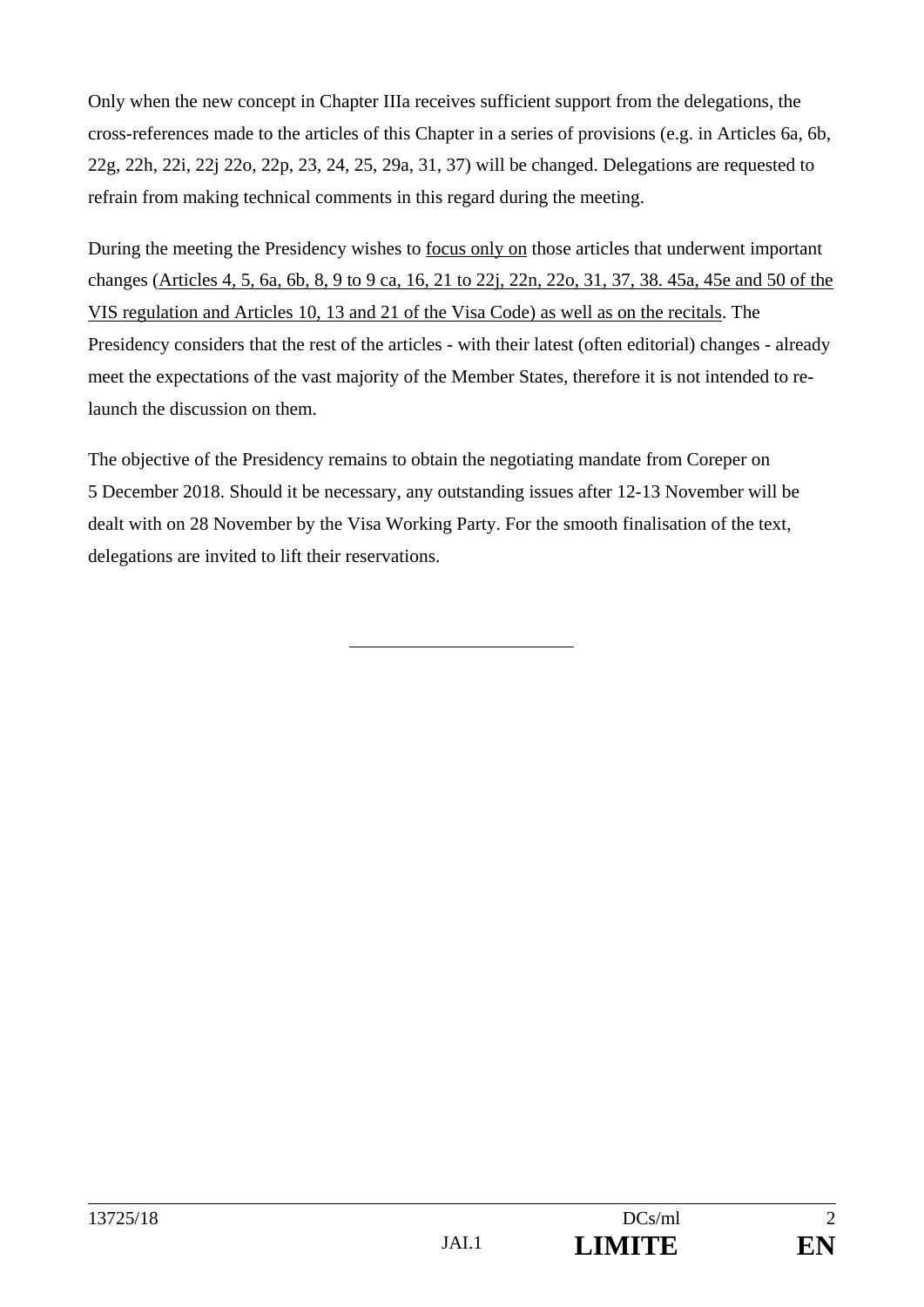Only when the new concept in Chapter IIIa receives sufficient support from the delegations, the cross-references made to the articles of this Chapter in a series of provisions (e.g. in Articles 6a, 6b, 22g, 22h, 22i, 22j 22o, 22p, 23, 24, 25, 29a, 31, 37) will be changed. Delegations are requested to refrain from making technical comments in this regard during the meeting.

During the meeting the Presidency wishes to <u>focus only on</u> those articles that underwent important changes (<u>Articles 4, 5, 6a, 6b, 8, 9 to 9 ca, 16, 21 to 22j, 22n, 22o, 31, 37, 38. 45a, 45e and 50 of the VIS regulation and Articles 10, 13 and 21 of the Visa Code) as well as on the recitals</u>. The Presidency considers that the rest of the articles - with their latest (often editorial) changes - already meet the expectations of the vast majority of the Member States, therefore it is not intended to re-launch the discussion on them.

The objective of the Presidency remains to obtain the negotiating mandate from Coreper on 5 December 2018. Should it be necessary, any outstanding issues after 12-13 November will be dealt with on 28 November by the Visa Working Party. For the smooth finalisation of the text, delegations are invited to lift their reservations.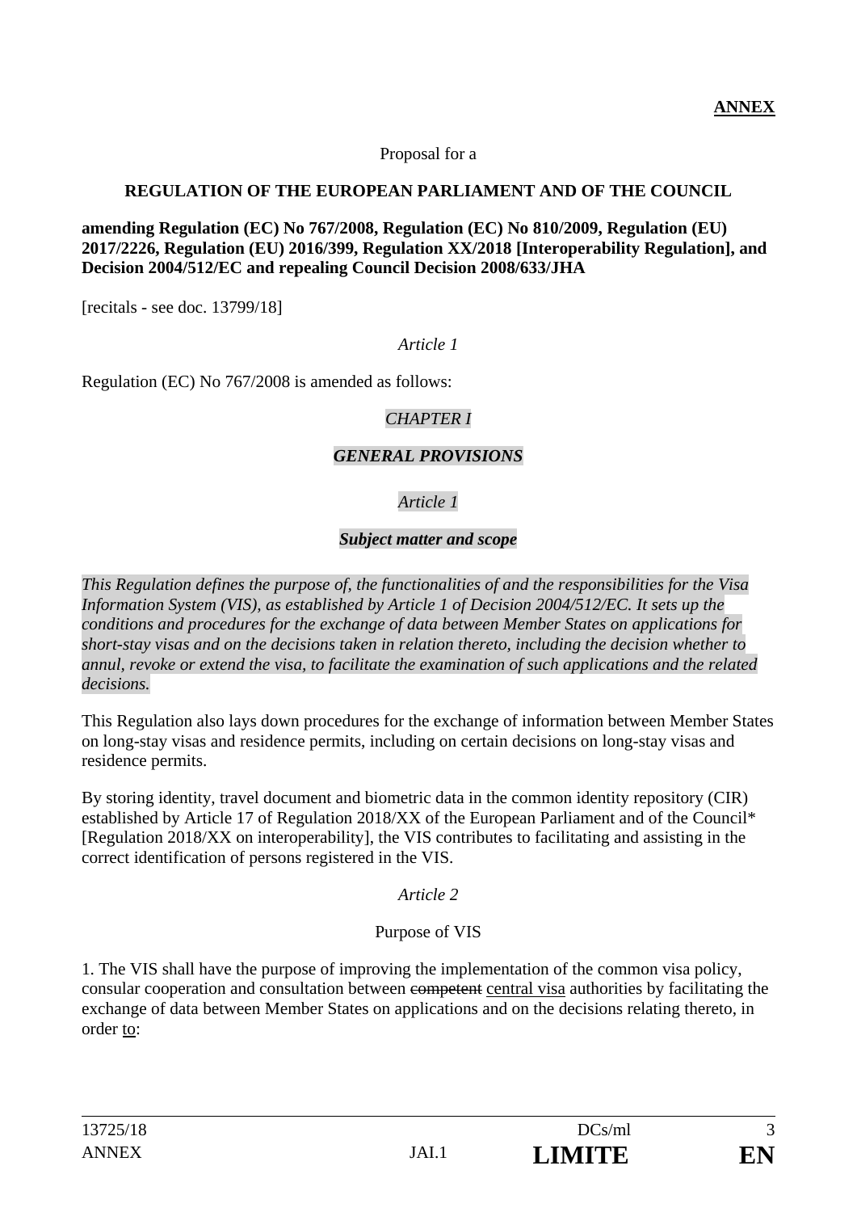**ANNEX**

Proposal for a

**REGULATION OF THE EUROPEAN PARLIAMENT AND OF THE COUNCIL**

**amending Regulation (EC) No 767/2008, Regulation (EC) No 810/2009, Regulation (EU) 2017/2226, Regulation (EU) 2016/399, Regulation XX/2018 [Interoperability Regulation], and Decision 2004/512/EC and repealing Council Decision 2008/633/JHA**

[recitals - see doc. 13799/18]

*Article 1*

Regulation (EC) No 767/2008 is amended as follows:

*CHAPTER I*

***GENERAL PROVISIONS***

*Article 1*

***Subject matter and scope***

*This Regulation defines the purpose of, the functionalities of and the responsibilities for the Visa Information System (VIS), as established by Article 1 of Decision 2004/512/EC. It sets up the conditions and procedures for the exchange of data between Member States on applications for short-stay visas and on the decisions taken in relation thereto, including the decision whether to annul, revoke or extend the visa, to facilitate the examination of such applications and the related decisions.*

This Regulation also lays down procedures for the exchange of information between Member States on long-stay visas and residence permits, including on certain decisions on long-stay visas and residence permits.

By storing identity, travel document and biometric data in the common identity repository (CIR) established by Article 17 of Regulation 2018/XX of the European Parliament and of the Council* [Regulation 2018/XX on interoperability], the VIS contributes to facilitating and assisting in the correct identification of persons registered in the VIS.

*Article 2*

Purpose of VIS

1. The VIS shall have the purpose of improving the implementation of the common visa policy, consular cooperation and consultation between ~~competent~~ central visa authorities by facilitating the exchange of data between Member States on applications and on the decisions relating thereto, in order to: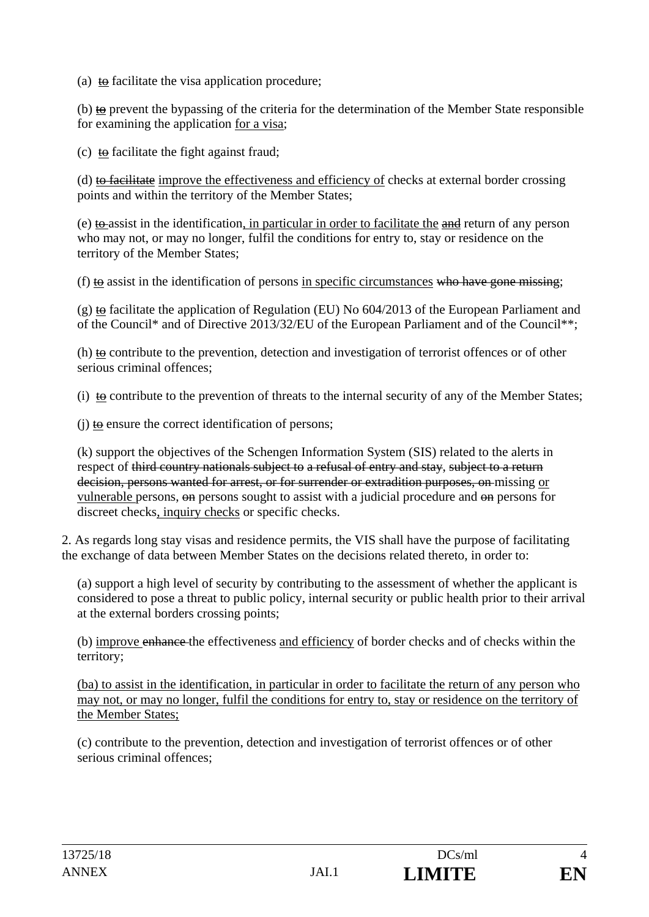(a) ~~to~~ facilitate the visa application procedure;

(b) ~~to~~ prevent the bypassing of the criteria for the determination of the Member State responsible for examining the application <u>for a visa</u>;

(c) ~~to~~ facilitate the fight against fraud;

(d) ~~to facilitate~~ <u>improve the effectiveness and efficiency of</u> checks at external border crossing points and within the territory of the Member States;

(e) ~~to~~ assist in the identification<u>, in particular in order to facilitate the</u> ~~and~~ return of any person who may not, or may no longer, fulfil the conditions for entry to, stay or residence on the territory of the Member States;

(f) ~~to~~ assist in the identification of persons <u>in specific circumstances</u> ~~who have gone missing~~;

(g) ~~to~~ facilitate the application of Regulation (EU) No 604/2013 of the European Parliament and of the Council* and of Directive 2013/32/EU of the European Parliament and of the Council**;

(h) ~~to~~ contribute to the prevention, detection and investigation of terrorist offences or of other serious criminal offences;

(i) ~~to~~ contribute to the prevention of threats to the internal security of any of the Member States;

(j) ~~to~~ ensure the correct identification of persons;

(k) support the objectives of the Schengen Information System (SIS) related to the alerts in respect of ~~third country nationals subject to a refusal of entry and stay, subject to a return decision, persons wanted for arrest, or for surrender or extradition purposes, on~~ missing <u>or vulnerable</u> persons, ~~on~~ persons sought to assist with a judicial procedure and ~~on~~ persons for discreet checks<u>, inquiry checks</u> or specific checks.

2. As regards long stay visas and residence permits, the VIS shall have the purpose of facilitating the exchange of data between Member States on the decisions related thereto, in order to:

(a) support a high level of security by contributing to the assessment of whether the applicant is considered to pose a threat to public policy, internal security or public health prior to their arrival at the external borders crossing points;

(b) <u>improve</u> ~~enhance~~ the effectiveness <u>and efficiency</u> of border checks and of checks within the territory;

<u>(ba) to assist in the identification, in particular in order to facilitate the return of any person who may not, or may no longer, fulfil the conditions for entry to, stay or residence on the territory of the Member States;</u>

(c) contribute to the prevention, detection and investigation of terrorist offences or of other serious criminal offences;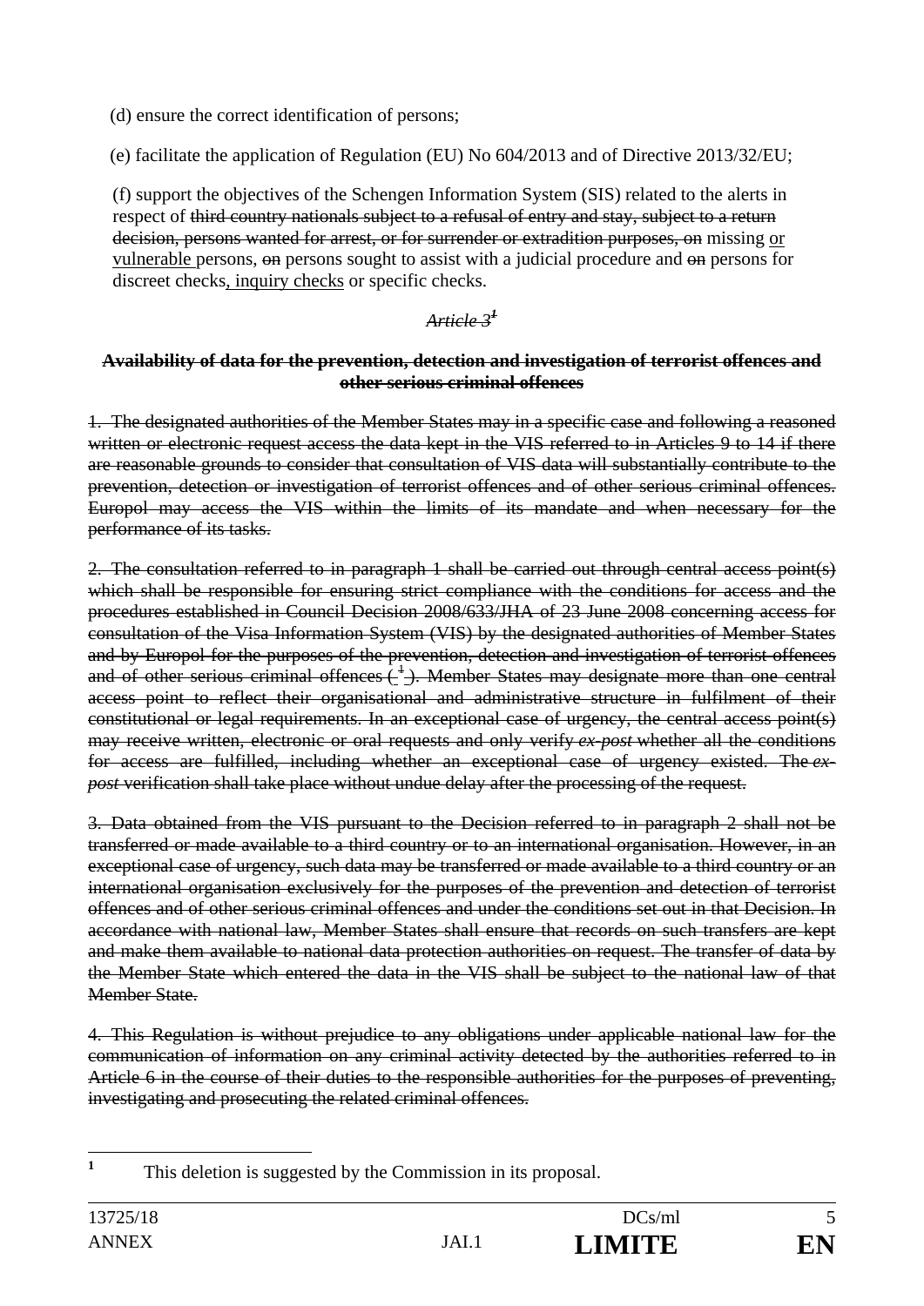(d) ensure the correct identification of persons;

(e) facilitate the application of Regulation (EU) No 604/2013 and of Directive 2013/32/EU;

(f) support the objectives of the Schengen Information System (SIS) related to the alerts in respect of ~~third country nationals subject to a refusal of entry and stay, subject to a return decision, persons wanted for arrest, or for surrender or extradition purposes, on~~ missing <u>or vulnerable</u> persons, ~~on~~ persons sought to assist with a judicial procedure and ~~on~~ persons for discreet checks<u>, inquiry checks</u> or specific checks.

~~*Article 3*~~[1]

**~~Availability of data for the prevention, detection and investigation of terrorist offences and other serious criminal offences~~**

~~1. The designated authorities of the Member States may in a specific case and following a reasoned written or electronic request access the data kept in the VIS referred to in Articles 9 to 14 if there are reasonable grounds to consider that consultation of VIS data will substantially contribute to the prevention, detection or investigation of terrorist offences and of other serious criminal offences. Europol may access the VIS within the limits of its mandate and when necessary for the performance of its tasks.~~

~~2. The consultation referred to in paragraph 1 shall be carried out through central access point(s) which shall be responsible for ensuring strict compliance with the conditions for access and the procedures established in Council Decision 2008/633/JHA of 23 June 2008 concerning access for consultation of the Visa Information System (VIS) by the designated authorities of Member States and by Europol for the purposes of the prevention, detection and investigation of terrorist offences and of other serious criminal offences ( [1] ). Member States may designate more than one central access point to reflect their organisational and administrative structure in fulfilment of their constitutional or legal requirements. In an exceptional case of urgency, the central access point(s) may receive written, electronic or oral requests and only verify *ex-post* whether all the conditions for access are fulfilled, including whether an exceptional case of urgency existed. The *ex-post* verification shall take place without undue delay after the processing of the request.~~

~~3. Data obtained from the VIS pursuant to the Decision referred to in paragraph 2 shall not be transferred or made available to a third country or to an international organisation. However, in an exceptional case of urgency, such data may be transferred or made available to a third country or an international organisation exclusively for the purposes of the prevention and detection of terrorist offences and of other serious criminal offences and under the conditions set out in that Decision. In accordance with national law, Member States shall ensure that records on such transfers are kept and make them available to national data protection authorities on request. The transfer of data by the Member State which entered the data in the VIS shall be subject to the national law of that Member State.~~

~~4. This Regulation is without prejudice to any obligations under applicable national law for the communication of information on any criminal activity detected by the authorities referred to in Article 6 in the course of their duties to the responsible authorities for the purposes of preventing, investigating and prosecuting the related criminal offences.~~

---

[1] This deletion is suggested by the Commission in its proposal.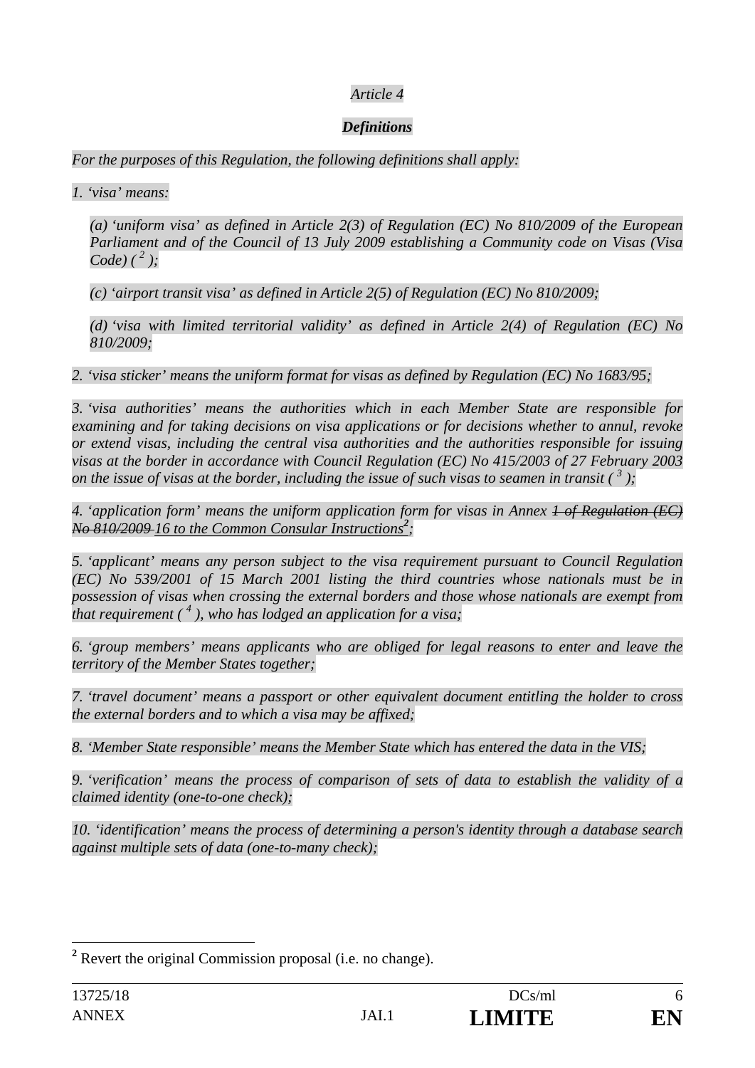*Article 4*

***Definitions***

*For the purposes of this Regulation, the following definitions shall apply:*

*1. 'visa' means:*

*(a) 'uniform visa' as defined in Article 2(3) of Regulation (EC) No 810/2009 of the European Parliament and of the Council of 13 July 2009 establishing a Community code on Visas (Visa Code) ( [2] );*

*(c) 'airport transit visa' as defined in Article 2(5) of Regulation (EC) No 810/2009;*

*(d) 'visa with limited territorial validity' as defined in Article 2(4) of Regulation (EC) No 810/2009;*

*2. 'visa sticker' means the uniform format for visas as defined by Regulation (EC) No 1683/95;*

*3. 'visa authorities' means the authorities which in each Member State are responsible for examining and for taking decisions on visa applications or for decisions whether to annul, revoke or extend visas, including the central visa authorities and the authorities responsible for issuing visas at the border in accordance with Council Regulation (EC) No 415/2003 of 27 February 2003 on the issue of visas at the border, including the issue of such visas to seamen in transit ( [3] );*

*4. 'application form' means the uniform application form for visas in Annex ~~1 of Regulation (EC) No 810/2009~~ <u>16 to the Common Consular Instructions</u>[2];*

*5. 'applicant' means any person subject to the visa requirement pursuant to Council Regulation (EC) No 539/2001 of 15 March 2001 listing the third countries whose nationals must be in possession of visas when crossing the external borders and those whose nationals are exempt from that requirement ( [4] ), who has lodged an application for a visa;*

*6. 'group members' means applicants who are obliged for legal reasons to enter and leave the territory of the Member States together;*

*7. 'travel document' means a passport or other equivalent document entitling the holder to cross the external borders and to which a visa may be affixed;*

*8. 'Member State responsible' means the Member State which has entered the data in the VIS;*

*9. 'verification' means the process of comparison of sets of data to establish the validity of a claimed identity (one-to-one check);*

*10. 'identification' means the process of determining a person's identity through a database search against multiple sets of data (one-to-many check);*

---

[2] Revert the original Commission proposal (i.e. no change).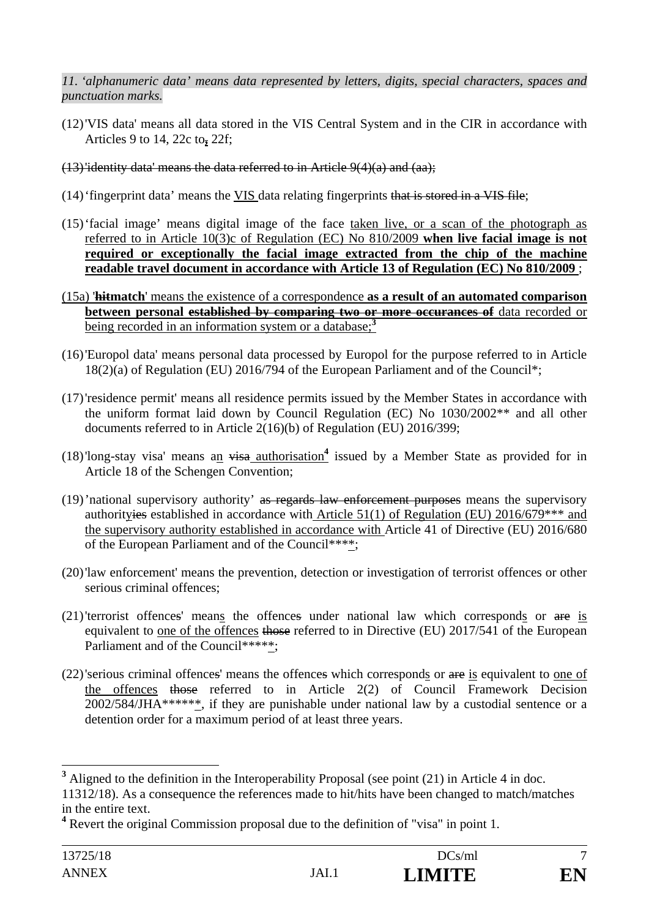*11. 'alphanumeric data' means data represented by letters, digits, special characters, spaces and punctuation marks.*

(12) 'VIS data' means all data stored in the VIS Central System and in the CIR in accordance with Articles 9 to 14, 22c to, 22f;

~~(13) 'identity data' means the data referred to in Article 9(4)(a) and (aa);~~

(14) 'fingerprint data' means the VIS data relating fingerprints ~~that is stored in a VIS file~~;

(15) 'facial image' means digital image of the face taken live, or a scan of the photograph as referred to in Article 10(3)c of Regulation (EC) No 810/2009 **when live facial image is not required or exceptionally the facial image extracted from the chip of the machine readable travel document in accordance with Article 13 of Regulation (EC) No 810/2009** ;

(15a) '~~**hit**~~**match**' means the existence of a correspondence **as a result of an automated comparison between personal** ~~**established by comparing two or more occurances of**~~ data recorded or being recorded in an information system or a database;[3]

(16) 'Europol data' means personal data processed by Europol for the purpose referred to in Article 18(2)(a) of Regulation (EU) 2016/794 of the European Parliament and of the Council*;

(17) 'residence permit' means all residence permits issued by the Member States in accordance with the uniform format laid down by Council Regulation (EC) No 1030/2002** and all other documents referred to in Article 2(16)(b) of Regulation (EU) 2016/399;

(18) 'long-stay visa' means an ~~visa~~ authorisation[4] issued by a Member State as provided for in Article 18 of the Schengen Convention;

(19) 'national supervisory authority' ~~as regards law enforcement purposes~~ means the supervisory authority~~ies~~ established in accordance with Article 51(1) of Regulation (EU) 2016/679*** and the supervisory authority established in accordance with Article 41 of Directive (EU) 2016/680 of the European Parliament and of the Council****;

(20) 'law enforcement' means the prevention, detection or investigation of terrorist offences or other serious criminal offences;

(21) 'terrorist offence~~s~~' means the offence~~s~~ under national law which corresponds or ~~are~~ is equivalent to one of the offences ~~those~~ referred to in Directive (EU) 2017/541 of the European Parliament and of the Council*****;

(22) 'serious criminal offence~~s~~' means the offence~~s~~ which corresponds or ~~are~~ is equivalent to one of the offences ~~those~~ referred to in Article 2(2) of Council Framework Decision 2002/584/JHA******, if they are punishable under national law by a custodial sentence or a detention order for a maximum period of at least three years.

---

[3] Aligned to the definition in the Interoperability Proposal (see point (21) in Article 4 in doc. 11312/18). As a consequence the references made to hit/hits have been changed to match/matches in the entire text.

[4] Revert the original Commission proposal due to the definition of "visa" in point 1.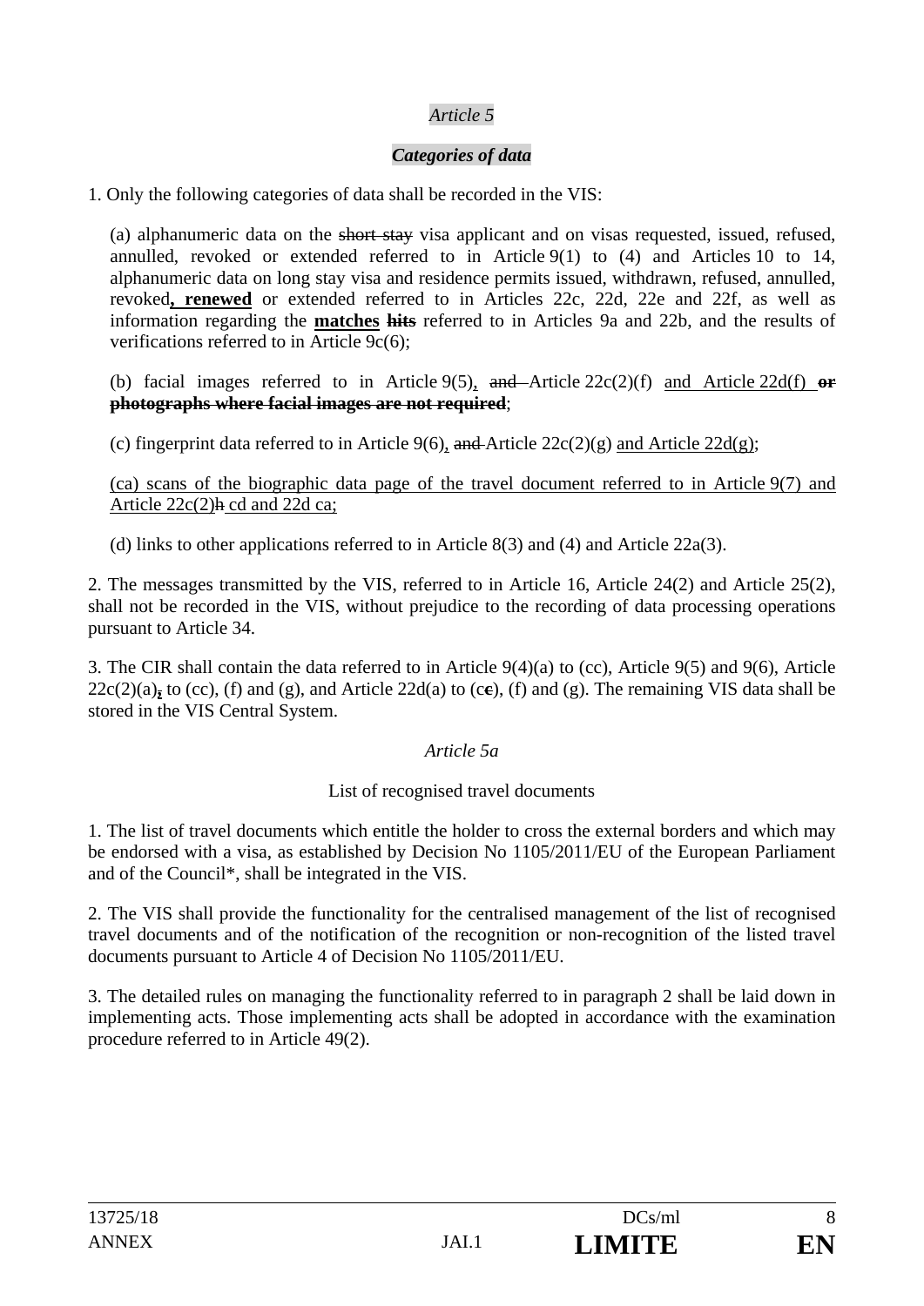*Article 5*

***Categories of data***

1. Only the following categories of data shall be recorded in the VIS:

(a) alphanumeric data on the ~~short stay~~ visa applicant and on visas requested, issued, refused, annulled, revoked or extended referred to in Article 9(1) to (4) and Articles 10 to 14, alphanumeric data on long stay visa and residence permits issued, withdrawn, refused, annulled, revoked**, renewed** or extended referred to in Articles 22c, 22d, 22e and 22f, as well as information regarding the **matches** ~~**hits**~~ referred to in Articles 9a and 22b, and the results of verifications referred to in Article 9c(6);

(b) facial images referred to in Article 9(5), ~~and~~ Article 22c(2)(f) and Article 22d(f) ~~**or photographs where facial images are not required**~~;

(c) fingerprint data referred to in Article 9(6), ~~and~~ Article 22c(2)(g) and Article 22d(g);

(ca) scans of the biographic data page of the travel document referred to in Article 9(7) and Article 22c(2)~~h~~ cd and 22d ca;

(d) links to other applications referred to in Article 8(3) and (4) and Article 22a(3).

2. The messages transmitted by the VIS, referred to in Article 16, Article 24(2) and Article 25(2), shall not be recorded in the VIS, without prejudice to the recording of data processing operations pursuant to Article 34.

3. The CIR shall contain the data referred to in Article 9(4)(a) to (cc), Article 9(5) and 9(6), Article 22c(2)(a)~~,~~ to (cc), (f) and (g), and Article 22d(a) to (c~~c~~), (f) and (g). The remaining VIS data shall be stored in the VIS Central System.

*Article 5a*

List of recognised travel documents

1. The list of travel documents which entitle the holder to cross the external borders and which may be endorsed with a visa, as established by Decision No 1105/2011/EU of the European Parliament and of the Council*, shall be integrated in the VIS.

2. The VIS shall provide the functionality for the centralised management of the list of recognised travel documents and of the notification of the recognition or non-recognition of the listed travel documents pursuant to Article 4 of Decision No 1105/2011/EU.

3. The detailed rules on managing the functionality referred to in paragraph 2 shall be laid down in implementing acts. Those implementing acts shall be adopted in accordance with the examination procedure referred to in Article 49(2).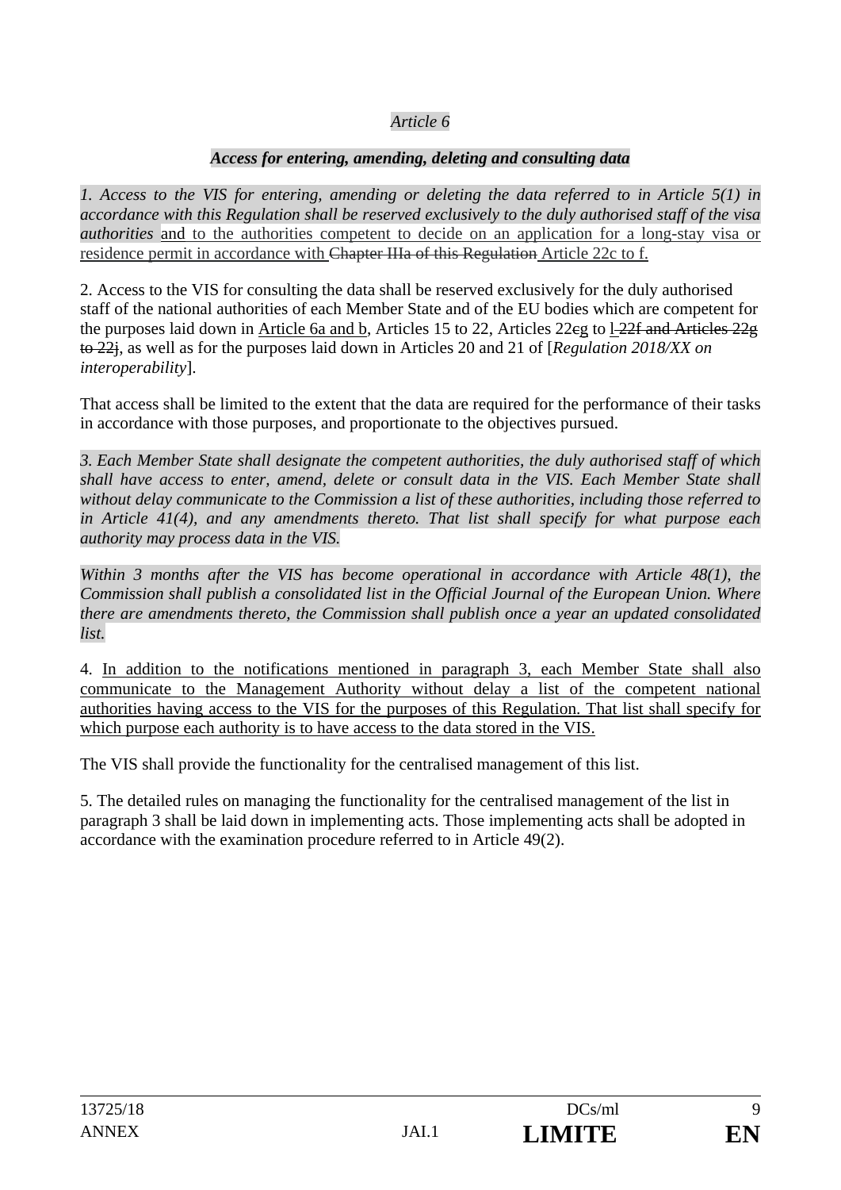*Article 6*

***Access for entering, amending, deleting and consulting data***

*1. Access to the VIS for entering, amending or deleting the data referred to in Article 5(1) in accordance with this Regulation shall be reserved exclusively to the duly authorised staff of the visa authorities* and to the authorities competent to decide on an application for a long-stay visa or residence permit in accordance with ~~Chapter IIIa of this Regulation~~ Article 22c to f.

2. Access to the VIS for consulting the data shall be reserved exclusively for the duly authorised staff of the national authorities of each Member State and of the EU bodies which are competent for the purposes laid down in Article 6a and b, Articles 15 to 22, Articles 22~~c~~g to l ~~22f and Articles 22g to 22j~~, as well as for the purposes laid down in Articles 20 and 21 of [*Regulation 2018/XX on interoperability*].

That access shall be limited to the extent that the data are required for the performance of their tasks in accordance with those purposes, and proportionate to the objectives pursued.

*3. Each Member State shall designate the competent authorities, the duly authorised staff of which shall have access to enter, amend, delete or consult data in the VIS. Each Member State shall without delay communicate to the Commission a list of these authorities, including those referred to in Article 41(4), and any amendments thereto. That list shall specify for what purpose each authority may process data in the VIS.*

*Within 3 months after the VIS has become operational in accordance with Article 48(1), the Commission shall publish a consolidated list in the Official Journal of the European Union. Where there are amendments thereto, the Commission shall publish once a year an updated consolidated list.*

4. In addition to the notifications mentioned in paragraph 3, each Member State shall also communicate to the Management Authority without delay a list of the competent national authorities having access to the VIS for the purposes of this Regulation. That list shall specify for which purpose each authority is to have access to the data stored in the VIS.

The VIS shall provide the functionality for the centralised management of this list.

5. The detailed rules on managing the functionality for the centralised management of the list in paragraph 3 shall be laid down in implementing acts. Those implementing acts shall be adopted in accordance with the examination procedure referred to in Article 49(2).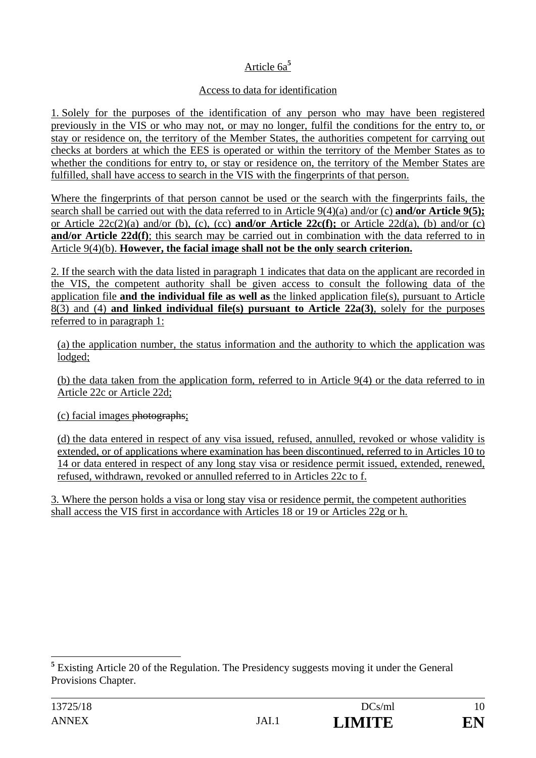Article 6a[5]

Access to data for identification

1. Solely for the purposes of the identification of any person who may have been registered previously in the VIS or who may not, or may no longer, fulfil the conditions for the entry to, or stay or residence on, the territory of the Member States, the authorities competent for carrying out checks at borders at which the EES is operated or within the territory of the Member States as to whether the conditions for entry to, or stay or residence on, the territory of the Member States are fulfilled, shall have access to search in the VIS with the fingerprints of that person.

Where the fingerprints of that person cannot be used or the search with the fingerprints fails, the search shall be carried out with the data referred to in Article 9(4)(a) and/or (c) **and/or Article 9(5);** or Article 22c(2)(a) and/or (b), (c), (cc) **and/or Article 22c(f);** or Article 22d(a), (b) and/or (c) **and/or Article 22d(f)**; this search may be carried out in combination with the data referred to in Article 9(4)(b). **However, the facial image shall not be the only search criterion.**

2. If the search with the data listed in paragraph 1 indicates that data on the applicant are recorded in the VIS, the competent authority shall be given access to consult the following data of the application file **and the individual file as well as** the linked application file(s), pursuant to Article 8(3) and (4) **and linked individual file(s) pursuant to Article 22a(3)**, solely for the purposes referred to in paragraph 1:

(a) the application number, the status information and the authority to which the application was lodged;

(b) the data taken from the application form, referred to in Article 9(4) or the data referred to in Article 22c or Article 22d;

(c) facial images ~~photographs~~;

(d) the data entered in respect of any visa issued, refused, annulled, revoked or whose validity is extended, or of applications where examination has been discontinued, referred to in Articles 10 to 14 or data entered in respect of any long stay visa or residence permit issued, extended, renewed, refused, withdrawn, revoked or annulled referred to in Articles 22c to f.

3. Where the person holds a visa or long stay visa or residence permit, the competent authorities shall access the VIS first in accordance with Articles 18 or 19 or Articles 22g or h.

[5] Existing Article 20 of the Regulation. The Presidency suggests moving it under the General Provisions Chapter.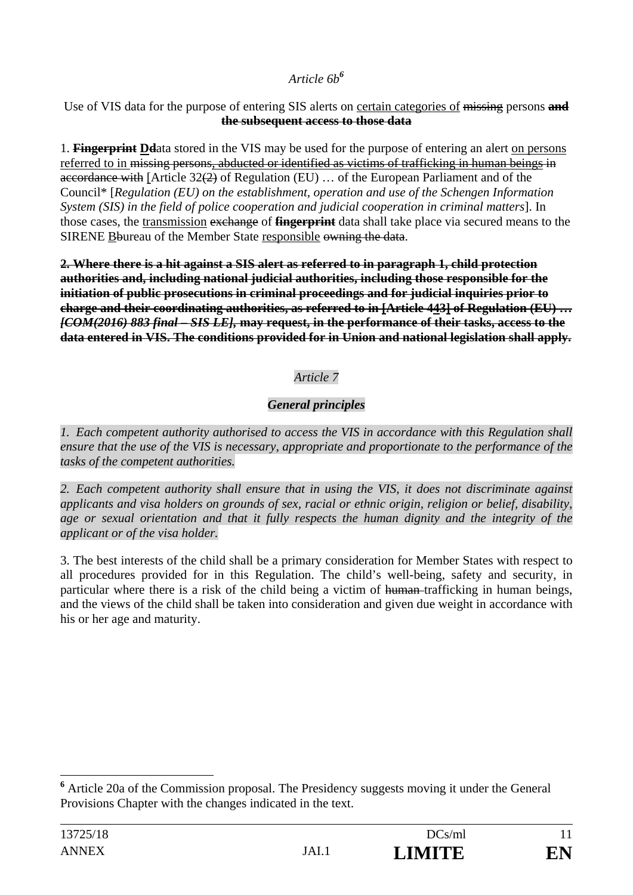*Article 6b*[6]

Use of VIS data for the purpose of entering SIS alerts on certain categories of ~~missing~~ persons ~~**and the subsequent access to those data**~~

1. ~~**Fingerprint**~~ **Dd**ata stored in the VIS may be used for the purpose of entering an alert on persons referred to in ~~missing persons, abducted or identified as victims of trafficking in human beings in accordance with~~ [Article 32~~(2)~~ of Regulation (EU) … of the European Parliament and of the Council* [*Regulation (EU) on the establishment, operation and use of the Schengen Information System (SIS) in the field of police cooperation and judicial cooperation in criminal matters*]. In those cases, the transmission ~~exchange~~ of ~~**fingerprint**~~ data shall take place via secured means to the SIRENE B~~b~~ureau of the Member State responsible ~~owning the data~~.

~~**2. Where there is a hit against a SIS alert as referred to in paragraph 1, child protection authorities and, including national judicial authorities, including those responsible for the initiation of public prosecutions in criminal proceedings and for judicial inquiries prior to charge and their coordinating authorities, as referred to in [Article 443] of Regulation (EU) … *[COM(2016) 883 final – SIS LE]*, may request, in the performance of their tasks, access to the data entered in VIS. The conditions provided for in Union and national legislation shall apply.**~~

*Article 7*

***General principles***

*1. Each competent authority authorised to access the VIS in accordance with this Regulation shall ensure that the use of the VIS is necessary, appropriate and proportionate to the performance of the tasks of the competent authorities.*

*2. Each competent authority shall ensure that in using the VIS, it does not discriminate against applicants and visa holders on grounds of sex, racial or ethnic origin, religion or belief, disability, age or sexual orientation and that it fully respects the human dignity and the integrity of the applicant or of the visa holder.*

3. The best interests of the child shall be a primary consideration for Member States with respect to all procedures provided for in this Regulation. The child's well-being, safety and security, in particular where there is a risk of the child being a victim of ~~human~~ trafficking in human beings, and the views of the child shall be taken into consideration and given due weight in accordance with his or her age and maturity.

---

[6] Article 20a of the Commission proposal. The Presidency suggests moving it under the General Provisions Chapter with the changes indicated in the text.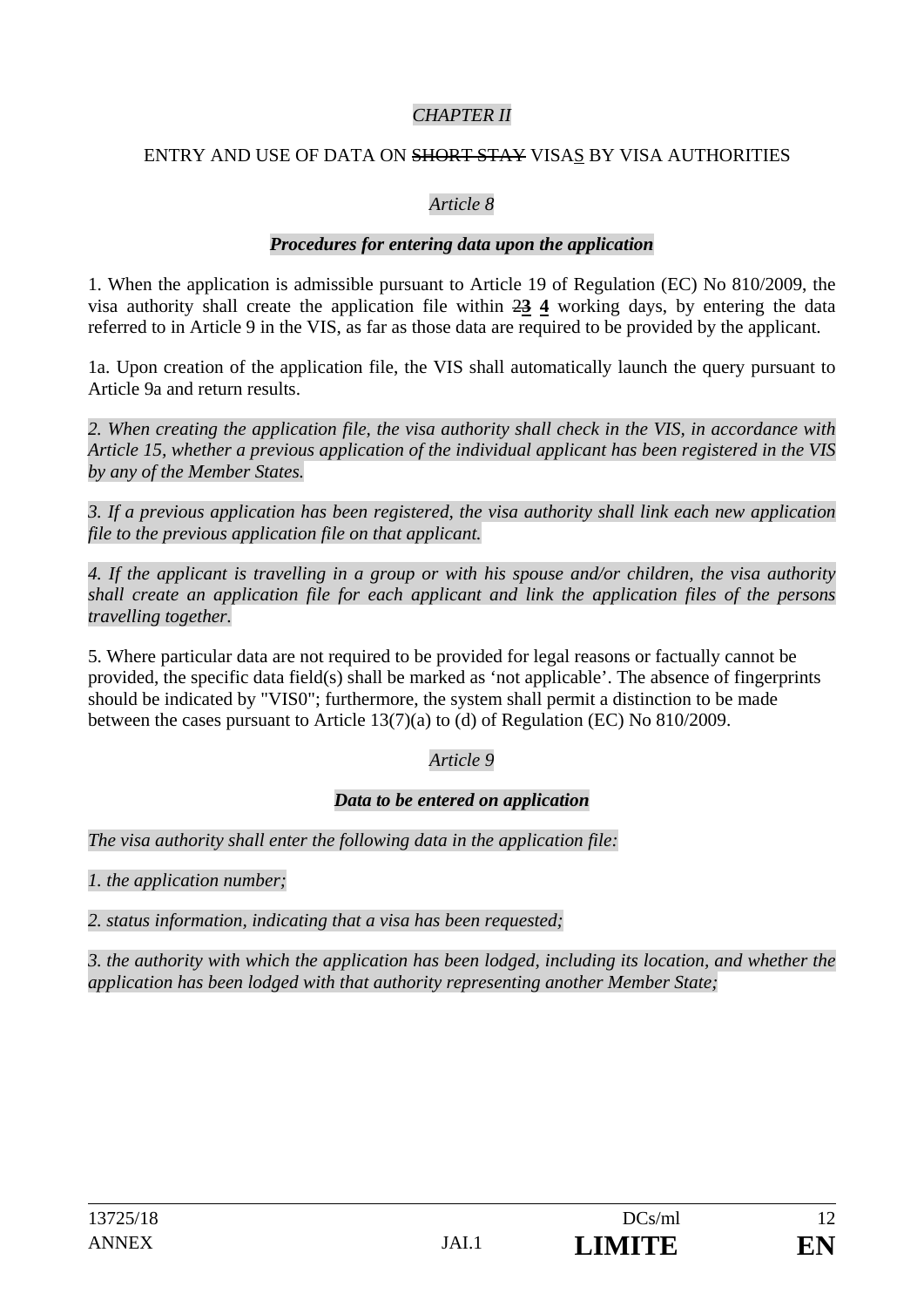*CHAPTER II*

ENTRY AND USE OF DATA ON ~~SHORT STAY~~ VISA<u>S</u> BY VISA AUTHORITIES

*Article 8*

***Procedures for entering data upon the application***

1. When the application is admissible pursuant to Article 19 of Regulation (EC) No 810/2009, the visa authority shall create the application file within ~~2~~**<u>3</u>** **<u>4</u>** working days, by entering the data referred to in Article 9 in the VIS, as far as those data are required to be provided by the applicant.

1a. Upon creation of the application file, the VIS shall automatically launch the query pursuant to Article 9a and return results.

*2. When creating the application file, the visa authority shall check in the VIS, in accordance with Article 15, whether a previous application of the individual applicant has been registered in the VIS by any of the Member States.*

*3. If a previous application has been registered, the visa authority shall link each new application file to the previous application file on that applicant.*

*4. If the applicant is travelling in a group or with his spouse and/or children, the visa authority shall create an application file for each applicant and link the application files of the persons travelling together.*

5. Where particular data are not required to be provided for legal reasons or factually cannot be provided, the specific data field(s) shall be marked as 'not applicable'. The absence of fingerprints should be indicated by "VIS0"; furthermore, the system shall permit a distinction to be made between the cases pursuant to Article 13(7)(a) to (d) of Regulation (EC) No 810/2009.

*Article 9*

***Data to be entered on application***

*The visa authority shall enter the following data in the application file:*

*1. the application number;*

*2. status information, indicating that a visa has been requested;*

*3. the authority with which the application has been lodged, including its location, and whether the application has been lodged with that authority representing another Member State;*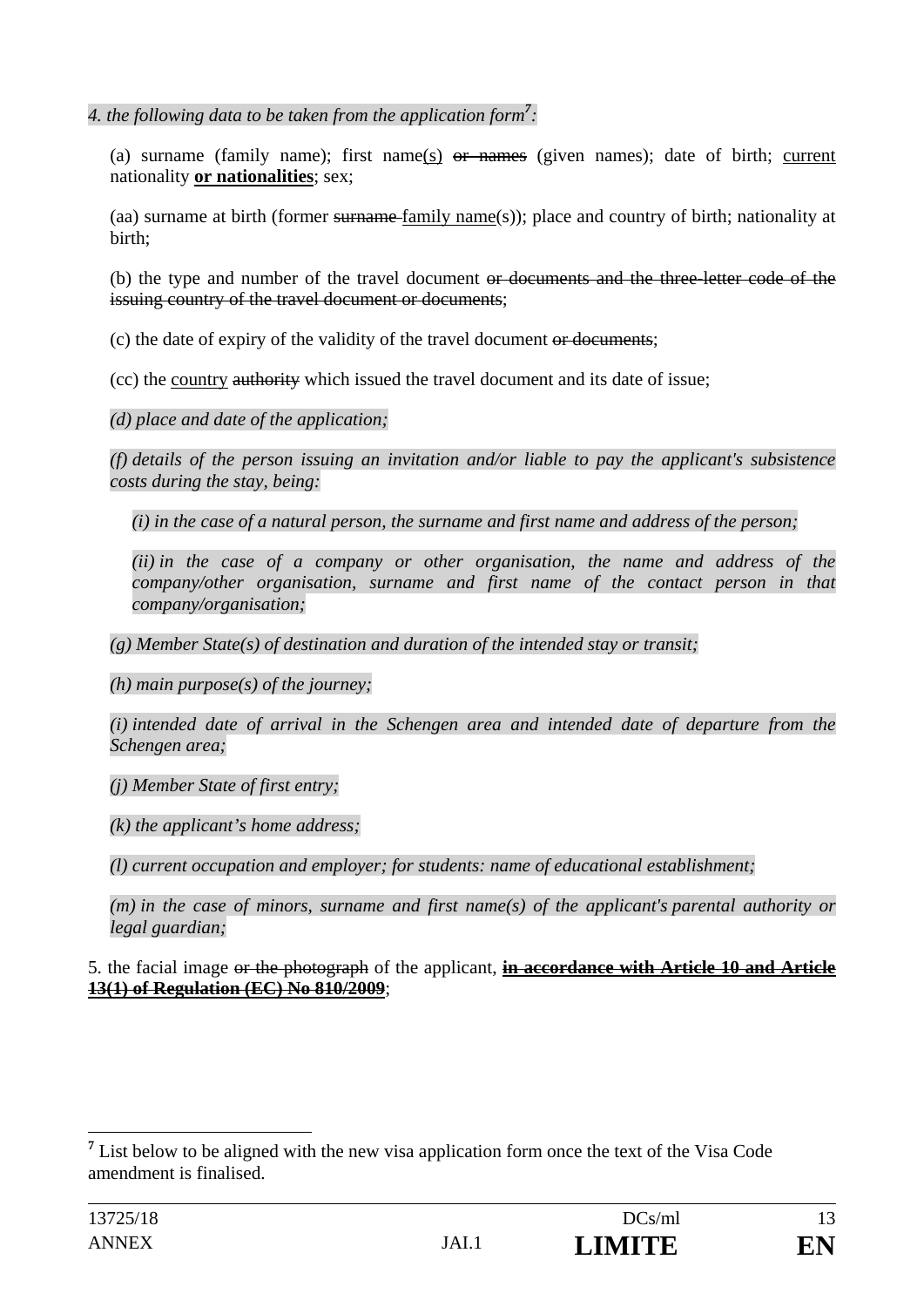*4. the following data to be taken from the application form[7]:*

(a) surname (family name); first name(s) ~~or names~~ (given names); date of birth; current nationality **or nationalities**; sex;

(aa) surname at birth (former ~~surname~~ family name(s)); place and country of birth; nationality at birth;

(b) the type and number of the travel document ~~or documents and the three-letter code of the issuing country of the travel document or documents~~;

(c) the date of expiry of the validity of the travel document ~~or documents~~;

(cc) the country ~~authority~~ which issued the travel document and its date of issue;

*(d) place and date of the application;*

*(f) details of the person issuing an invitation and/or liable to pay the applicant's subsistence costs during the stay, being:*

*(i) in the case of a natural person, the surname and first name and address of the person;*

*(ii) in the case of a company or other organisation, the name and address of the company/other organisation, surname and first name of the contact person in that company/organisation;*

*(g) Member State(s) of destination and duration of the intended stay or transit;*

*(h) main purpose(s) of the journey;*

*(i) intended date of arrival in the Schengen area and intended date of departure from the Schengen area;*

*(j) Member State of first entry;*

*(k) the applicant's home address;*

*(l) current occupation and employer; for students: name of educational establishment;*

*(m) in the case of minors, surname and first name(s) of the applicant's parental authority or legal guardian;*

5. the facial image ~~or the photograph~~ of the applicant, ~~**in accordance with Article 10 and Article 13(1) of Regulation (EC) No 810/2009**~~;

[7] List below to be aligned with the new visa application form once the text of the Visa Code amendment is finalised.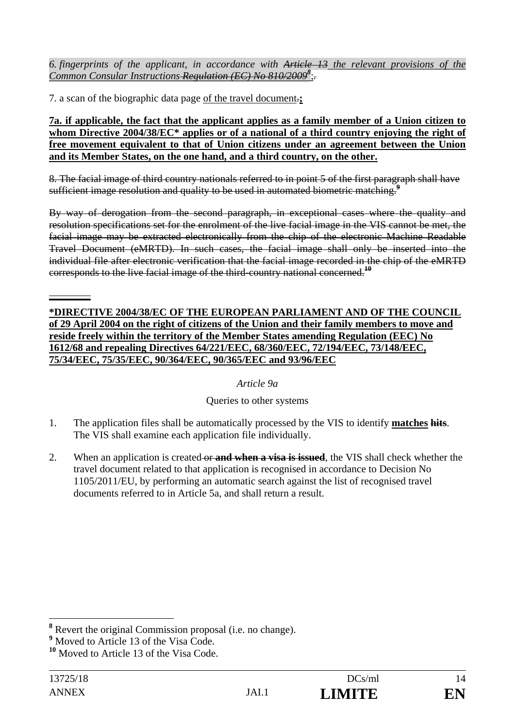*6. fingerprints of the applicant, in accordance with ~~Article 13~~ the relevant provisions of the Common Consular Instructions ~~Regulation (EC) No 810/2009~~*[8]*;~~.~~*

7. a scan of the biographic data page of the travel document~~.~~**;**

**7a. if applicable, the fact that the applicant applies as a family member of a Union citizen to whom Directive 2004/38/EC\* applies or of a national of a third country enjoying the right of free movement equivalent to that of Union citizens under an agreement between the Union and its Member States, on the one hand, and a third country, on the other.**

~~8. The facial image of third country nationals referred to in point 5 of the first paragraph shall have sufficient image resolution and quality to be used in automated biometric matching.~~[9]

~~By way of derogation from the second paragraph, in exceptional cases where the quality and resolution specifications set for the enrolment of the live facial image in the VIS cannot be met, the facial image may be extracted electronically from the chip of the electronic Machine Readable Travel Document (eMRTD). In such cases, the facial image shall only be inserted into the individual file after electronic verification that the facial image recorded in the chip of the eMRTD corresponds to the live facial image of the third-country national concerned.~~[10]

---

**\*DIRECTIVE 2004/38/EC OF THE EUROPEAN PARLIAMENT AND OF THE COUNCIL of 29 April 2004 on the right of citizens of the Union and their family members to move and reside freely within the territory of the Member States amending Regulation (EEC) No 1612/68 and repealing Directives 64/221/EEC, 68/360/EEC, 72/194/EEC, 73/148/EEC, 75/34/EEC, 75/35/EEC, 90/364/EEC, 90/365/EEC and 93/96/EEC**

*Article 9a*

Queries to other systems

1. The application files shall be automatically processed by the VIS to identify **matches** ~~**hits**~~. The VIS shall examine each application file individually.

2. When an application is created ~~or~~ **~~and when a visa is issued~~**, the VIS shall check whether the travel document related to that application is recognised in accordance to Decision No 1105/2011/EU, by performing an automatic search against the list of recognised travel documents referred to in Article 5a, and shall return a result.

---

[8] Revert the original Commission proposal (i.e. no change).

[9] Moved to Article 13 of the Visa Code.

[10] Moved to Article 13 of the Visa Code.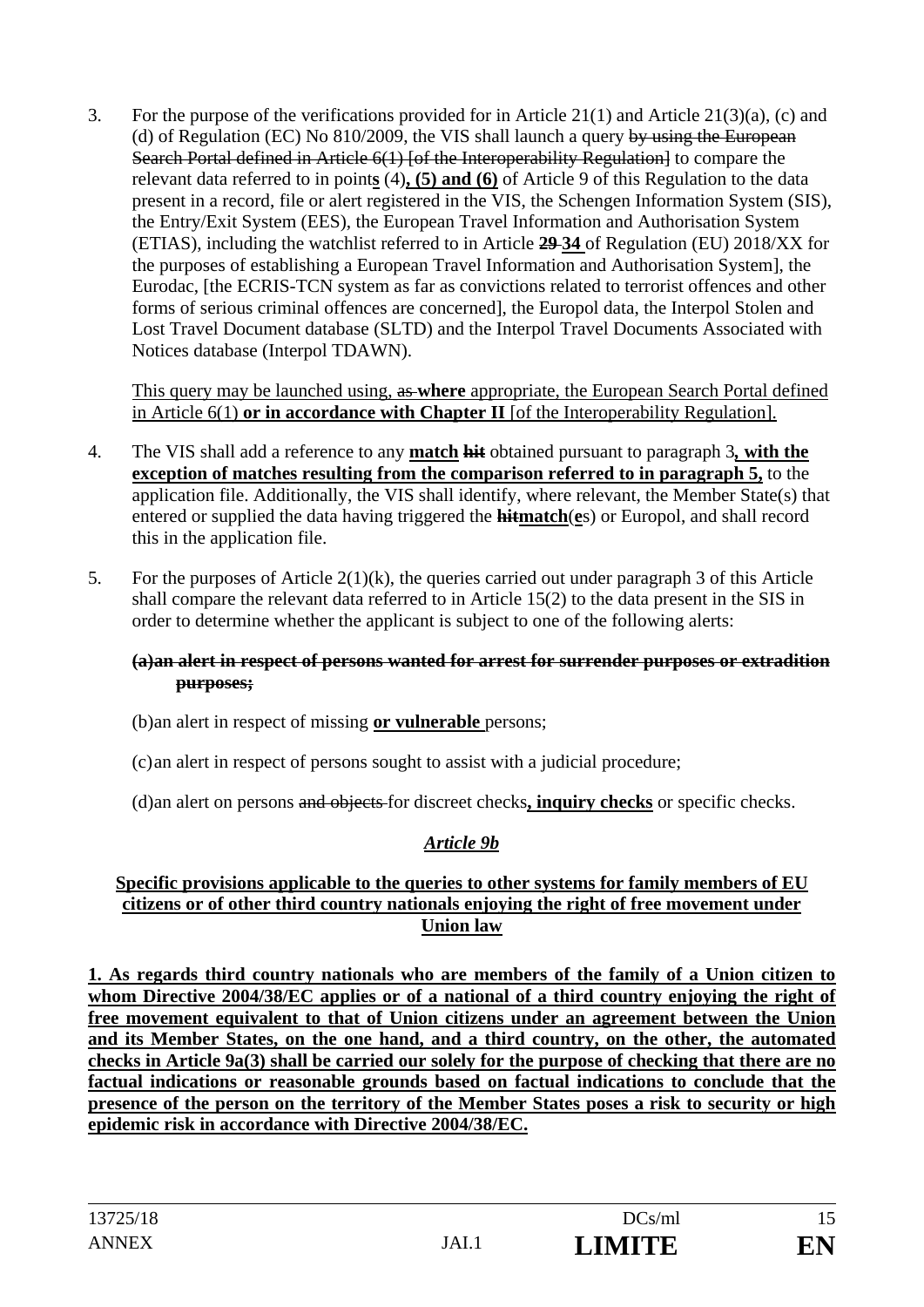3. For the purpose of the verifications provided for in Article 21(1) and Article 21(3)(a), (c) and (d) of Regulation (EC) No 810/2009, the VIS shall launch a query ~~by using the European Search Portal defined in Article 6(1) [of the Interoperability Regulation]~~ to compare the relevant data referred to in point**s** (4)**, (5) and (6)** of Article 9 of this Regulation to the data present in a record, file or alert registered in the VIS, the Schengen Information System (SIS), the Entry/Exit System (EES), the European Travel Information and Authorisation System (ETIAS), including the watchlist referred to in Article ~~29~~ **34** of Regulation (EU) 2018/XX for the purposes of establishing a European Travel Information and Authorisation System], the Eurodac, [the ECRIS-TCN system as far as convictions related to terrorist offences and other forms of serious criminal offences are concerned], the Europol data, the Interpol Stolen and Lost Travel Document database (SLTD) and the Interpol Travel Documents Associated with Notices database (Interpol TDAWN).

   This query may be launched using, ~~as~~ **where** appropriate, the European Search Portal defined in Article 6(1) **or in accordance with Chapter II** [of the Interoperability Regulation].

4. The VIS shall add a reference to any **match** ~~hit~~ obtained pursuant to paragraph 3**, with the exception of matches resulting from the comparison referred to in paragraph 5,** to the application file. Additionally, the VIS shall identify, where relevant, the Member State(s) that entered or supplied the data having triggered the ~~hit~~**match**(**e**s) or Europol, and shall record this in the application file.

5. For the purposes of Article 2(1)(k), the queries carried out under paragraph 3 of this Article shall compare the relevant data referred to in Article 15(2) to the data present in the SIS in order to determine whether the applicant is subject to one of the following alerts:

   ~~**(a) an alert in respect of persons wanted for arrest for surrender purposes or extradition purposes;**~~

   (b) an alert in respect of missing **or vulnerable** persons;

   (c) an alert in respect of persons sought to assist with a judicial procedure;

   (d) an alert on persons ~~and objects~~ for discreet checks**, inquiry checks** or specific checks.

### *Article 9b*

**Specific provisions applicable to the queries to other systems for family members of EU citizens or of other third country nationals enjoying the right of free movement under Union law**

**1. As regards third country nationals who are members of the family of a Union citizen to whom Directive 2004/38/EC applies or of a national of a third country enjoying the right of free movement equivalent to that of Union citizens under an agreement between the Union and its Member States, on the one hand, and a third country, on the other, the automated checks in Article 9a(3) shall be carried our solely for the purpose of checking that there are no factual indications or reasonable grounds based on factual indications to conclude that the presence of the person on the territory of the Member States poses a risk to security or high epidemic risk in accordance with Directive 2004/38/EC.**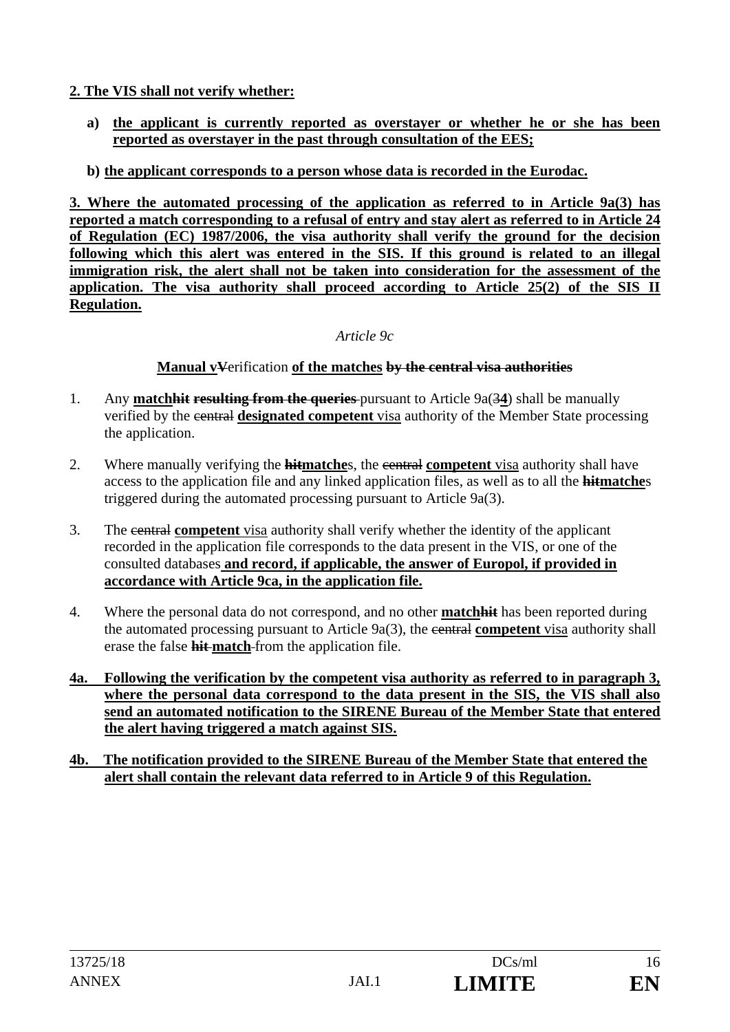**2. The VIS shall not verify whether:**

- **a) the applicant is currently reported as overstayer or whether he or she has been reported as overstayer in the past through consultation of the EES;**
- **b) the applicant corresponds to a person whose data is recorded in the Eurodac.**

**3. Where the automated processing of the application as referred to in Article 9a(3) has reported a match corresponding to a refusal of entry and stay alert as referred to in Article 24 of Regulation (EC) 1987/2006, the visa authority shall verify the ground for the decision following which this alert was entered in the SIS. If this ground is related to an illegal immigration risk, the alert shall not be taken into consideration for the assessment of the application. The visa authority shall proceed according to Article 25(2) of the SIS II Regulation.**

*Article 9c*

**Manual v~~V~~erification of the matches ~~by the central visa authorities~~**

1. Any **match~~hit~~ ~~resulting from the queries~~** pursuant to Article 9a(~~3~~**4**) shall be manually verified by the ~~central~~ **designated competent** visa authority of the Member State processing the application.

2. Where manually verifying the **~~hit~~matche**s, the ~~central~~ **competent** visa authority shall have access to the application file and any linked application files, as well as to all the **~~hit~~matche**s triggered during the automated processing pursuant to Article 9a(3).

3. The ~~central~~ **competent** visa authority shall verify whether the identity of the applicant recorded in the application file corresponds to the data present in the VIS, or one of the consulted databases **and record, if applicable, the answer of Europol, if provided in accordance with Article 9ca, in the application file.**

4. Where the personal data do not correspond, and no other **match~~hit~~** has been reported during the automated processing pursuant to Article 9a(3), the ~~central~~ **competent** visa authority shall erase the false **~~hit~~ match** from the application file.

**4a. Following the verification by the competent visa authority as referred to in paragraph 3, where the personal data correspond to the data present in the SIS, the VIS shall also send an automated notification to the SIRENE Bureau of the Member State that entered the alert having triggered a match against SIS.**

**4b. The notification provided to the SIRENE Bureau of the Member State that entered the alert shall contain the relevant data referred to in Article 9 of this Regulation.**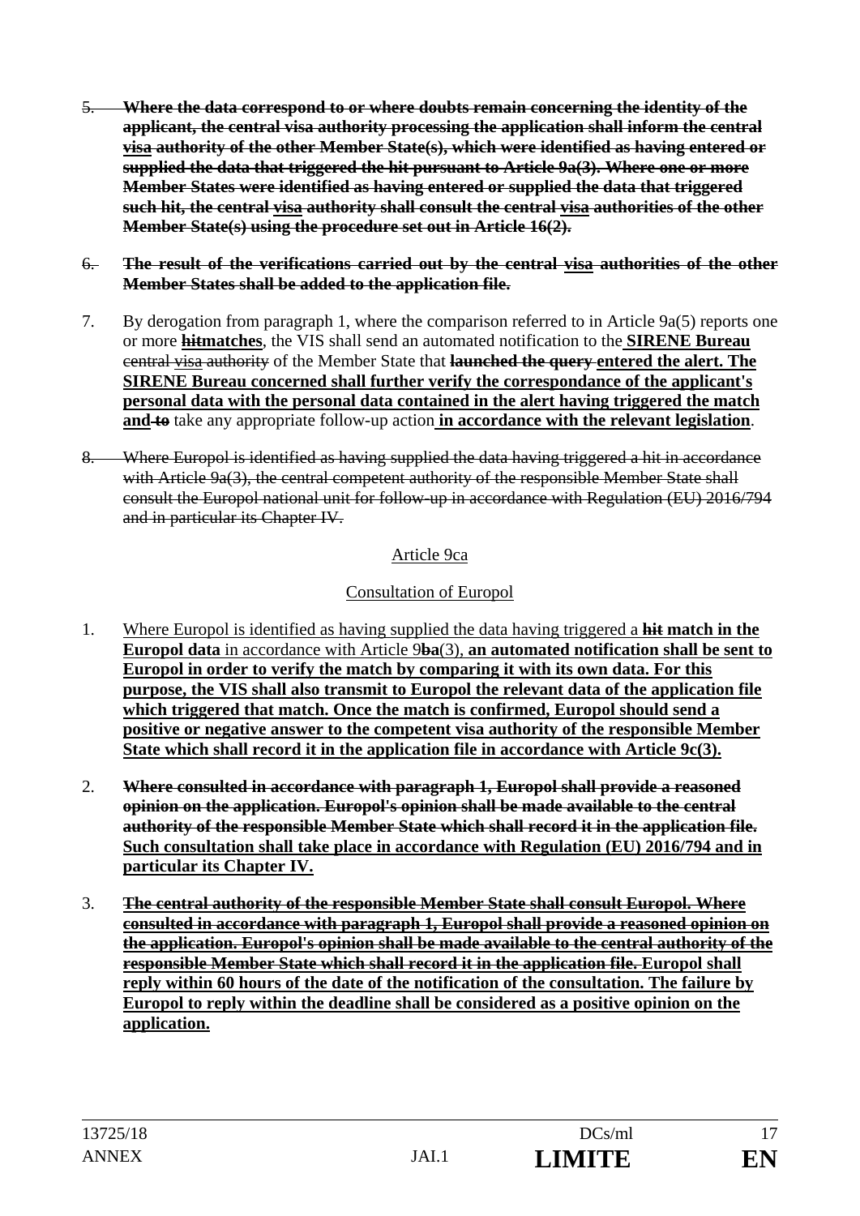5. ~~**Where the data correspond to or where doubts remain concerning the identity of the applicant, the central visa authority processing the application shall inform the central visa authority of the other Member State(s), which were identified as having entered or supplied the data that triggered the hit pursuant to Article 9a(3). Where one or more Member States were identified as having entered or supplied the data that triggered such hit, the central visa authority shall consult the central visa authorities of the other Member State(s) using the procedure set out in Article 16(2).**~~

6. ~~**The result of the verifications carried out by the central visa authorities of the other Member States shall be added to the application file.**~~

7. By derogation from paragraph 1, where the comparison referred to in Article 9a(5) reports one or more ~~**hit**~~**matches**, the VIS shall send an automated notification to the **SIRENE Bureau** ~~central visa authority~~ of the Member State that ~~**launched the query**~~ **entered the alert. The SIRENE Bureau concerned shall further verify the correspondance of the applicant's personal data with the personal data contained in the alert having triggered the match and** ~~**to**~~ take any appropriate follow-up action **in accordance with the relevant legislation**.

8. ~~Where Europol is identified as having supplied the data having triggered a hit in accordance with Article 9a(3), the central competent authority of the responsible Member State shall consult the Europol national unit for follow-up in accordance with Regulation (EU) 2016/794 and in particular its Chapter IV.~~

Article 9ca

Consultation of Europol

1. Where Europol is identified as having supplied the data having triggered a ~~**hit**~~ **match in the Europol data** in accordance with Article 9~~**b**~~**a**(3), **an automated notification shall be sent to Europol in order to verify the match by comparing it with its own data. For this purpose, the VIS shall also transmit to Europol the relevant data of the application file which triggered that match. Once the match is confirmed, Europol should send a positive or negative answer to the competent visa authority of the responsible Member State which shall record it in the application file in accordance with Article 9c(3).**

2. ~~**Where consulted in accordance with paragraph 1, Europol shall provide a reasoned opinion on the application. Europol's opinion shall be made available to the central authority of the responsible Member State which shall record it in the application file.**~~ **Such consultation shall take place in accordance with Regulation (EU) 2016/794 and in particular its Chapter IV.**

3. ~~**The central authority of the responsible Member State shall consult Europol. Where consulted in accordance with paragraph 1, Europol shall provide a reasoned opinion on the application. Europol's opinion shall be made available to the central authority of the responsible Member State which shall record it in the application file.**~~ **Europol shall reply within 60 hours of the date of the notification of the consultation. The failure by Europol to reply within the deadline shall be considered as a positive opinion on the application.**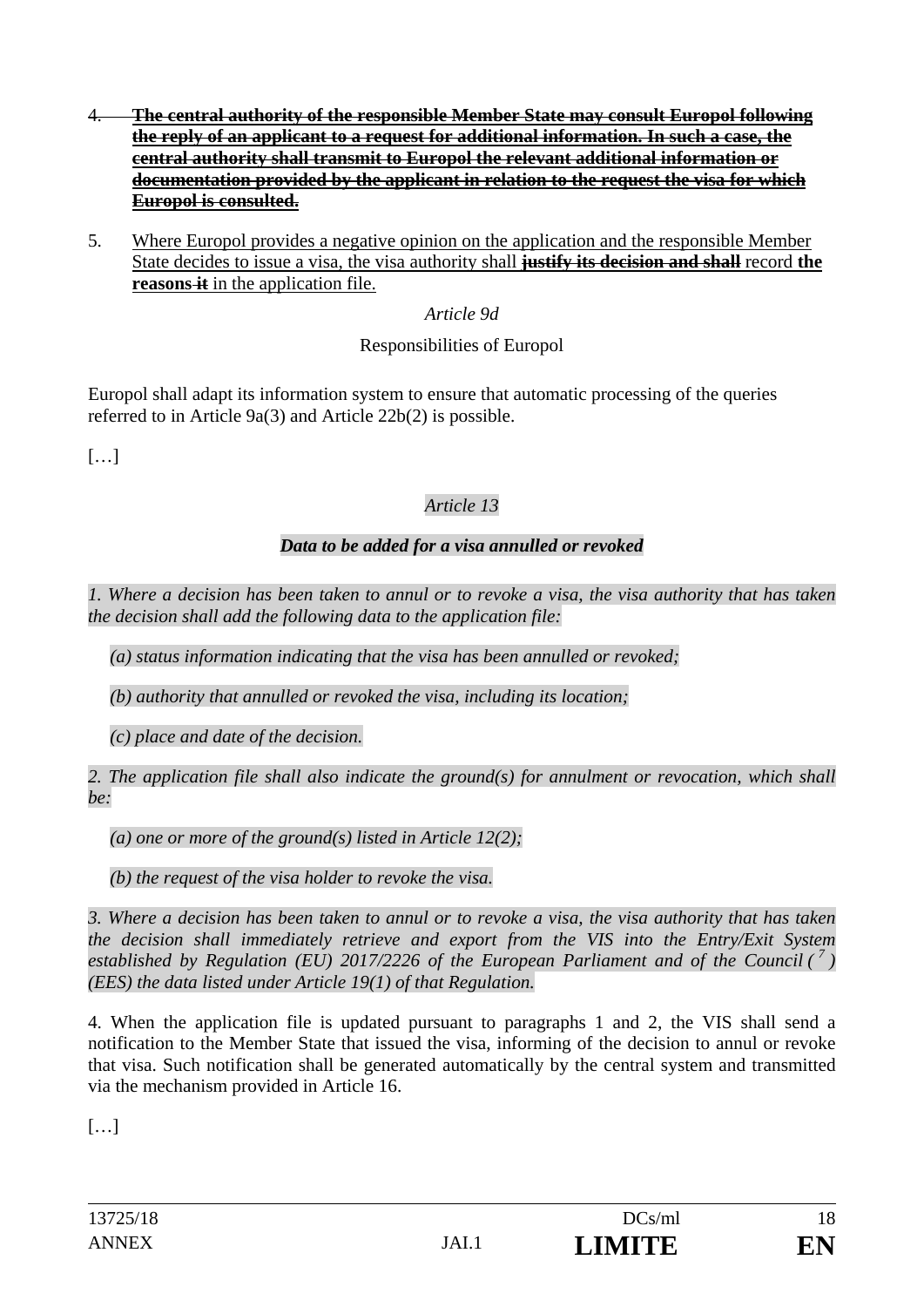4. ~~**The central authority of the responsible Member State may consult Europol following the reply of an applicant to a request for additional information. In such a case, the central authority shall transmit to Europol the relevant additional information or documentation provided by the applicant in relation to the request the visa for which Europol is consulted.**~~

5. Where Europol provides a negative opinion on the application and the responsible Member State decides to issue a visa, the visa authority shall ~~**justify its decision and shall**~~ record **the reasons** ~~it~~ in the application file.

*Article 9d*

Responsibilities of Europol

Europol shall adapt its information system to ensure that automatic processing of the queries referred to in Article 9a(3) and Article 22b(2) is possible.

[…]

*Article 13*

***Data to be added for a visa annulled or revoked***

*1. Where a decision has been taken to annul or to revoke a visa, the visa authority that has taken the decision shall add the following data to the application file:*

*(a) status information indicating that the visa has been annulled or revoked;*

*(b) authority that annulled or revoked the visa, including its location;*

*(c) place and date of the decision.*

*2. The application file shall also indicate the ground(s) for annulment or revocation, which shall be:*

*(a) one or more of the ground(s) listed in Article 12(2);*

*(b) the request of the visa holder to revoke the visa.*

*3. Where a decision has been taken to annul or to revoke a visa, the visa authority that has taken the decision shall immediately retrieve and export from the VIS into the Entry/Exit System established by Regulation (EU) 2017/2226 of the European Parliament and of the Council ( 7 ) (EES) the data listed under Article 19(1) of that Regulation.*

4. When the application file is updated pursuant to paragraphs 1 and 2, the VIS shall send a notification to the Member State that issued the visa, informing of the decision to annul or revoke that visa. Such notification shall be generated automatically by the central system and transmitted via the mechanism provided in Article 16.

[…]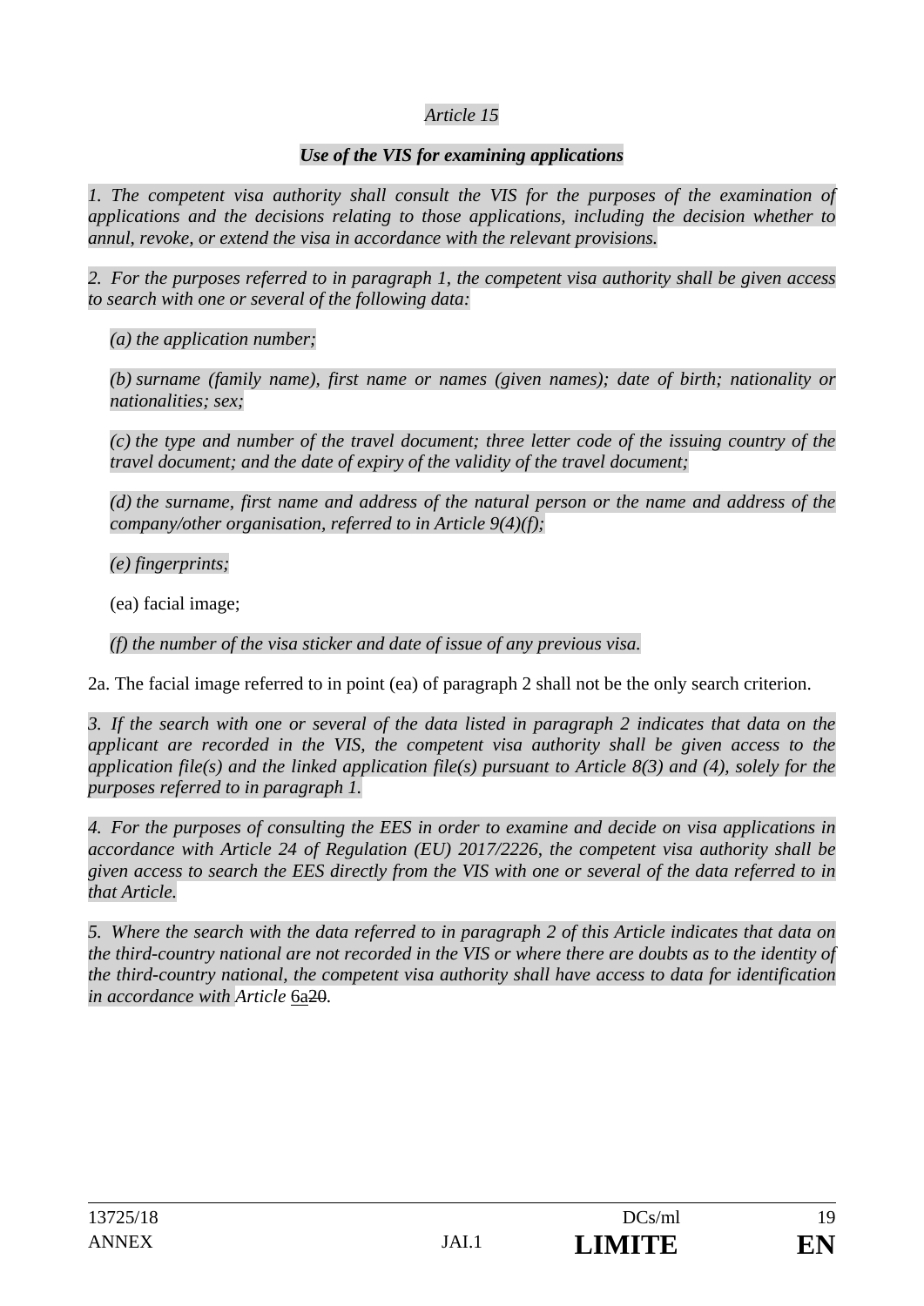*Article 15*

***Use of the VIS for examining applications***

*1. The competent visa authority shall consult the VIS for the purposes of the examination of applications and the decisions relating to those applications, including the decision whether to annul, revoke, or extend the visa in accordance with the relevant provisions.*

*2. For the purposes referred to in paragraph 1, the competent visa authority shall be given access to search with one or several of the following data:*

*(a) the application number;*

*(b) surname (family name), first name or names (given names); date of birth; nationality or nationalities; sex;*

*(c) the type and number of the travel document; three letter code of the issuing country of the travel document; and the date of expiry of the validity of the travel document;*

*(d) the surname, first name and address of the natural person or the name and address of the company/other organisation, referred to in Article 9(4)(f);*

*(e) fingerprints;*

(ea) facial image;

*(f) the number of the visa sticker and date of issue of any previous visa.*

2a. The facial image referred to in point (ea) of paragraph 2 shall not be the only search criterion.

*3. If the search with one or several of the data listed in paragraph 2 indicates that data on the applicant are recorded in the VIS, the competent visa authority shall be given access to the application file(s) and the linked application file(s) pursuant to Article 8(3) and (4), solely for the purposes referred to in paragraph 1.*

*4. For the purposes of consulting the EES in order to examine and decide on visa applications in accordance with Article 24 of Regulation (EU) 2017/2226, the competent visa authority shall be given access to search the EES directly from the VIS with one or several of the data referred to in that Article.*

*5. Where the search with the data referred to in paragraph 2 of this Article indicates that data on the third-country national are not recorded in the VIS or where there are doubts as to the identity of the third-country national, the competent visa authority shall have access to data for identification in accordance with Article* 6a~~20~~.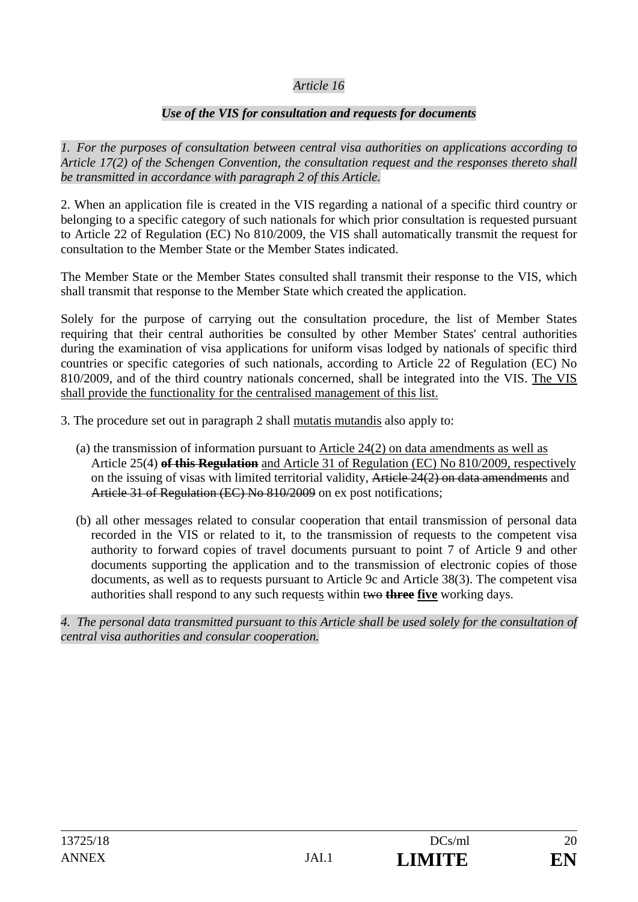*Article 16*

***Use of the VIS for consultation and requests for documents***

*1. For the purposes of consultation between central visa authorities on applications according to Article 17(2) of the Schengen Convention, the consultation request and the responses thereto shall be transmitted in accordance with paragraph 2 of this Article.*

2. When an application file is created in the VIS regarding a national of a specific third country or belonging to a specific category of such nationals for which prior consultation is requested pursuant to Article 22 of Regulation (EC) No 810/2009, the VIS shall automatically transmit the request for consultation to the Member State or the Member States indicated.

The Member State or the Member States consulted shall transmit their response to the VIS, which shall transmit that response to the Member State which created the application.

Solely for the purpose of carrying out the consultation procedure, the list of Member States requiring that their central authorities be consulted by other Member States' central authorities during the examination of visa applications for uniform visas lodged by nationals of specific third countries or specific categories of such nationals, according to Article 22 of Regulation (EC) No 810/2009, and of the third country nationals concerned, shall be integrated into the VIS. <u>The VIS shall provide the functionality for the centralised management of this list.</u>

3. The procedure set out in paragraph 2 shall <u>mutatis mutandis</u> also apply to:

(a) the transmission of information pursuant to <u>Article 24(2) on data amendments as well as</u> Article 25(4) ~~**of this Regulation**~~ <u>and Article 31 of Regulation (EC) No 810/2009, respectively</u> on the issuing of visas with limited territorial validity, ~~Article 24(2) on data amendments~~ and ~~Article 31 of Regulation (EC) No 810/2009~~ on ex post notifications;

(b) all other messages related to consular cooperation that entail transmission of personal data recorded in the VIS or related to it, to the transmission of requests to the competent visa authority to forward copies of travel documents pursuant to point 7 of Article 9 and other documents supporting the application and to the transmission of electronic copies of those documents, as well as to requests pursuant to Article 9c and Article 38(3). The competent visa authorities shall respond to any such request<u>s</u> within ~~two~~ ~~**three**~~ <u>**five**</u> working days.

*4. The personal data transmitted pursuant to this Article shall be used solely for the consultation of central visa authorities and consular cooperation.*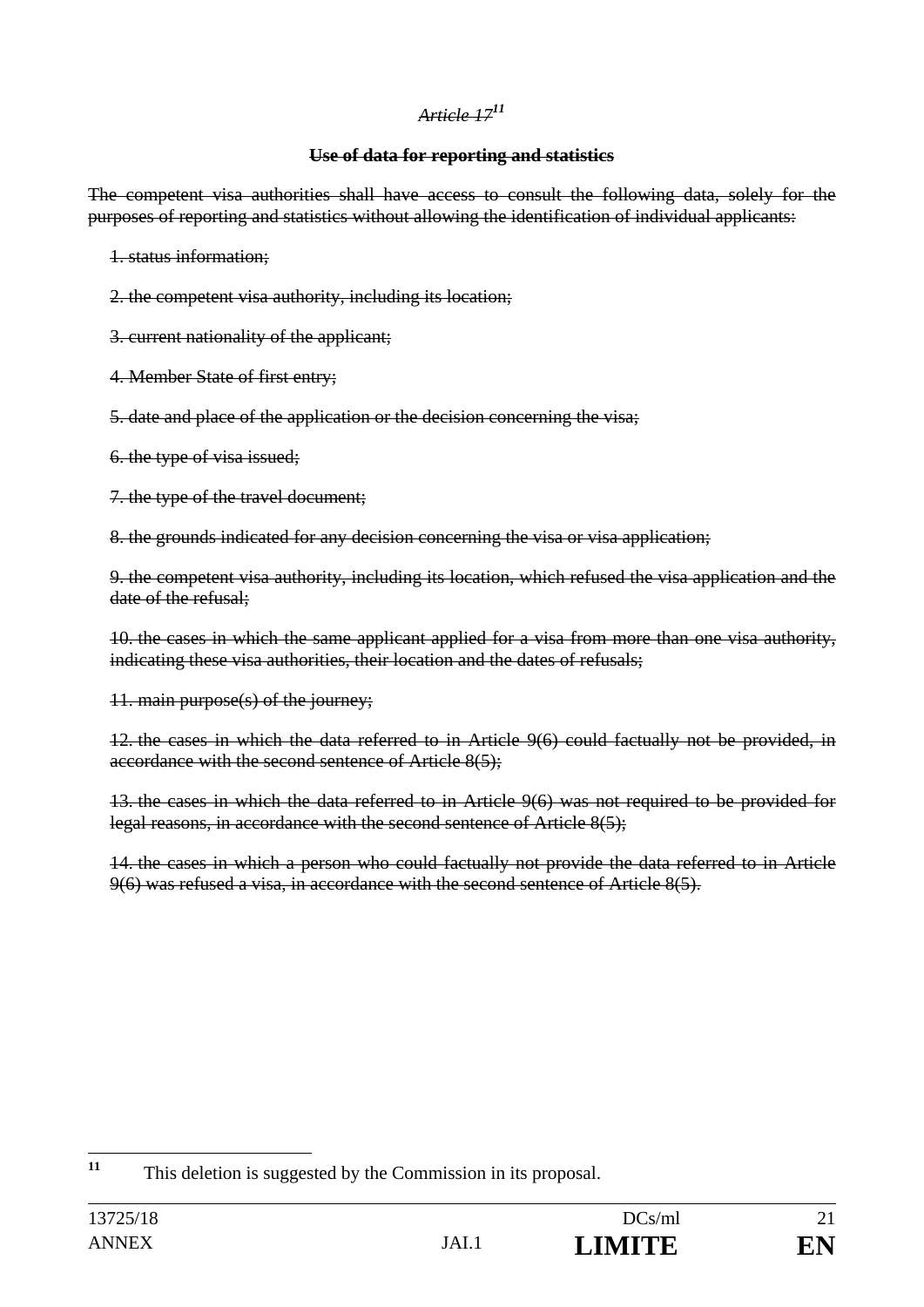~~*Article 17*~~[11]

~~**Use of data for reporting and statistics**~~

~~The competent visa authorities shall have access to consult the following data, solely for the purposes of reporting and statistics without allowing the identification of individual applicants:~~

~~1. status information;~~

~~2. the competent visa authority, including its location;~~

~~3. current nationality of the applicant;~~

~~4. Member State of first entry;~~

~~5. date and place of the application or the decision concerning the visa;~~

~~6. the type of visa issued;~~

~~7. the type of the travel document;~~

~~8. the grounds indicated for any decision concerning the visa or visa application;~~

~~9. the competent visa authority, including its location, which refused the visa application and the date of the refusal;~~

~~10. the cases in which the same applicant applied for a visa from more than one visa authority, indicating these visa authorities, their location and the dates of refusals;~~

~~11. main purpose(s) of the journey;~~

~~12. the cases in which the data referred to in Article 9(6) could factually not be provided, in accordance with the second sentence of Article 8(5);~~

~~13. the cases in which the data referred to in Article 9(6) was not required to be provided for legal reasons, in accordance with the second sentence of Article 8(5);~~

~~14. the cases in which a person who could factually not provide the data referred to in Article 9(6) was refused a visa, in accordance with the second sentence of Article 8(5).~~

---

[11] This deletion is suggested by the Commission in its proposal.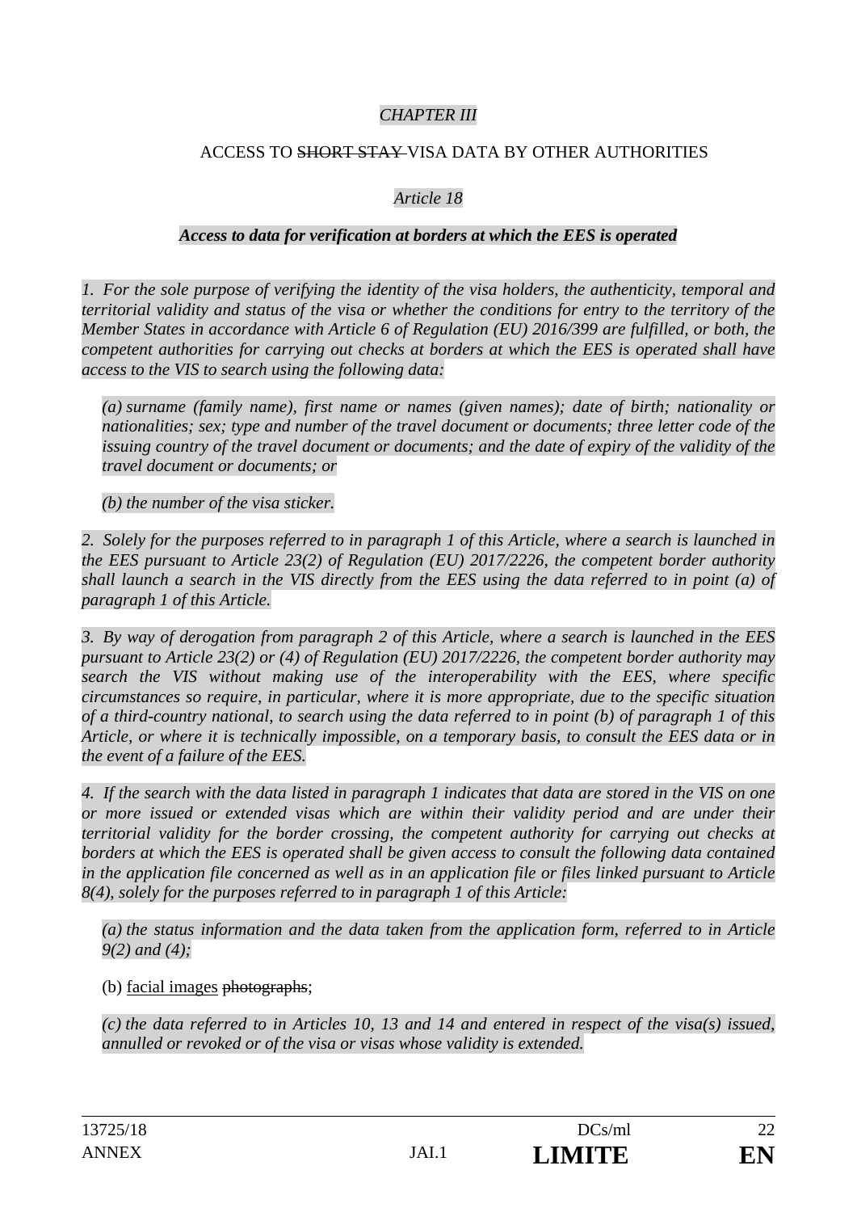*CHAPTER III*

ACCESS TO ~~SHORT STAY~~ VISA DATA BY OTHER AUTHORITIES

*Article 18*

***Access to data for verification at borders at which the EES is operated***

*1. For the sole purpose of verifying the identity of the visa holders, the authenticity, temporal and territorial validity and status of the visa or whether the conditions for entry to the territory of the Member States in accordance with Article 6 of Regulation (EU) 2016/399 are fulfilled, or both, the competent authorities for carrying out checks at borders at which the EES is operated shall have access to the VIS to search using the following data:*

*(a) surname (family name), first name or names (given names); date of birth; nationality or nationalities; sex; type and number of the travel document or documents; three letter code of the issuing country of the travel document or documents; and the date of expiry of the validity of the travel document or documents; or*

*(b) the number of the visa sticker.*

*2. Solely for the purposes referred to in paragraph 1 of this Article, where a search is launched in the EES pursuant to Article 23(2) of Regulation (EU) 2017/2226, the competent border authority shall launch a search in the VIS directly from the EES using the data referred to in point (a) of paragraph 1 of this Article.*

*3. By way of derogation from paragraph 2 of this Article, where a search is launched in the EES pursuant to Article 23(2) or (4) of Regulation (EU) 2017/2226, the competent border authority may search the VIS without making use of the interoperability with the EES, where specific circumstances so require, in particular, where it is more appropriate, due to the specific situation of a third-country national, to search using the data referred to in point (b) of paragraph 1 of this Article, or where it is technically impossible, on a temporary basis, to consult the EES data or in the event of a failure of the EES.*

*4. If the search with the data listed in paragraph 1 indicates that data are stored in the VIS on one or more issued or extended visas which are within their validity period and are under their territorial validity for the border crossing, the competent authority for carrying out checks at borders at which the EES is operated shall be given access to consult the following data contained in the application file concerned as well as in an application file or files linked pursuant to Article 8(4), solely for the purposes referred to in paragraph 1 of this Article:*

*(a) the status information and the data taken from the application form, referred to in Article 9(2) and (4);*

(b) <u>facial images</u> ~~photographs~~;

*(c) the data referred to in Articles 10, 13 and 14 and entered in respect of the visa(s) issued, annulled or revoked or of the visa or visas whose validity is extended.*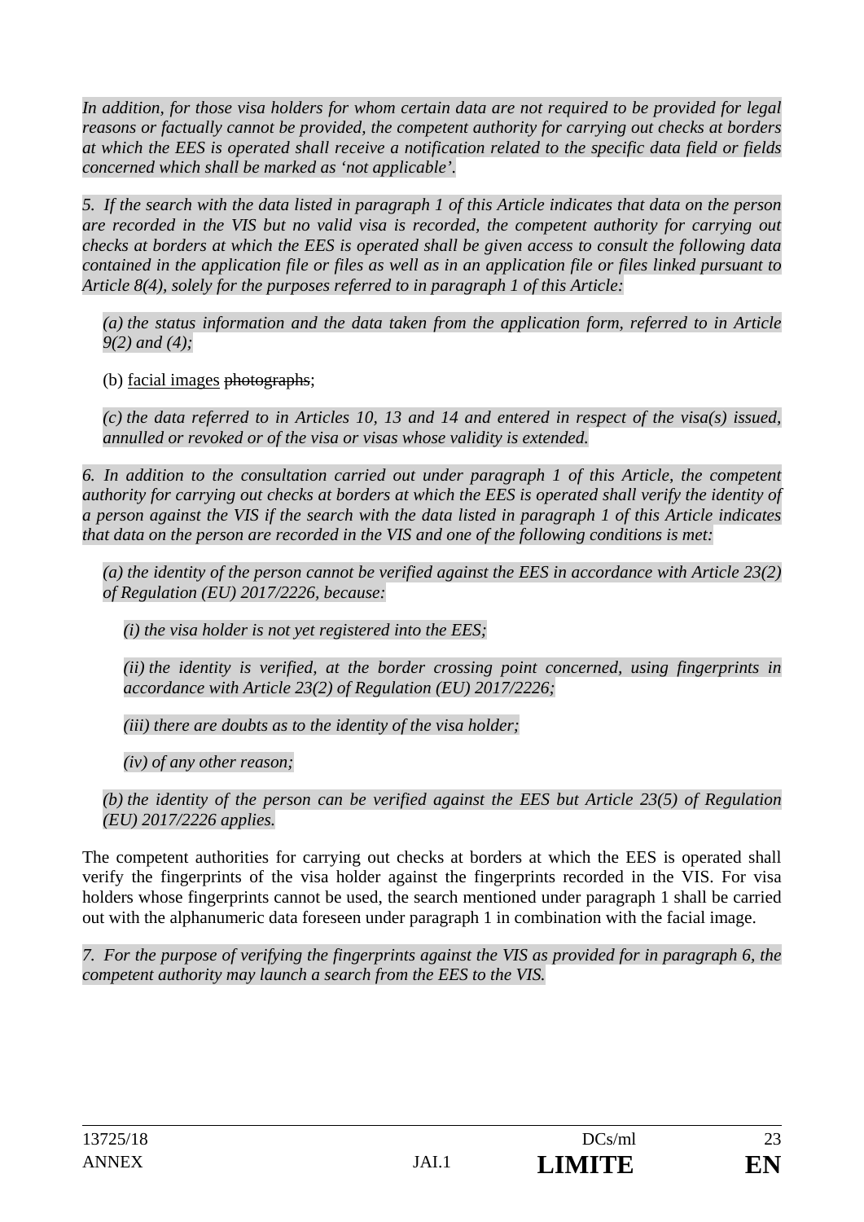*In addition, for those visa holders for whom certain data are not required to be provided for legal reasons or factually cannot be provided, the competent authority for carrying out checks at borders at which the EES is operated shall receive a notification related to the specific data field or fields concerned which shall be marked as 'not applicable'.*

*5. If the search with the data listed in paragraph 1 of this Article indicates that data on the person are recorded in the VIS but no valid visa is recorded, the competent authority for carrying out checks at borders at which the EES is operated shall be given access to consult the following data contained in the application file or files as well as in an application file or files linked pursuant to Article 8(4), solely for the purposes referred to in paragraph 1 of this Article:*

*(a) the status information and the data taken from the application form, referred to in Article 9(2) and (4);*

(b) <u>facial images</u> ~~photographs~~;

*(c) the data referred to in Articles 10, 13 and 14 and entered in respect of the visa(s) issued, annulled or revoked or of the visa or visas whose validity is extended.*

*6. In addition to the consultation carried out under paragraph 1 of this Article, the competent authority for carrying out checks at borders at which the EES is operated shall verify the identity of a person against the VIS if the search with the data listed in paragraph 1 of this Article indicates that data on the person are recorded in the VIS and one of the following conditions is met:*

*(a) the identity of the person cannot be verified against the EES in accordance with Article 23(2) of Regulation (EU) 2017/2226, because:*

*(i) the visa holder is not yet registered into the EES;*

*(ii) the identity is verified, at the border crossing point concerned, using fingerprints in accordance with Article 23(2) of Regulation (EU) 2017/2226;*

*(iii) there are doubts as to the identity of the visa holder;*

*(iv) of any other reason;*

*(b) the identity of the person can be verified against the EES but Article 23(5) of Regulation (EU) 2017/2226 applies.*

The competent authorities for carrying out checks at borders at which the EES is operated shall verify the fingerprints of the visa holder against the fingerprints recorded in the VIS. For visa holders whose fingerprints cannot be used, the search mentioned under paragraph 1 shall be carried out with the alphanumeric data foreseen under paragraph 1 in combination with the facial image.

*7. For the purpose of verifying the fingerprints against the VIS as provided for in paragraph 6, the competent authority may launch a search from the EES to the VIS.*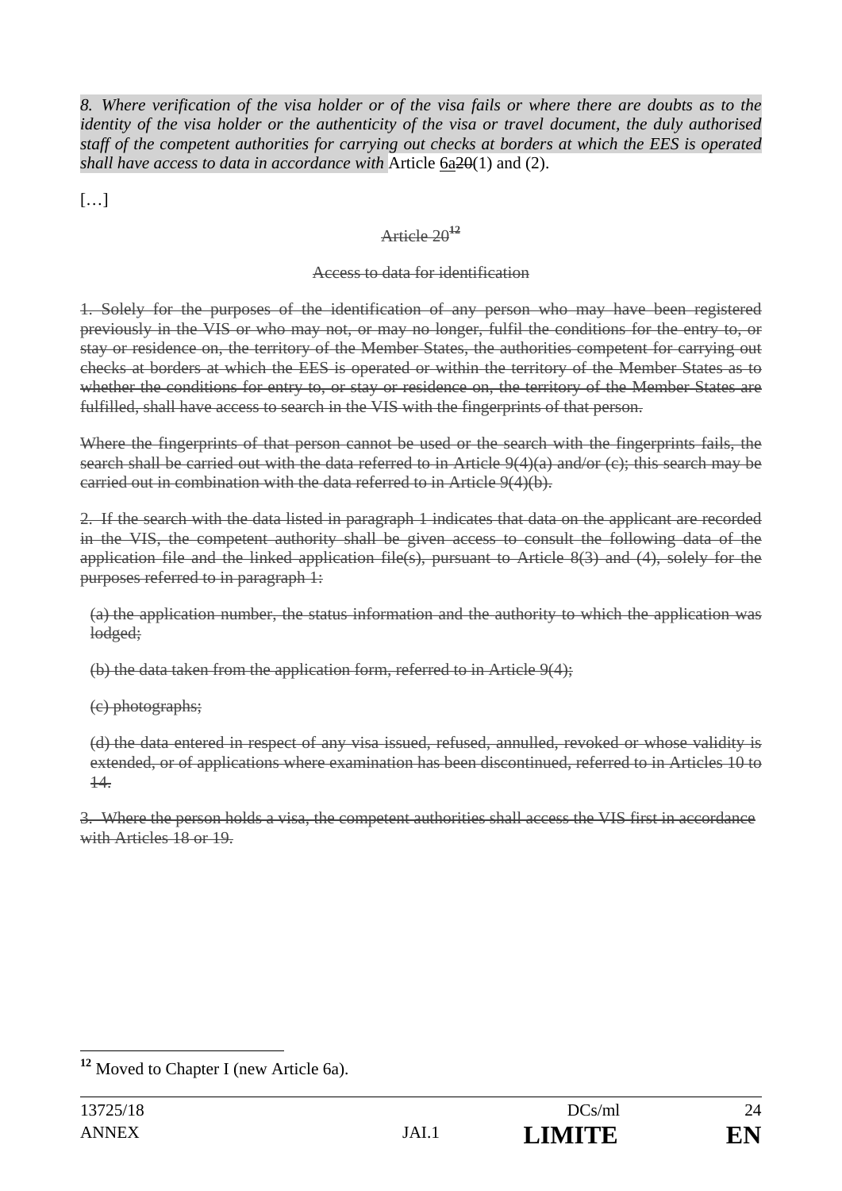*8. Where verification of the visa holder or of the visa fails or where there are doubts as to the identity of the visa holder or the authenticity of the visa or travel document, the duly authorised staff of the competent authorities for carrying out checks at borders at which the EES is operated shall have access to data in accordance with* Article <u>6a</u>~~20~~(1) and (2).

[…]

~~Article 20~~[12]

~~Access to data for identification~~

~~1. Solely for the purposes of the identification of any person who may have been registered previously in the VIS or who may not, or may no longer, fulfil the conditions for the entry to, or stay or residence on, the territory of the Member States, the authorities competent for carrying out checks at borders at which the EES is operated or within the territory of the Member States as to whether the conditions for entry to, or stay or residence on, the territory of the Member States are fulfilled, shall have access to search in the VIS with the fingerprints of that person.~~

~~Where the fingerprints of that person cannot be used or the search with the fingerprints fails, the search shall be carried out with the data referred to in Article 9(4)(a) and/or (c); this search may be carried out in combination with the data referred to in Article 9(4)(b).~~

~~2. If the search with the data listed in paragraph 1 indicates that data on the applicant are recorded in the VIS, the competent authority shall be given access to consult the following data of the application file and the linked application file(s), pursuant to Article 8(3) and (4), solely for the purposes referred to in paragraph 1:~~

~~(a) the application number, the status information and the authority to which the application was lodged;~~

~~(b) the data taken from the application form, referred to in Article 9(4);~~

~~(c) photographs;~~

~~(d) the data entered in respect of any visa issued, refused, annulled, revoked or whose validity is extended, or of applications where examination has been discontinued, referred to in Articles 10 to 14.~~

~~3. Where the person holds a visa, the competent authorities shall access the VIS first in accordance with Articles 18 or 19.~~

---

[12] Moved to Chapter I (new Article 6a).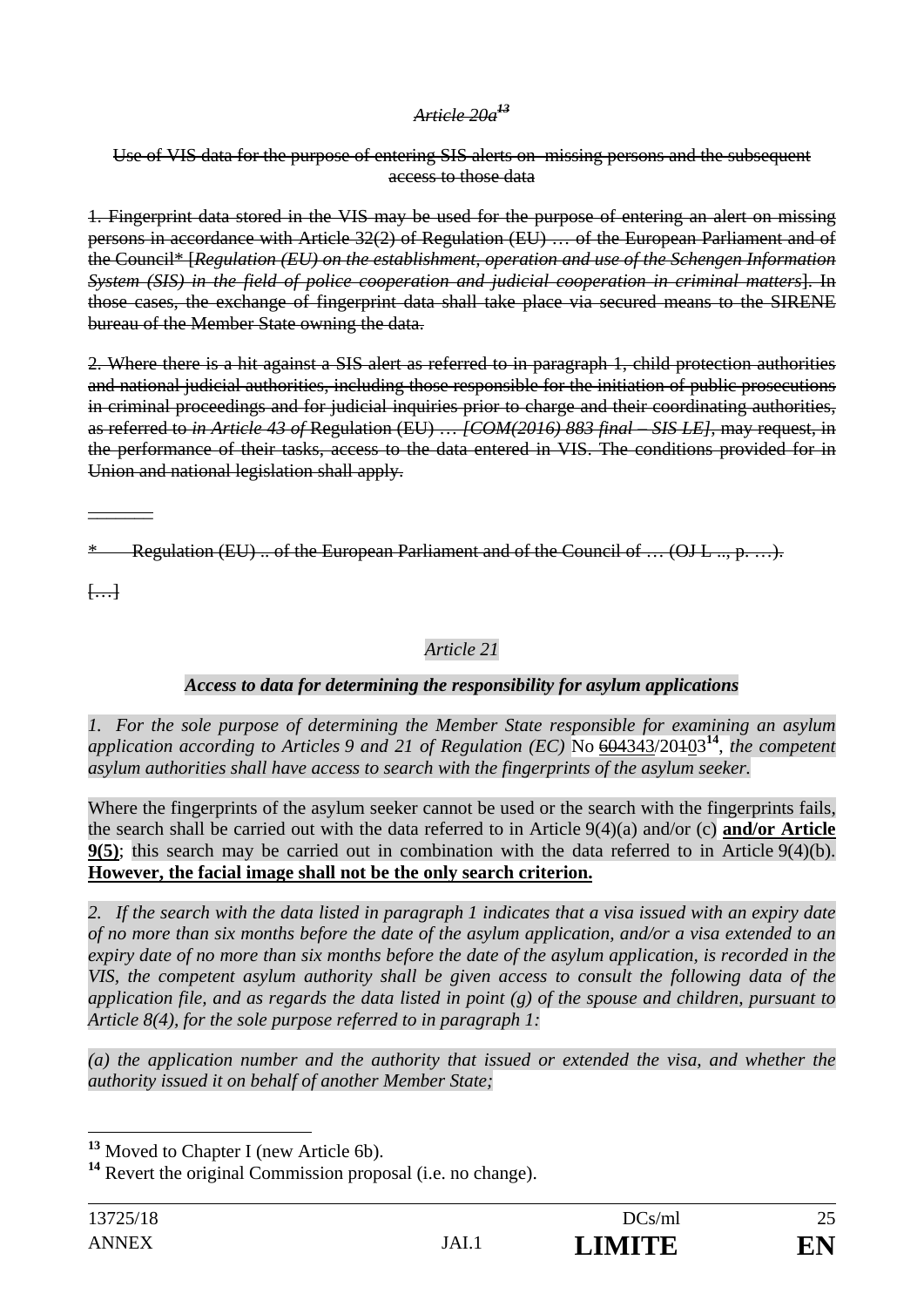*~~Article 20a~~*[13]

~~Use of VIS data for the purpose of entering SIS alerts on missing persons and the subsequent access to those data~~

~~1. Fingerprint data stored in the VIS may be used for the purpose of entering an alert on missing persons in accordance with Article 32(2) of Regulation (EU) … of the European Parliament and of the Council* [*Regulation (EU) on the establishment, operation and use of the Schengen Information System (SIS) in the field of police cooperation and judicial cooperation in criminal matters*]. In those cases, the exchange of fingerprint data shall take place via secured means to the SIRENE bureau of the Member State owning the data.~~

~~2. Where there is a hit against a SIS alert as referred to in paragraph 1, child protection authorities and national judicial authorities, including those responsible for the initiation of public prosecutions in criminal proceedings and for judicial inquiries prior to charge and their coordinating authorities, as referred to *in Article 43 of* Regulation (EU) … *[COM(2016) 883 final – SIS LE]*, may request, in the performance of their tasks, access to the data entered in VIS. The conditions provided for in Union and national legislation shall apply.~~

---

~~* Regulation (EU) .. of the European Parliament and of the Council of … (OJ L .., p. …).~~

~~[…]~~

*Article 21*

***Access to data for determining the responsibility for asylum applications***

*1. For the sole purpose of determining the Member State responsible for examining an asylum application according to Articles 9 and 21 of Regulation (EC)* No ~~604~~343/20~~1~~03[14], *the competent asylum authorities shall have access to search with the fingerprints of the asylum seeker.*

Where the fingerprints of the asylum seeker cannot be used or the search with the fingerprints fails, the search shall be carried out with the data referred to in Article 9(4)(a) and/or (c) **and/or Article 9(5)**; this search may be carried out in combination with the data referred to in Article 9(4)(b). **However, the facial image shall not be the only search criterion.**

*2. If the search with the data listed in paragraph 1 indicates that a visa issued with an expiry date of no more than six months before the date of the asylum application, and/or a visa extended to an expiry date of no more than six months before the date of the asylum application, is recorded in the VIS, the competent asylum authority shall be given access to consult the following data of the application file, and as regards the data listed in point (g) of the spouse and children, pursuant to Article 8(4), for the sole purpose referred to in paragraph 1:*

*(a) the application number and the authority that issued or extended the visa, and whether the authority issued it on behalf of another Member State;*

---

[13] Moved to Chapter I (new Article 6b).

[14] Revert the original Commission proposal (i.e. no change).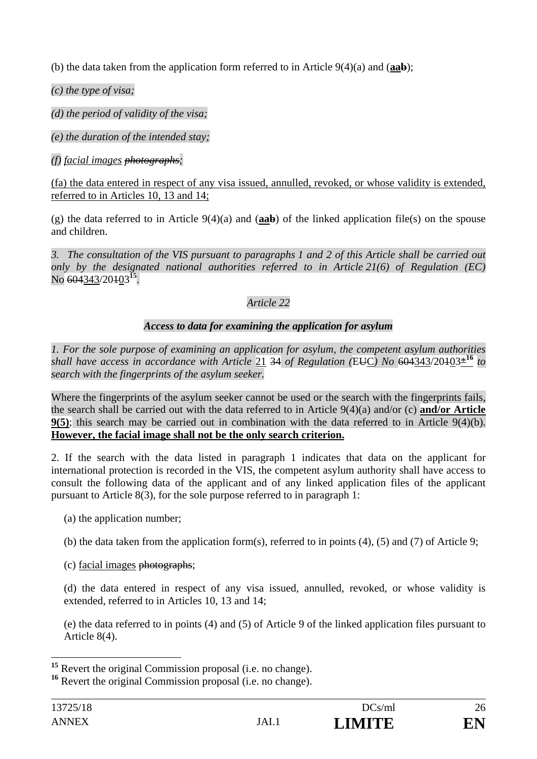(b) the data taken from the application form referred to in Article 9(4)(a) and (**aa**~~b~~);

*(c) the type of visa;*

*(d) the period of validity of the visa;*

*(e) the duration of the intended stay;*

*(f) facial images ~~photographs~~;*

(fa) the data entered in respect of any visa issued, annulled, revoked, or whose validity is extended, referred to in Articles 10, 13 and 14;

(g) the data referred to in Article 9(4)(a) and (**aa**~~b~~) of the linked application file(s) on the spouse and children.

*3. The consultation of the VIS pursuant to paragraphs 1 and 2 of this Article shall be carried out only by the designated national authorities referred to in Article 21(6) of Regulation (EC)* No ~~604~~343/20~~1~~03[15].

*Article 22*

***Access to data for examining the application for asylum***

*1. For the sole purpose of examining an application for asylum, the competent asylum authorities shall have access in accordance with Article* 21 ~~34~~ *of Regulation (*~~EU~~C*) No* ~~604~~343/20~~1~~03*[16] *to search with the fingerprints of the asylum seeker.*

Where the fingerprints of the asylum seeker cannot be used or the search with the fingerprints fails, the search shall be carried out with the data referred to in Article 9(4)(a) and/or (c) **and/or Article 9(5)**; this search may be carried out in combination with the data referred to in Article 9(4)(b). **However, the facial image shall not be the only search criterion.**

2. If the search with the data listed in paragraph 1 indicates that data on the applicant for international protection is recorded in the VIS, the competent asylum authority shall have access to consult the following data of the applicant and of any linked application files of the applicant pursuant to Article 8(3), for the sole purpose referred to in paragraph 1:

(a) the application number;

(b) the data taken from the application form(s), referred to in points (4), (5) and (7) of Article 9;

(c) facial images ~~photographs~~;

(d) the data entered in respect of any visa issued, annulled, revoked, or whose validity is extended, referred to in Articles 10, 13 and 14;

(e) the data referred to in points (4) and (5) of Article 9 of the linked application files pursuant to Article 8(4).

[15] Revert the original Commission proposal (i.e. no change).

[16] Revert the original Commission proposal (i.e. no change).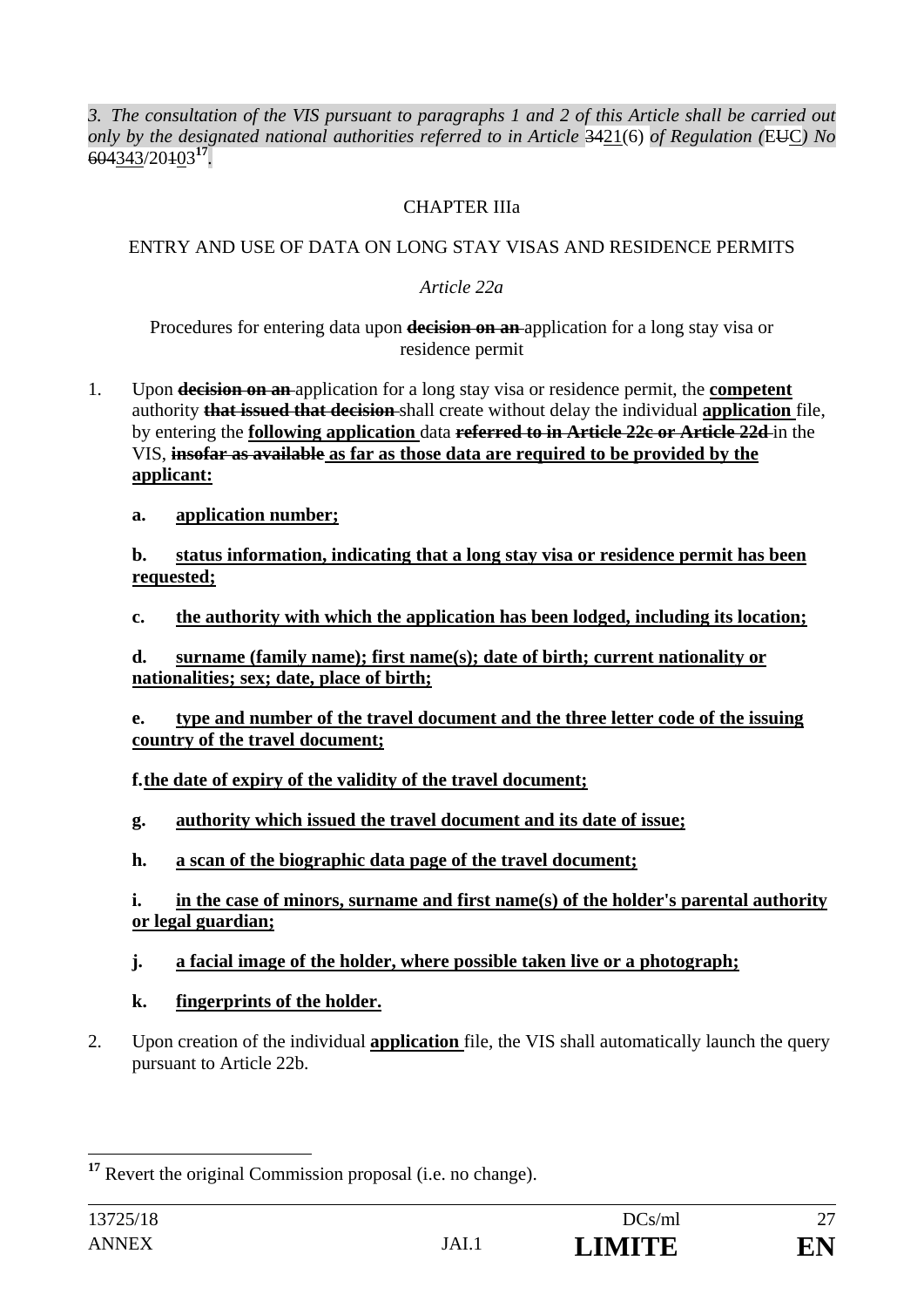*3. The consultation of the VIS pursuant to paragraphs 1 and 2 of this Article shall be carried out only by the designated national authorities referred to in Article* ~~34~~21(6) *of Regulation (*~~EU~~C*) No* ~~604~~343/20~~1~~03[17].

CHAPTER IIIa

ENTRY AND USE OF DATA ON LONG STAY VISAS AND RESIDENCE PERMITS

*Article 22a*

Procedures for entering data upon ~~**decision on an**~~ application for a long stay visa or residence permit

1. Upon ~~**decision on an**~~ application for a long stay visa or residence permit, the **competent** authority ~~**that issued that decision**~~ shall create without delay the individual **application** file, by entering the **following application** data ~~**referred to in Article 22c or Article 22d**~~ in the VIS, ~~**insofar as available**~~ **as far as those data are required to be provided by the applicant:**

   **a. application number;**

   **b. status information, indicating that a long stay visa or residence permit has been requested;**

   **c. the authority with which the application has been lodged, including its location;**

   **d. surname (family name); first name(s); date of birth; current nationality or nationalities; sex; date, place of birth;**

   **e. type and number of the travel document and the three letter code of the issuing country of the travel document;**

   **f. the date of expiry of the validity of the travel document;**

   **g. authority which issued the travel document and its date of issue;**

   **h. a scan of the biographic data page of the travel document;**

   **i. in the case of minors, surname and first name(s) of the holder's parental authority or legal guardian;**

   **j. a facial image of the holder, where possible taken live or a photograph;**

   **k. fingerprints of the holder.**

2. Upon creation of the individual **application** file, the VIS shall automatically launch the query pursuant to Article 22b.

---

[17] Revert the original Commission proposal (i.e. no change).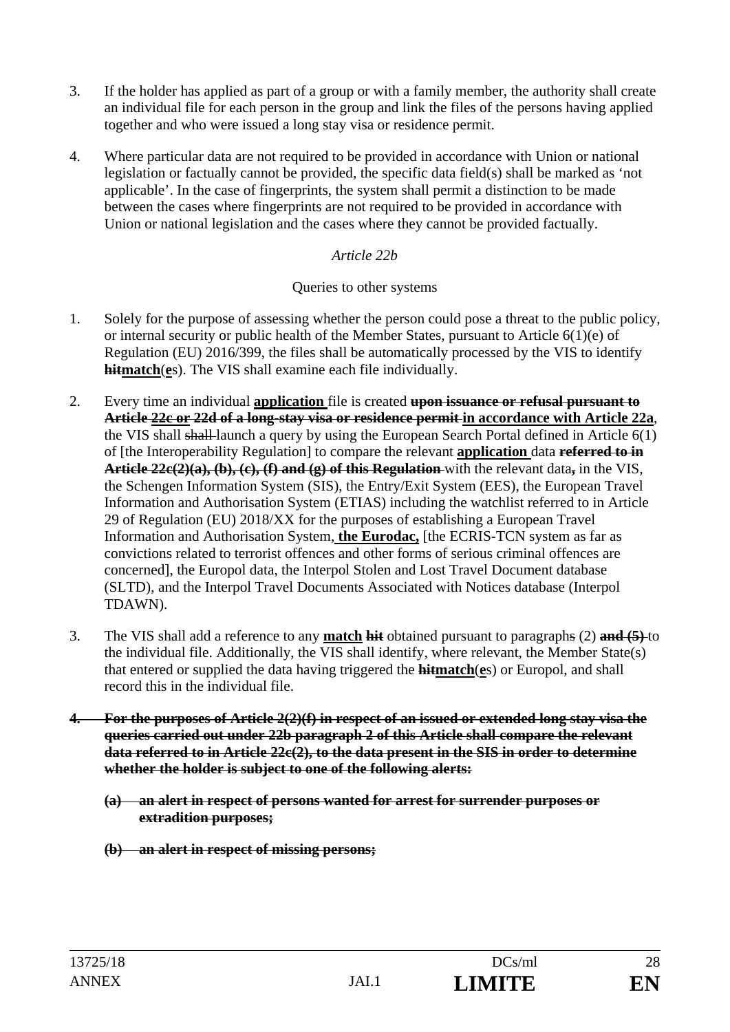3. If the holder has applied as part of a group or with a family member, the authority shall create an individual file for each person in the group and link the files of the persons having applied together and who were issued a long stay visa or residence permit.

4. Where particular data are not required to be provided in accordance with Union or national legislation or factually cannot be provided, the specific data field(s) shall be marked as 'not applicable'. In the case of fingerprints, the system shall permit a distinction to be made between the cases where fingerprints are not required to be provided in accordance with Union or national legislation and the cases where they cannot be provided factually.

*Article 22b*

Queries to other systems

1. Solely for the purpose of assessing whether the person could pose a threat to the public policy, or internal security or public health of the Member States, pursuant to Article 6(1)(e) of Regulation (EU) 2016/399, the files shall be automatically processed by the VIS to identify ~~**hit**~~**match**(**e**s). The VIS shall examine each file individually.

2. Every time an individual **application** file is created ~~**upon issuance or refusal pursuant to Article 22c or 22d of a long-stay visa or residence permit**~~ **in accordance with Article 22a**, the VIS shall ~~shall~~ launch a query by using the European Search Portal defined in Article 6(1) of [the Interoperability Regulation] to compare the relevant **application** data ~~**referred to in Article 22c(2)(a), (b), (c), (f) and (g) of this Regulation**~~ with the relevant data**,** in the VIS, the Schengen Information System (SIS), the Entry/Exit System (EES), the European Travel Information and Authorisation System (ETIAS) including the watchlist referred to in Article 29 of Regulation (EU) 2018/XX for the purposes of establishing a European Travel Information and Authorisation System**, the Eurodac,** [the ECRIS-TCN system as far as convictions related to terrorist offences and other forms of serious criminal offences are concerned], the Europol data, the Interpol Stolen and Lost Travel Document database (SLTD), and the Interpol Travel Documents Associated with Notices database (Interpol TDAWN).

3. The VIS shall add a reference to any **match** ~~**hit**~~ obtained pursuant to paragraph~~s~~ (2) ~~**and (5)**~~ to the individual file. Additionally, the VIS shall identify, where relevant, the Member State(s) that entered or supplied the data having triggered the ~~**hit**~~**match**(**e**s) or Europol, and shall record this in the individual file.

~~**4. For the purposes of Article 2(2)(f) in respect of an issued or extended long stay visa the queries carried out under 22b paragraph 2 of this Article shall compare the relevant data referred to in Article 22c(2), to the data present in the SIS in order to determine whether the holder is subject to one of the following alerts:**~~

   ~~**(a) an alert in respect of persons wanted for arrest for surrender purposes or extradition purposes;**~~

   ~~**(b) an alert in respect of missing persons;**~~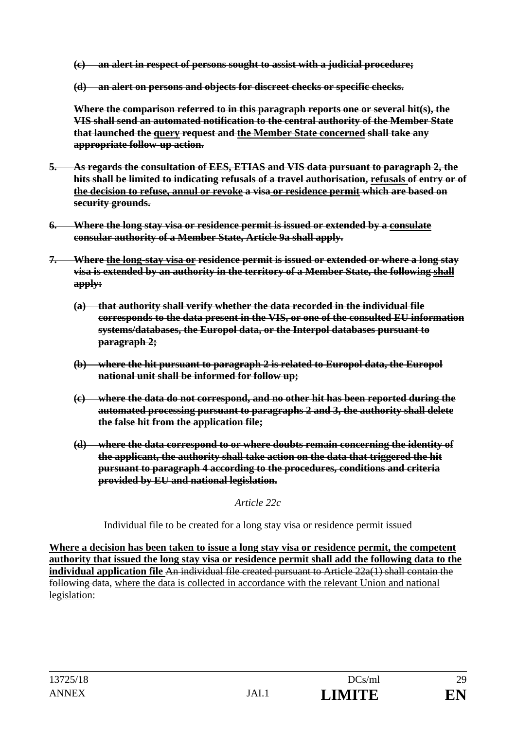~~**(c) an alert in respect of persons sought to assist with a judicial procedure;**~~

~~**(d) an alert on persons and objects for discreet checks or specific checks.**~~

~~**Where the comparison referred to in this paragraph reports one or several hit(s), the VIS shall send an automated notification to the central authority of the Member State that launched the <u>query</u> request and <u>the Member State concerned</u> shall take any appropriate follow-up action.**~~

~~**5. As regards the consultation of EES, ETIAS and VIS data pursuant to paragraph 2, the hits shall be limited to indicating refusals of a travel authorisation, <u>refusals</u> of entry or of <u>the decision to refuse, annul or revoke</u> a visa <u>or residence permit</u> which are based on security grounds.**~~

~~**6. Where the long stay visa or residence permit is issued or extended by a <u>consulate</u> consular authority of a Member State, Article 9a shall apply.**~~

~~**7. Where <u>the long-stay visa or</u> residence permit is issued or extended or where a long stay visa is extended by an authority in the territory of a Member State, the following <u>shall</u> apply:**~~

~~**(a) that authority shall verify whether the data recorded in the individual file corresponds to the data present in the VIS, or one of the consulted EU information systems/databases, the Europol data, or the Interpol databases pursuant to paragraph 2;**~~

~~**(b) where the hit pursuant to paragraph 2 is related to Europol data, the Europol national unit shall be informed for follow up;**~~

~~**(c) where the data do not correspond, and no other hit has been reported during the automated processing pursuant to paragraphs 2 and 3, the authority shall delete the false hit from the application file;**~~

~~**(d) where the data correspond to or where doubts remain concerning the identity of the applicant, the authority shall take action on the data that triggered the hit pursuant to paragraph 4 according to the procedures, conditions and criteria provided by EU and national legislation.**~~

*Article 22c*

Individual file to be created for a long stay visa or residence permit issued

<u>**Where a decision has been taken to issue a long stay visa or residence permit, the competent authority that issued the long stay visa or residence permit shall add the following data to the individual application file**</u> ~~An individual file created pursuant to Article 22a(1) shall contain the following data~~, <u>where the data is collected in accordance with the relevant Union and national legislation</u>: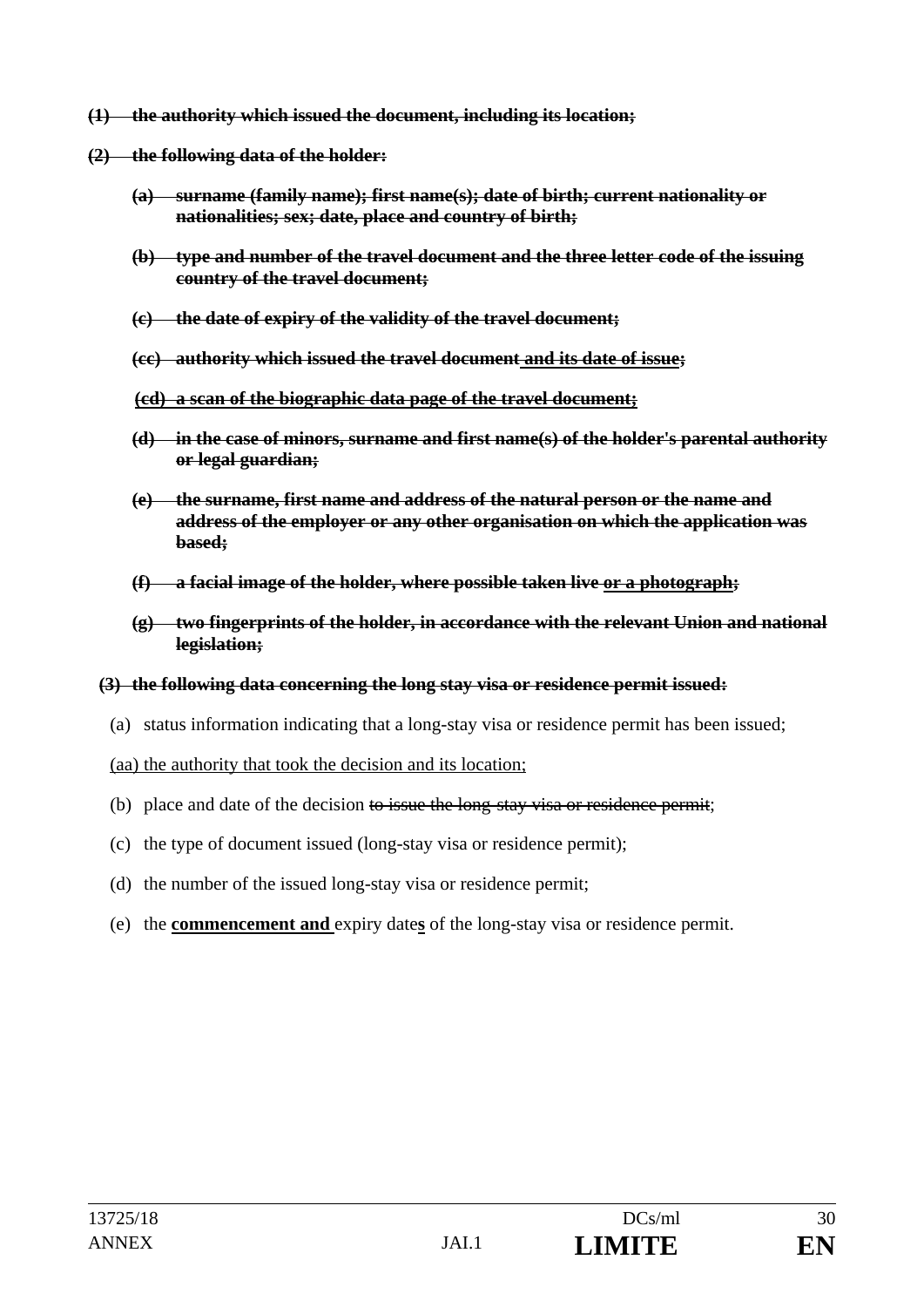~~**(1) the authority which issued the document, including its location;**~~

~~**(2) the following data of the holder:**~~

~~**(a) surname (family name); first name(s); date of birth; current nationality or nationalities; sex; date, place and country of birth;**~~

~~**(b) type and number of the travel document and the three letter code of the issuing country of the travel document;**~~

~~**(c) the date of expiry of the validity of the travel document;**~~

~~**(cc) authority which issued the travel document <u>and its date of issue</u>;**~~

~~**<u>(cd) a scan of the biographic data page of the travel document;</u>**~~

~~**(d) in the case of minors, surname and first name(s) of the holder's parental authority or legal guardian;**~~

~~**(e) the surname, first name and address of the natural person or the name and address of the employer or any other organisation on which the application was based;**~~

~~**(f) a facial image of the holder, where possible taken live <u>or a photograph</u>;**~~

~~**(g) two fingerprints of the holder, in accordance with the relevant Union and national legislation;**~~

~~**(3) the following data concerning the long stay visa or residence permit issued:**~~

(a) status information indicating that a long-stay visa or residence permit has been issued;

<u>(aa) the authority that took the decision and its location;</u>

(b) place and date of the decision ~~to issue the long-stay visa or residence permit~~;

(c) the type of document issued (long-stay visa or residence permit);

(d) the number of the issued long-stay visa or residence permit;

(e) the <u>**commencement and**</u> expiry date<u>**s**</u> of the long-stay visa or residence permit.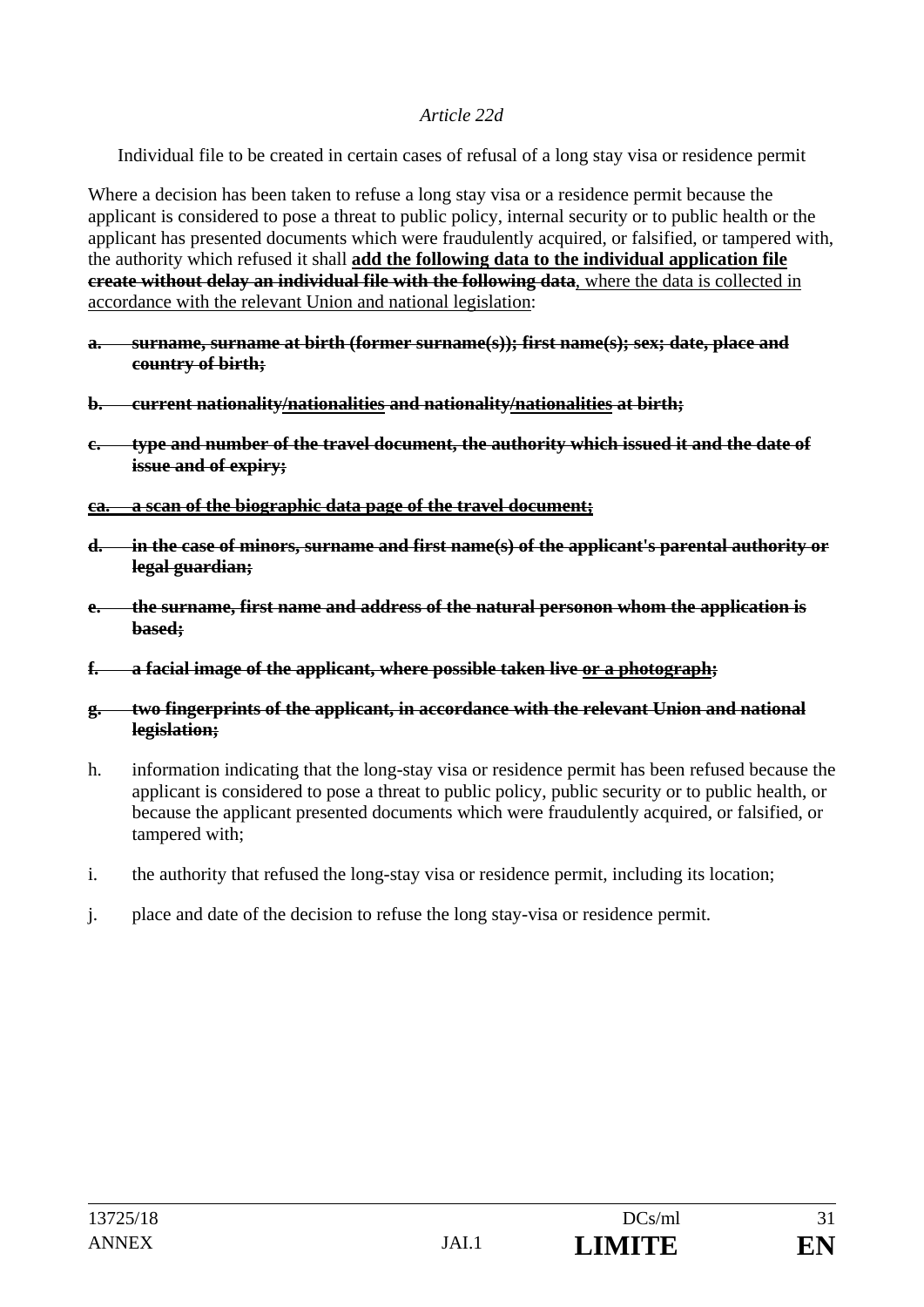*Article 22d*

Individual file to be created in certain cases of refusal of a long stay visa or residence permit

Where a decision has been taken to refuse a long stay visa or a residence permit because the applicant is considered to pose a threat to public policy, internal security or to public health or the applicant has presented documents which were fraudulently acquired, or falsified, or tampered with, the authority which refused it shall **add the following data to the individual application file** ~~**create without delay an individual file with the following data**~~, where the data is collected in accordance with the relevant Union and national legislation:

~~**a. surname, surname at birth (former surname(s)); first name(s); sex; date, place and country of birth;**~~

~~**b. current nationality/nationalities and nationality/nationalities at birth;**~~

~~**c. type and number of the travel document, the authority which issued it and the date of issue and of expiry;**~~

~~**ca. a scan of the biographic data page of the travel document;**~~

~~**d. in the case of minors, surname and first name(s) of the applicant's parental authority or legal guardian;**~~

~~**e. the surname, first name and address of the natural personon whom the application is based;**~~

~~**f. a facial image of the applicant, where possible taken live or a photograph;**~~

~~**g. two fingerprints of the applicant, in accordance with the relevant Union and national legislation;**~~

h. information indicating that the long-stay visa or residence permit has been refused because the applicant is considered to pose a threat to public policy, public security or to public health, or because the applicant presented documents which were fraudulently acquired, or falsified, or tampered with;

i. the authority that refused the long-stay visa or residence permit, including its location;

j. place and date of the decision to refuse the long stay-visa or residence permit.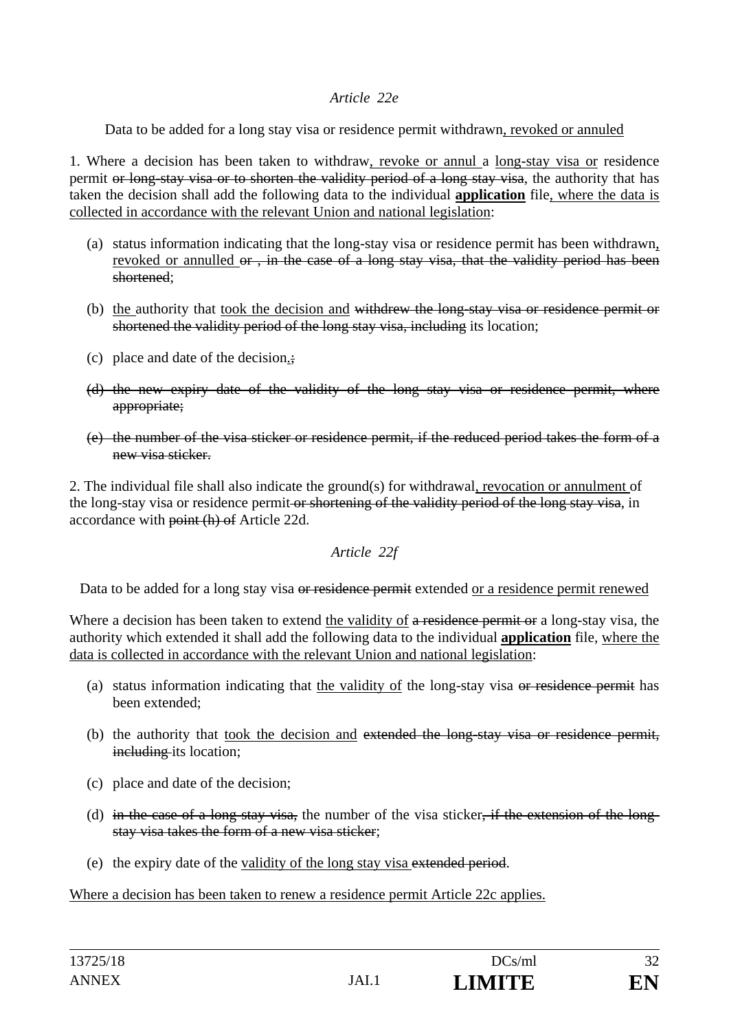*Article 22e*

Data to be added for a long stay visa or residence permit withdrawn<u>, revoked or annuled</u>

1. Where a decision has been taken to withdraw<u>, revoke or annul</u> a <u>long-stay visa or</u> residence permit ~~or long-stay visa or to shorten the validity period of a long stay visa~~, the authority that has taken the decision shall add the following data to the individual <u>**application**</u> file<u>, where the data is collected in accordance with the relevant Union and national legislation</u>:

(a) status information indicating that the long-stay visa or residence permit has been withdrawn<u>, revoked or annulled</u> ~~or , in the case of a long stay visa, that the validity period has been shortened~~;

(b) <u>the</u> authority that <u>took the decision and</u> ~~withdrew the long-stay visa or residence permit or shortened the validity period of the long stay visa, including~~ its location;

(c) place and date of the decision<u>.</u>~~;~~

~~(d) the new expiry date of the validity of the long stay visa or residence permit, where appropriate;~~

~~(e) the number of the visa sticker or residence permit, if the reduced period takes the form of a new visa sticker.~~

2. The individual file shall also indicate the ground(s) for withdrawal<u>, revocation or annulment</u> of the long-stay visa or residence permit ~~or shortening of the validity period of the long stay visa~~, in accordance with ~~point (h) of~~ Article 22d.

*Article 22f*

Data to be added for a long stay visa ~~or residence permit~~ extended <u>or a residence permit renewed</u>

Where a decision has been taken to extend <u>the validity of</u> ~~a residence permit or~~ a long-stay visa, the authority which extended it shall add the following data to the individual <u>**application**</u> file, <u>where the data is collected in accordance with the relevant Union and national legislation</u>:

(a) status information indicating that <u>the validity of</u> the long-stay visa ~~or residence permit~~ has been extended;

(b) the authority that <u>took the decision and</u> ~~extended the long-stay visa or residence permit, including~~ its location;

(c) place and date of the decision;

(d) ~~in the case of a long stay visa,~~ the number of the visa sticker~~, if the extension of the long-stay visa takes the form of a new visa sticker~~;

(e) the expiry date of the <u>validity of the long stay visa</u> ~~extended period~~.

<u>Where a decision has been taken to renew a residence permit Article 22c applies.</u>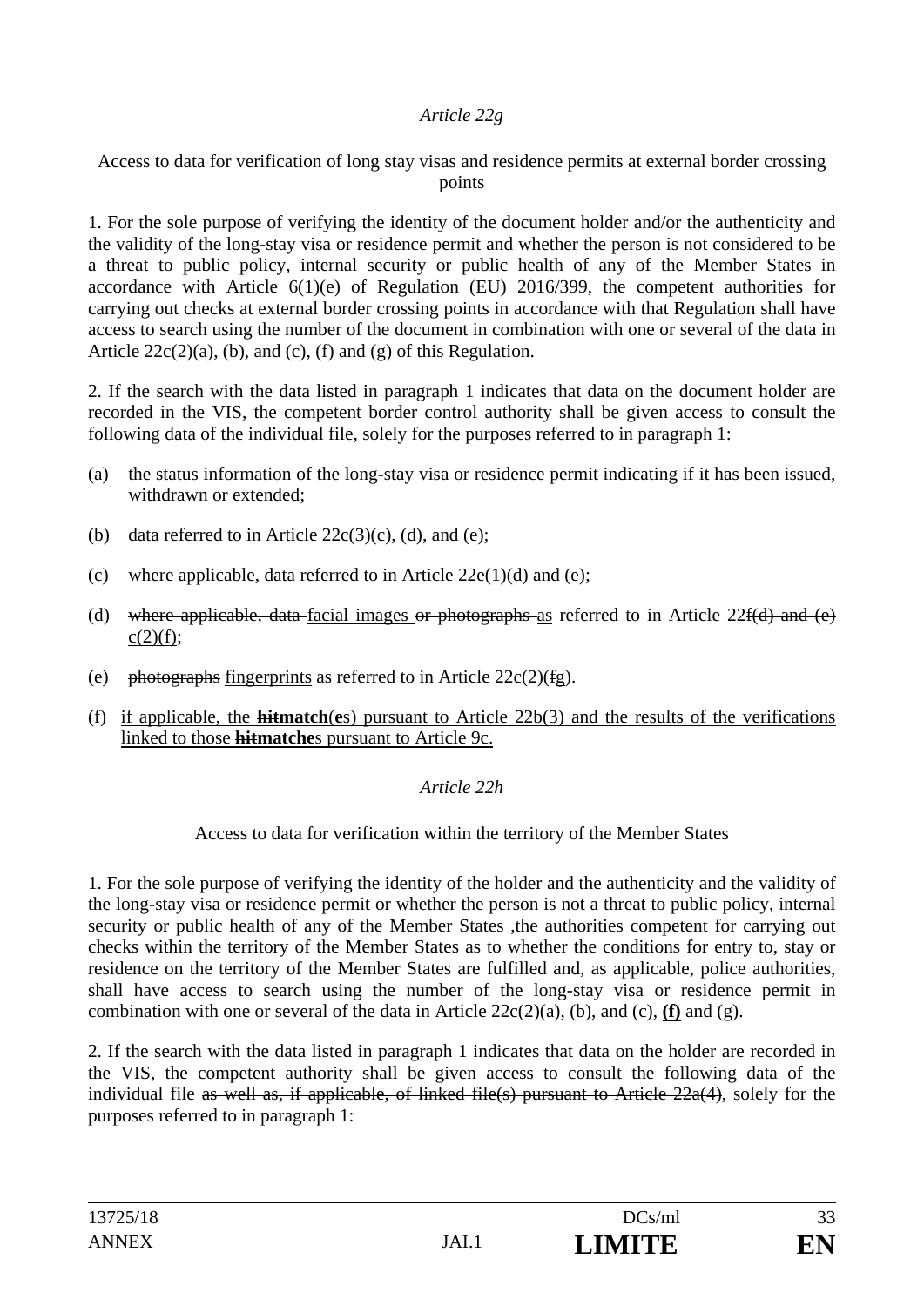*Article 22g*

Access to data for verification of long stay visas and residence permits at external border crossing points

1. For the sole purpose of verifying the identity of the document holder and/or the authenticity and the validity of the long-stay visa or residence permit and whether the person is not considered to be a threat to public policy, internal security or public health of any of the Member States in accordance with Article 6(1)(e) of Regulation (EU) 2016/399, the competent authorities for carrying out checks at external border crossing points in accordance with that Regulation shall have access to search using the number of the document in combination with one or several of the data in Article 22c(2)(a), (b), ~~and~~ (c), (f) and (g) of this Regulation.

2. If the search with the data listed in paragraph 1 indicates that data on the document holder are recorded in the VIS, the competent border control authority shall be given access to consult the following data of the individual file, solely for the purposes referred to in paragraph 1:

(a) the status information of the long-stay visa or residence permit indicating if it has been issued, withdrawn or extended;

(b) data referred to in Article 22c(3)(c), (d), and (e);

(c) where applicable, data referred to in Article 22e(1)(d) and (e);

(d) ~~where applicable, data~~ facial images ~~or photographs~~ as referred to in Article 22~~f(d) and (e)~~ c(2)(f);

(e) ~~photographs~~ fingerprints as referred to in Article 22c(2)(~~f~~g).

(f) if applicable, the ~~**hit**~~**match**(**e**s) pursuant to Article 22b(3) and the results of the verifications linked to those ~~**hit**~~**matche**s pursuant to Article 9c.

*Article 22h*

Access to data for verification within the territory of the Member States

1. For the sole purpose of verifying the identity of the holder and the authenticity and the validity of the long-stay visa or residence permit or whether the person is not a threat to public policy, internal security or public health of any of the Member States ,the authorities competent for carrying out checks within the territory of the Member States as to whether the conditions for entry to, stay or residence on the territory of the Member States are fulfilled and, as applicable, police authorities, shall have access to search using the number of the long-stay visa or residence permit in combination with one or several of the data in Article 22c(2)(a), (b), ~~and~~ (c), **(f)** and (g).

2. If the search with the data listed in paragraph 1 indicates that data on the holder are recorded in the VIS, the competent authority shall be given access to consult the following data of the individual file ~~as well as, if applicable, of linked file(s) pursuant to Article 22a(4)~~, solely for the purposes referred to in paragraph 1: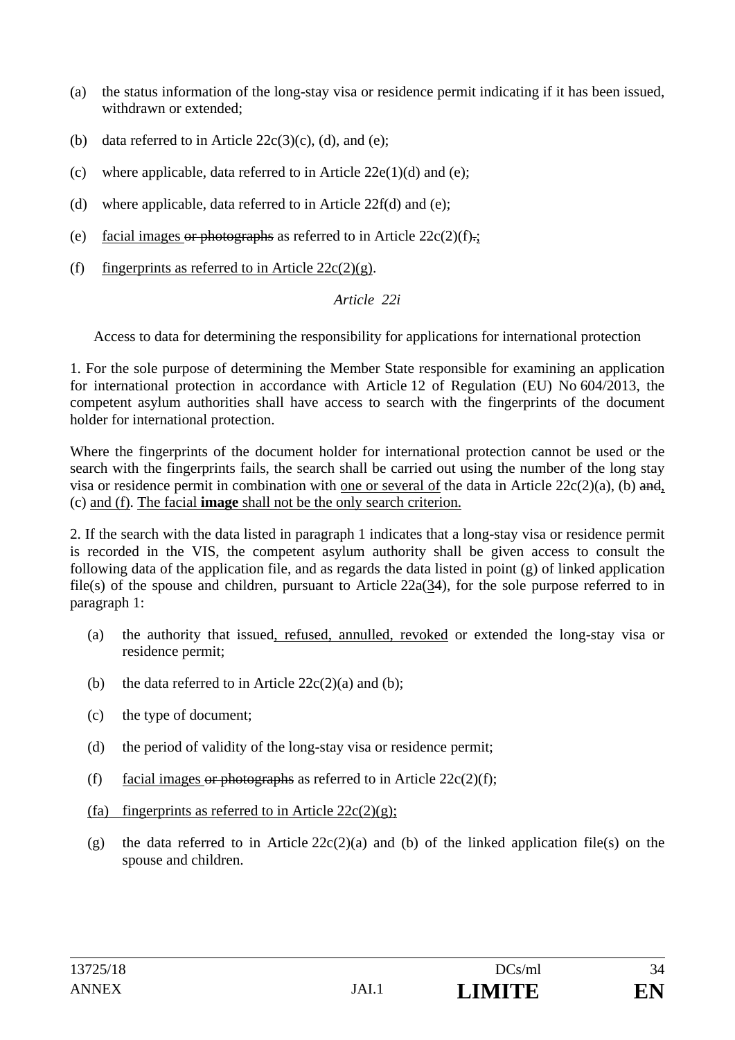(a) the status information of the long-stay visa or residence permit indicating if it has been issued, withdrawn or extended;

(b) data referred to in Article 22c(3)(c), (d), and (e);

(c) where applicable, data referred to in Article 22e(1)(d) and (e);

(d) where applicable, data referred to in Article 22f(d) and (e);

(e) facial images ~~or photographs~~ as referred to in Article 22c(2)(f)~~.~~;

(f) fingerprints as referred to in Article 22c(2)(g).

*Article 22i*

Access to data for determining the responsibility for applications for international protection

1. For the sole purpose of determining the Member State responsible for examining an application for international protection in accordance with Article 12 of Regulation (EU) No 604/2013, the competent asylum authorities shall have access to search with the fingerprints of the document holder for international protection.

Where the fingerprints of the document holder for international protection cannot be used or the search with the fingerprints fails, the search shall be carried out using the number of the long stay visa or residence permit in combination with one or several of the data in Article 22c(2)(a), (b) ~~and~~, (c) and (f). The facial **image** shall not be the only search criterion.

2. If the search with the data listed in paragraph 1 indicates that a long-stay visa or residence permit is recorded in the VIS, the competent asylum authority shall be given access to consult the following data of the application file, and as regards the data listed in point (g) of linked application file(s) of the spouse and children, pursuant to Article 22a(~~3~~4), for the sole purpose referred to in paragraph 1:

(a) the authority that issued, refused, annulled, revoked or extended the long-stay visa or residence permit;

(b) the data referred to in Article 22c(2)(a) and (b);

(c) the type of document;

(d) the period of validity of the long-stay visa or residence permit;

(f) facial images ~~or photographs~~ as referred to in Article 22c(2)(f);

(fa) fingerprints as referred to in Article 22c(2)(g);

(g) the data referred to in Article 22c(2)(a) and (b) of the linked application file(s) on the spouse and children.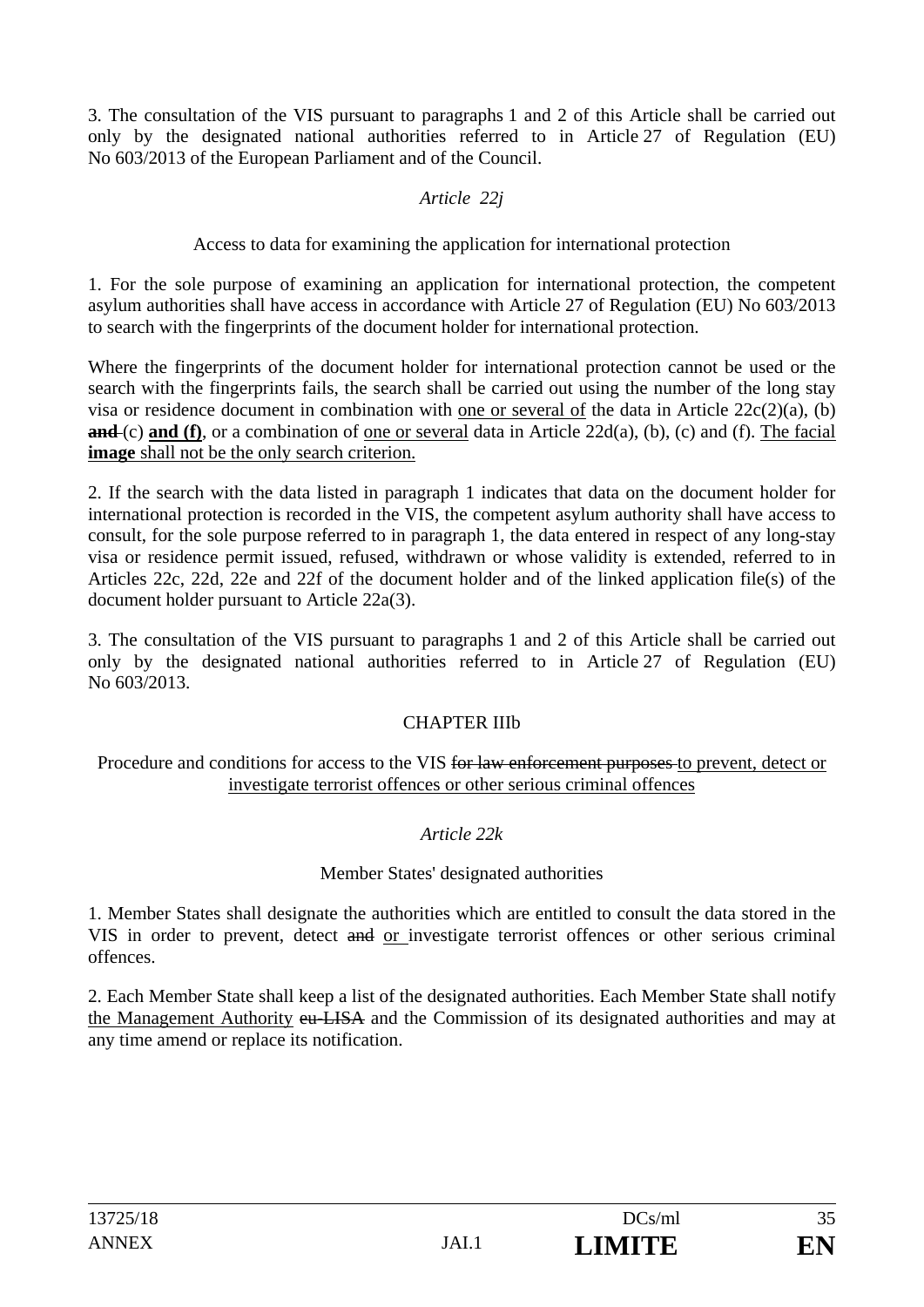3. The consultation of the VIS pursuant to paragraphs 1 and 2 of this Article shall be carried out only by the designated national authorities referred to in Article 27 of Regulation (EU) No 603/2013 of the European Parliament and of the Council.

*Article 22j*

Access to data for examining the application for international protection

1. For the sole purpose of examining an application for international protection, the competent asylum authorities shall have access in accordance with Article 27 of Regulation (EU) No 603/2013 to search with the fingerprints of the document holder for international protection.

Where the fingerprints of the document holder for international protection cannot be used or the search with the fingerprints fails, the search shall be carried out using the number of the long stay visa or residence document in combination with <u>one or several of</u> the data in Article 22c(2)(a), (b) ~~**and**~~ (c) <u>**and (f)**</u>, or a combination of <u>one or several</u> data in Article 22d(a), (b), (c) and (f). <u>The facial **image** shall not be the only search criterion.</u>

2. If the search with the data listed in paragraph 1 indicates that data on the document holder for international protection is recorded in the VIS, the competent asylum authority shall have access to consult, for the sole purpose referred to in paragraph 1, the data entered in respect of any long-stay visa or residence permit issued, refused, withdrawn or whose validity is extended, referred to in Articles 22c, 22d, 22e and 22f of the document holder and of the linked application file(s) of the document holder pursuant to Article 22a(3).

3. The consultation of the VIS pursuant to paragraphs 1 and 2 of this Article shall be carried out only by the designated national authorities referred to in Article 27 of Regulation (EU) No 603/2013.

CHAPTER IIIb

Procedure and conditions for access to the VIS ~~for law enforcement purposes~~ <u>to prevent, detect or investigate terrorist offences or other serious criminal offences</u>

*Article 22k*

Member States' designated authorities

1. Member States shall designate the authorities which are entitled to consult the data stored in the VIS in order to prevent, detect ~~and~~ <u>or</u> investigate terrorist offences or other serious criminal offences.

2. Each Member State shall keep a list of the designated authorities. Each Member State shall notify <u>the Management Authority</u> ~~eu-LISA~~ and the Commission of its designated authorities and may at any time amend or replace its notification.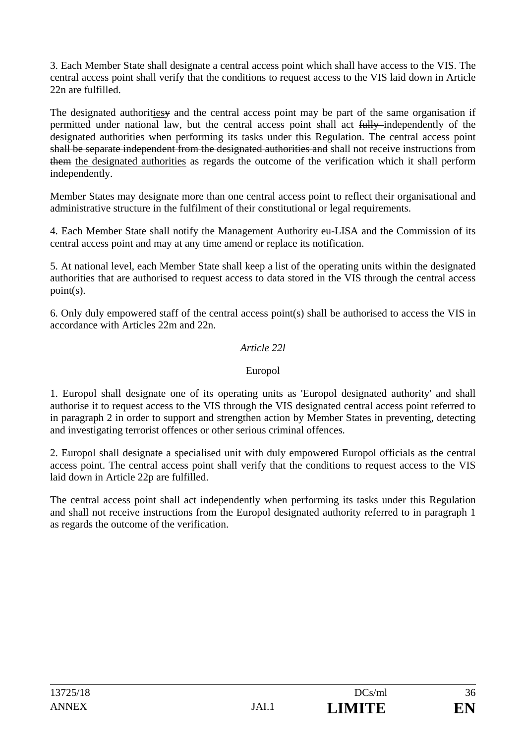3. Each Member State shall designate a central access point which shall have access to the VIS. The central access point shall verify that the conditions to request access to the VIS laid down in Article 22n are fulfilled.

The designated authoriti<u>es</u>~~y~~ and the central access point may be part of the same organisation if permitted under national law, but the central access point shall act ~~fully~~ independently of the designated authorities when performing its tasks under this Regulation. The central access point ~~shall be separate independent from the designated authorities and~~ shall not receive instructions from ~~them~~ <u>the designated authorities</u> as regards the outcome of the verification which it shall perform independently.

Member States may designate more than one central access point to reflect their organisational and administrative structure in the fulfilment of their constitutional or legal requirements.

4. Each Member State shall notify <u>the Management Authority</u> ~~eu-LISA~~ and the Commission of its central access point and may at any time amend or replace its notification.

5. At national level, each Member State shall keep a list of the operating units within the designated authorities that are authorised to request access to data stored in the VIS through the central access point(s).

6. Only duly empowered staff of the central access point(s) shall be authorised to access the VIS in accordance with Articles 22m and 22n.

*Article 22l*

Europol

1. Europol shall designate one of its operating units as 'Europol designated authority' and shall authorise it to request access to the VIS through the VIS designated central access point referred to in paragraph 2 in order to support and strengthen action by Member States in preventing, detecting and investigating terrorist offences or other serious criminal offences.

2. Europol shall designate a specialised unit with duly empowered Europol officials as the central access point. The central access point shall verify that the conditions to request access to the VIS laid down in Article 22p are fulfilled.

The central access point shall act independently when performing its tasks under this Regulation and shall not receive instructions from the Europol designated authority referred to in paragraph 1 as regards the outcome of the verification.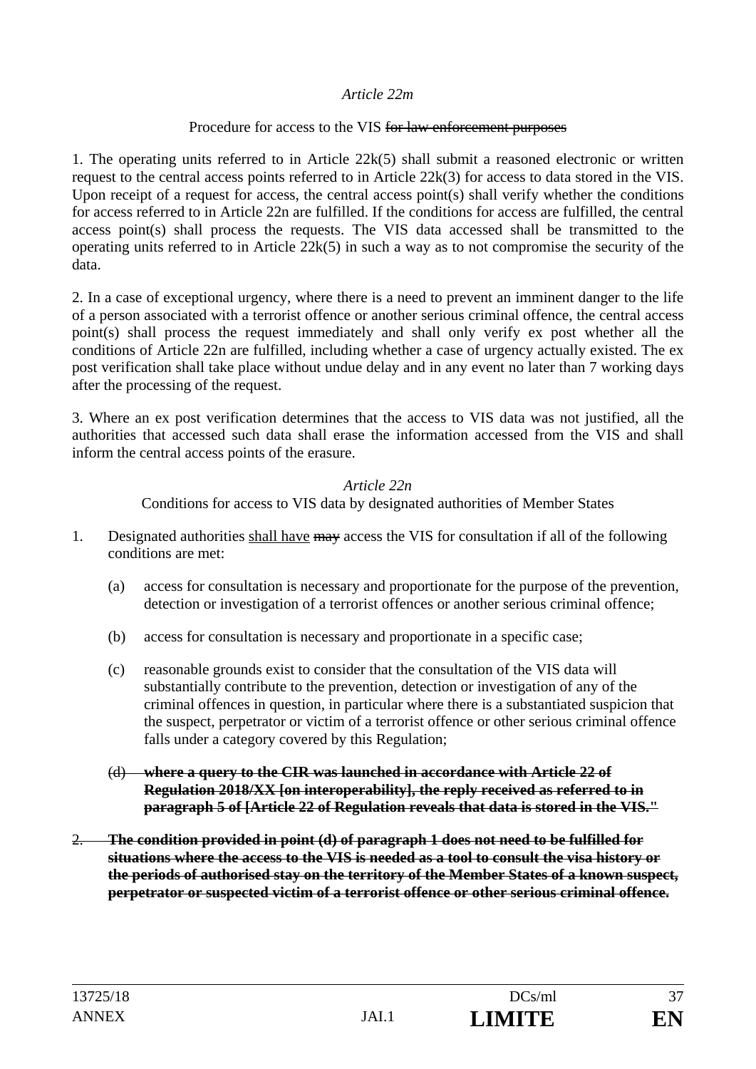*Article 22m*

Procedure for access to the VIS ~~for law enforcement purposes~~

1. The operating units referred to in Article 22k(5) shall submit a reasoned electronic or written request to the central access points referred to in Article 22k(3) for access to data stored in the VIS. Upon receipt of a request for access, the central access point(s) shall verify whether the conditions for access referred to in Article 22n are fulfilled. If the conditions for access are fulfilled, the central access point(s) shall process the requests. The VIS data accessed shall be transmitted to the operating units referred to in Article 22k(5) in such a way as to not compromise the security of the data.

2. In a case of exceptional urgency, where there is a need to prevent an imminent danger to the life of a person associated with a terrorist offence or another serious criminal offence, the central access point(s) shall process the request immediately and shall only verify ex post whether all the conditions of Article 22n are fulfilled, including whether a case of urgency actually existed. The ex post verification shall take place without undue delay and in any event no later than 7 working days after the processing of the request.

3. Where an ex post verification determines that the access to VIS data was not justified, all the authorities that accessed such data shall erase the information accessed from the VIS and shall inform the central access points of the erasure.

*Article 22n*

Conditions for access to VIS data by designated authorities of Member States

1. Designated authorities <u>shall have</u> ~~may~~ access the VIS for consultation if all of the following conditions are met:

   (a) access for consultation is necessary and proportionate for the purpose of the prevention, detection or investigation of a terrorist offences or another serious criminal offence;

   (b) access for consultation is necessary and proportionate in a specific case;

   (c) reasonable grounds exist to consider that the consultation of the VIS data will substantially contribute to the prevention, detection or investigation of any of the criminal offences in question, in particular where there is a substantiated suspicion that the suspect, perpetrator or victim of a terrorist offence or other serious criminal offence falls under a category covered by this Regulation;

   ~~(d) **where a query to the CIR was launched in accordance with Article 22 of Regulation 2018/XX [on interoperability], the reply received as referred to in paragraph 5 of [Article 22 of Regulation reveals that data is stored in the VIS."**~~

~~2. **The condition provided in point (d) of paragraph 1 does not need to be fulfilled for situations where the access to the VIS is needed as a tool to consult the visa history or the periods of authorised stay on the territory of the Member States of a known suspect, perpetrator or suspected victim of a terrorist offence or other serious criminal offence.**~~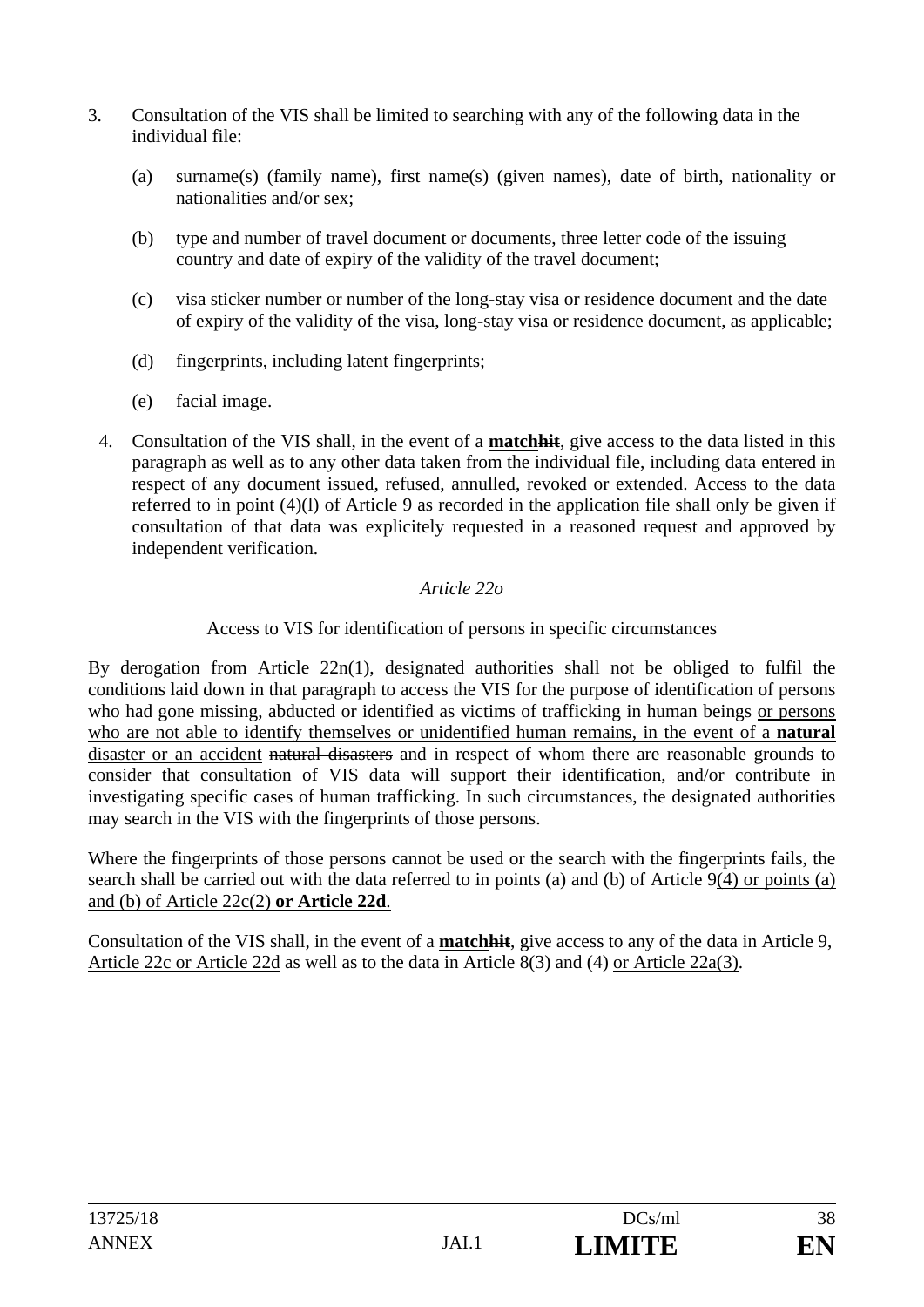3. Consultation of the VIS shall be limited to searching with any of the following data in the individual file:

   (a) surname(s) (family name), first name(s) (given names), date of birth, nationality or nationalities and/or sex;

   (b) type and number of travel document or documents, three letter code of the issuing country and date of expiry of the validity of the travel document;

   (c) visa sticker number or number of the long-stay visa or residence document and the date of expiry of the validity of the visa, long-stay visa or residence document, as applicable;

   (d) fingerprints, including latent fingerprints;

   (e) facial image.

4. Consultation of the VIS shall, in the event of a **match**~~hit~~, give access to the data listed in this paragraph as well as to any other data taken from the individual file, including data entered in respect of any document issued, refused, annulled, revoked or extended. Access to the data referred to in point (4)(l) of Article 9 as recorded in the application file shall only be given if consultation of that data was explicitely requested in a reasoned request and approved by independent verification.

*Article 22o*

Access to VIS for identification of persons in specific circumstances

By derogation from Article 22n(1), designated authorities shall not be obliged to fulfil the conditions laid down in that paragraph to access the VIS for the purpose of identification of persons who had gone missing, abducted or identified as victims of trafficking in human beings <u>or persons who are not able to identify themselves or unidentified human remains, in the event of a **natural** disaster or an accident</u> ~~natural disasters~~ and in respect of whom there are reasonable grounds to consider that consultation of VIS data will support their identification, and/or contribute in investigating specific cases of human trafficking. In such circumstances, the designated authorities may search in the VIS with the fingerprints of those persons.

Where the fingerprints of those persons cannot be used or the search with the fingerprints fails, the search shall be carried out with the data referred to in points (a) and (b) of Article 9<u>(4) or points (a) and (b) of Article 22c(2) **or Article 22d**</u>.

Consultation of the VIS shall, in the event of a **match**~~hit~~, give access to any of the data in Article 9, <u>Article 22c or Article 22d</u> as well as to the data in Article 8(3) and (4) <u>or Article 22a(3)</u>.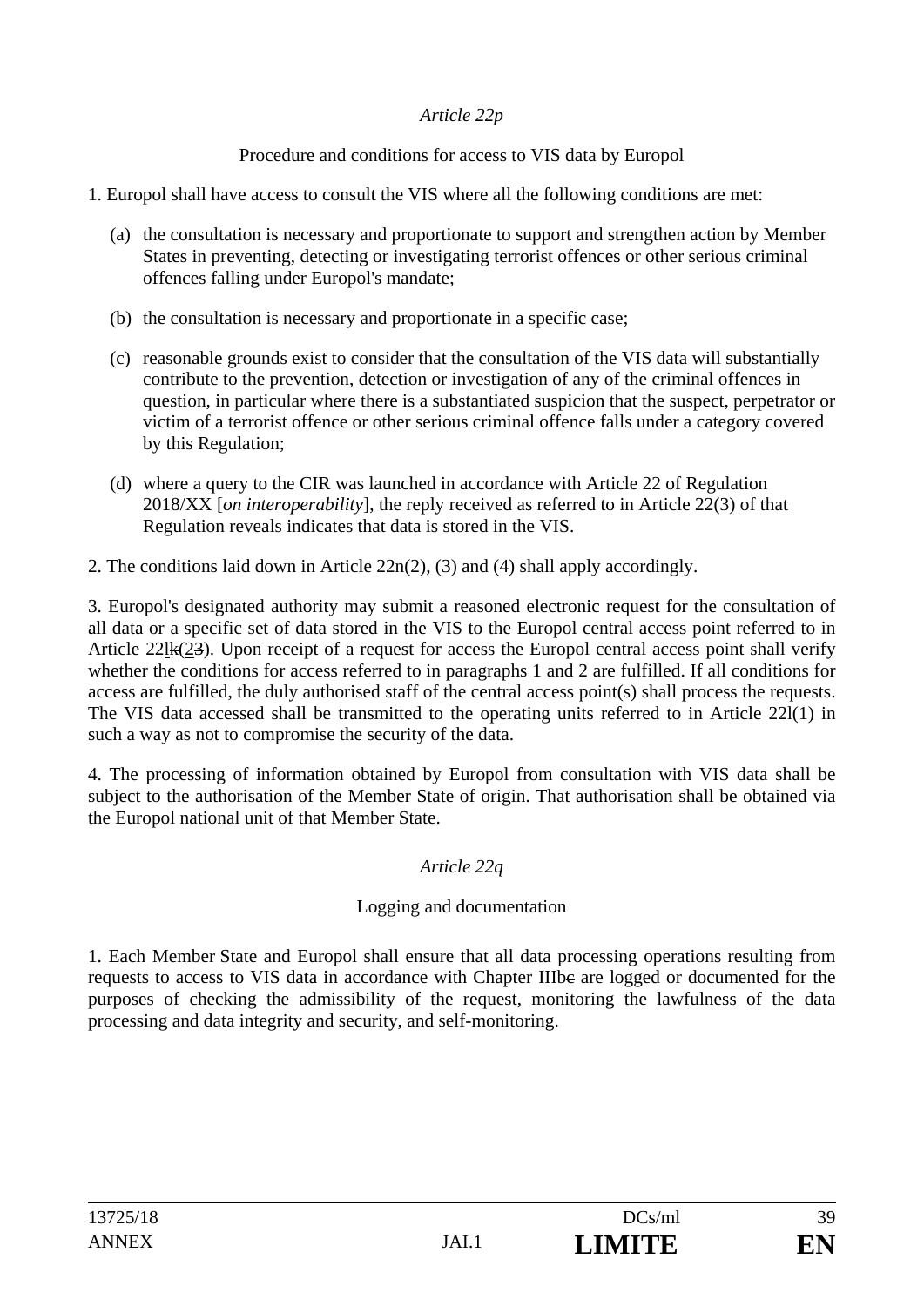*Article 22p*

Procedure and conditions for access to VIS data by Europol

1. Europol shall have access to consult the VIS where all the following conditions are met:

   (a) the consultation is necessary and proportionate to support and strengthen action by Member States in preventing, detecting or investigating terrorist offences or other serious criminal offences falling under Europol's mandate;

   (b) the consultation is necessary and proportionate in a specific case;

   (c) reasonable grounds exist to consider that the consultation of the VIS data will substantially contribute to the prevention, detection or investigation of any of the criminal offences in question, in particular where there is a substantiated suspicion that the suspect, perpetrator or victim of a terrorist offence or other serious criminal offence falls under a category covered by this Regulation;

   (d) where a query to the CIR was launched in accordance with Article 22 of Regulation 2018/XX [*on interoperability*], the reply received as referred to in Article 22(3) of that Regulation ~~reveals~~ indicates that data is stored in the VIS.

2. The conditions laid down in Article 22n(2), (3) and (4) shall apply accordingly.

3. Europol's designated authority may submit a reasoned electronic request for the consultation of all data or a specific set of data stored in the VIS to the Europol central access point referred to in Article 22l~~k~~(2~~3~~). Upon receipt of a request for access the Europol central access point shall verify whether the conditions for access referred to in paragraphs 1 and 2 are fulfilled. If all conditions for access are fulfilled, the duly authorised staff of the central access point(s) shall process the requests. The VIS data accessed shall be transmitted to the operating units referred to in Article 22l(1) in such a way as not to compromise the security of the data.

4. The processing of information obtained by Europol from consultation with VIS data shall be subject to the authorisation of the Member State of origin. That authorisation shall be obtained via the Europol national unit of that Member State.

*Article 22q*

Logging and documentation

1. Each Member State and Europol shall ensure that all data processing operations resulting from requests to access to VIS data in accordance with Chapter IIIb~~c~~ are logged or documented for the purposes of checking the admissibility of the request, monitoring the lawfulness of the data processing and data integrity and security, and self-monitoring.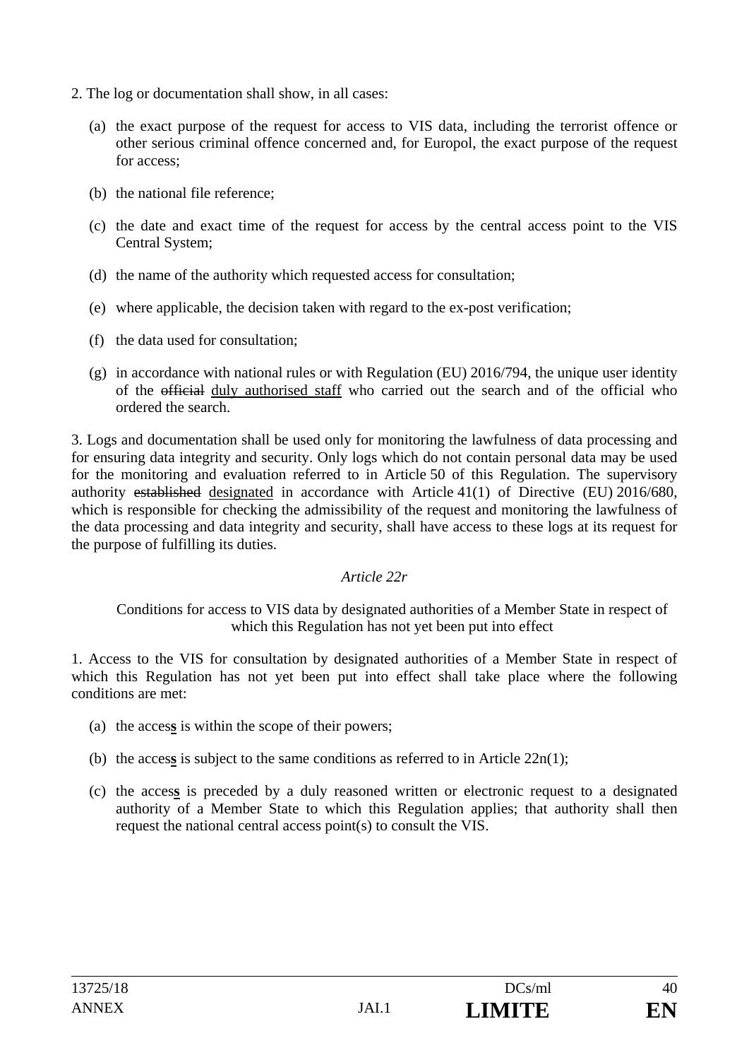2. The log or documentation shall show, in all cases:

(a) the exact purpose of the request for access to VIS data, including the terrorist offence or other serious criminal offence concerned and, for Europol, the exact purpose of the request for access;

(b) the national file reference;

(c) the date and exact time of the request for access by the central access point to the VIS Central System;

(d) the name of the authority which requested access for consultation;

(e) where applicable, the decision taken with regard to the ex-post verification;

(f) the data used for consultation;

(g) in accordance with national rules or with Regulation (EU) 2016/794, the unique user identity of the ~~official~~ <u>duly authorised staff</u> who carried out the search and of the official who ordered the search.

3. Logs and documentation shall be used only for monitoring the lawfulness of data processing and for ensuring data integrity and security. Only logs which do not contain personal data may be used for the monitoring and evaluation referred to in Article 50 of this Regulation. The supervisory authority ~~established~~ <u>designated</u> in accordance with Article 41(1) of Directive (EU) 2016/680, which is responsible for checking the admissibility of the request and monitoring the lawfulness of the data processing and data integrity and security, shall have access to these logs at its request for the purpose of fulfilling its duties.

*Article 22r*

Conditions for access to VIS data by designated authorities of a Member State in respect of which this Regulation has not yet been put into effect

1. Access to the VIS for consultation by designated authorities of a Member State in respect of which this Regulation has not yet been put into effect shall take place where the following conditions are met:

(a) the acces**<u>s</u>** is within the scope of their powers;

(b) the acces**<u>s</u>** is subject to the same conditions as referred to in Article 22n(1);

(c) the acces**<u>s</u>** is preceded by a duly reasoned written or electronic request to a designated authority of a Member State to which this Regulation applies; that authority shall then request the national central access point(s) to consult the VIS.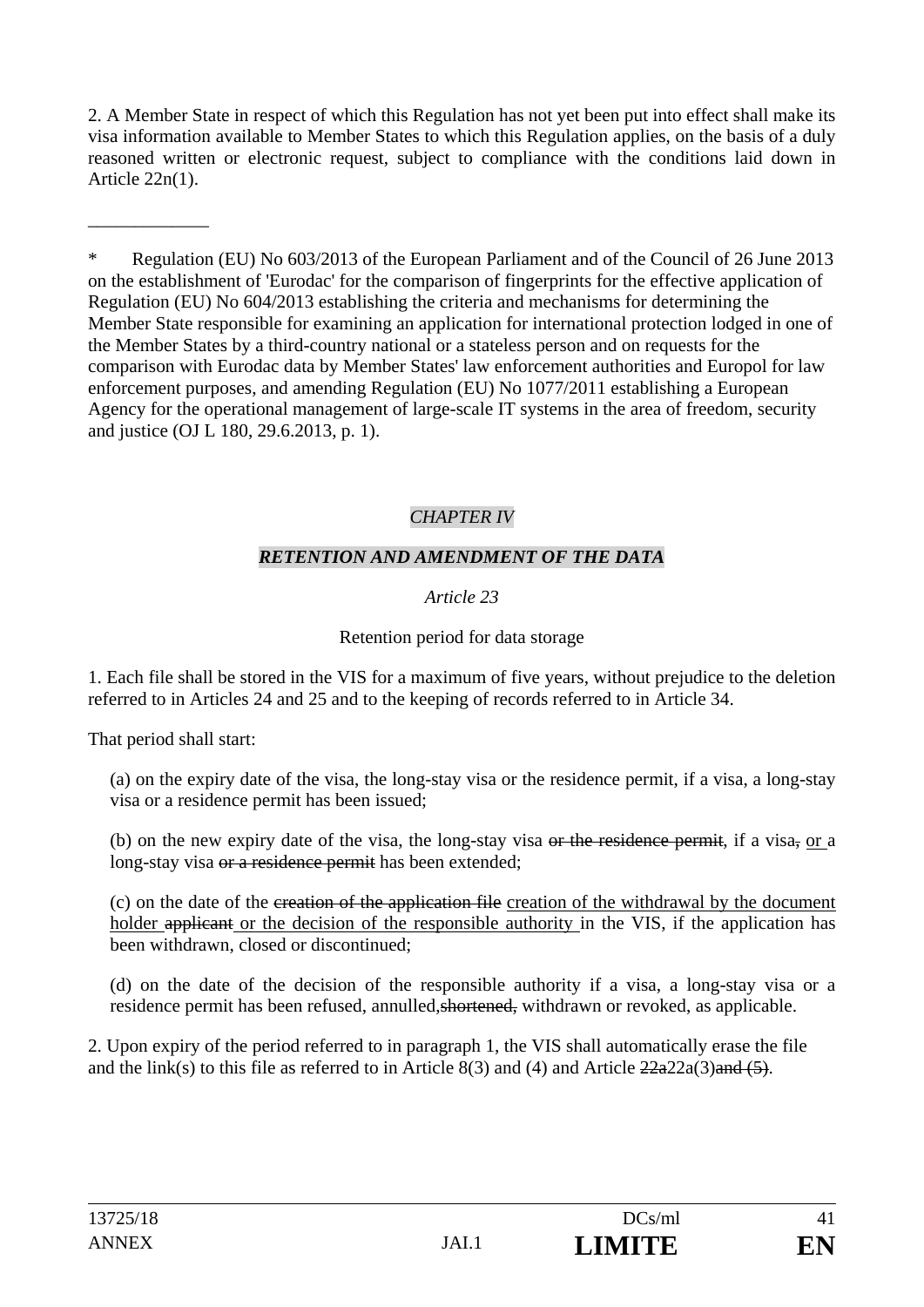2. A Member State in respect of which this Regulation has not yet been put into effect shall make its visa information available to Member States to which this Regulation applies, on the basis of a duly reasoned written or electronic request, subject to compliance with the conditions laid down in Article 22n(1).

_____________

\* Regulation (EU) No 603/2013 of the European Parliament and of the Council of 26 June 2013 on the establishment of 'Eurodac' for the comparison of fingerprints for the effective application of Regulation (EU) No 604/2013 establishing the criteria and mechanisms for determining the Member State responsible for examining an application for international protection lodged in one of the Member States by a third-country national or a stateless person and on requests for the comparison with Eurodac data by Member States' law enforcement authorities and Europol for law enforcement purposes, and amending Regulation (EU) No 1077/2011 establishing a European Agency for the operational management of large-scale IT systems in the area of freedom, security and justice (OJ L 180, 29.6.2013, p. 1).

## *CHAPTER IV*

## ***RETENTION AND AMENDMENT OF THE DATA***

### *Article 23*

### Retention period for data storage

1. Each file shall be stored in the VIS for a maximum of five years, without prejudice to the deletion referred to in Articles 24 and 25 and to the keeping of records referred to in Article 34.

That period shall start:

(a) on the expiry date of the visa, the long-stay visa or the residence permit, if a visa, a long-stay visa or a residence permit has been issued;

(b) on the new expiry date of the visa, the long-stay visa ~~or the residence permit~~, if a visa~~,~~ <u>or</u> a long-stay visa ~~or a residence permit~~ has been extended;

(c) on the date of the ~~creation of the application file~~ <u>creation of the withdrawal by the document holder</u> ~~applicant~~ <u>or the decision of the responsible authority</u> in the VIS, if the application has been withdrawn, closed or discontinued;

(d) on the date of the decision of the responsible authority if a visa, a long-stay visa or a residence permit has been refused, annulled,~~shortened,~~ withdrawn or revoked, as applicable.

2. Upon expiry of the period referred to in paragraph 1, the VIS shall automatically erase the file and the link(s) to this file as referred to in Article 8(3) and (4) and Article ~~22a~~22a(3)~~and (5)~~.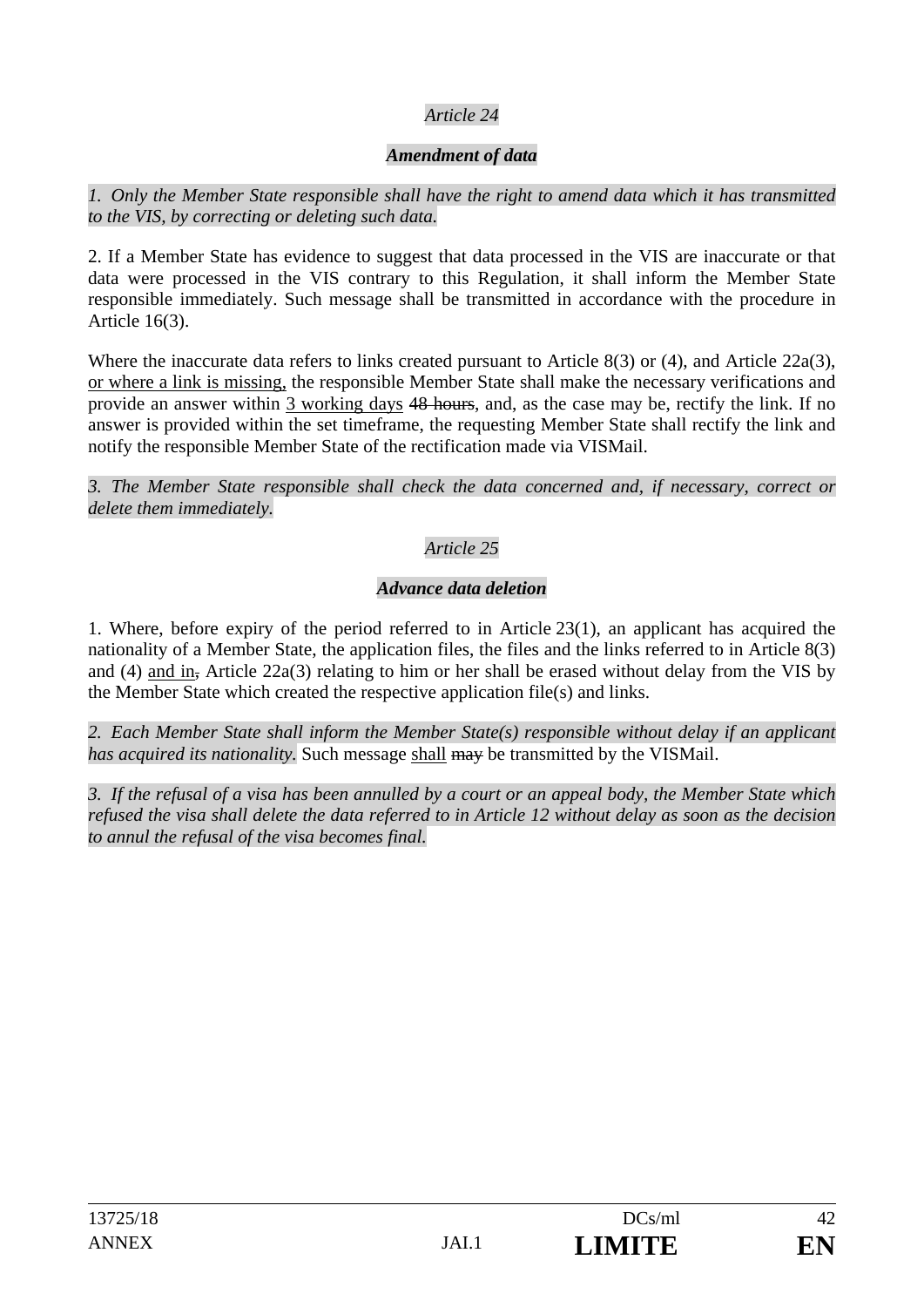*Article 24*

***Amendment of data***

*1. Only the Member State responsible shall have the right to amend data which it has transmitted to the VIS, by correcting or deleting such data.*

2. If a Member State has evidence to suggest that data processed in the VIS are inaccurate or that data were processed in the VIS contrary to this Regulation, it shall inform the Member State responsible immediately. Such message shall be transmitted in accordance with the procedure in Article 16(3).

Where the inaccurate data refers to links created pursuant to Article 8(3) or (4), and Article 22a(3), <u>or where a link is missing,</u> the responsible Member State shall make the necessary verifications and provide an answer within <u>3 working days</u> ~~48 hours~~, and, as the case may be, rectify the link. If no answer is provided within the set timeframe, the requesting Member State shall rectify the link and notify the responsible Member State of the rectification made via VISMail.

*3. The Member State responsible shall check the data concerned and, if necessary, correct or delete them immediately.*

*Article 25*

***Advance data deletion***

1. Where, before expiry of the period referred to in Article 23(1), an applicant has acquired the nationality of a Member State, the application files, the files and the links referred to in Article 8(3) and (4) <u>and in</u>~~,~~ Article 22a(3) relating to him or her shall be erased without delay from the VIS by the Member State which created the respective application file(s) and links.

*2. Each Member State shall inform the Member State(s) responsible without delay if an applicant has acquired its nationality.* Such message <u>shall</u> ~~may~~ be transmitted by the VISMail.

*3. If the refusal of a visa has been annulled by a court or an appeal body, the Member State which refused the visa shall delete the data referred to in Article 12 without delay as soon as the decision to annul the refusal of the visa becomes final.*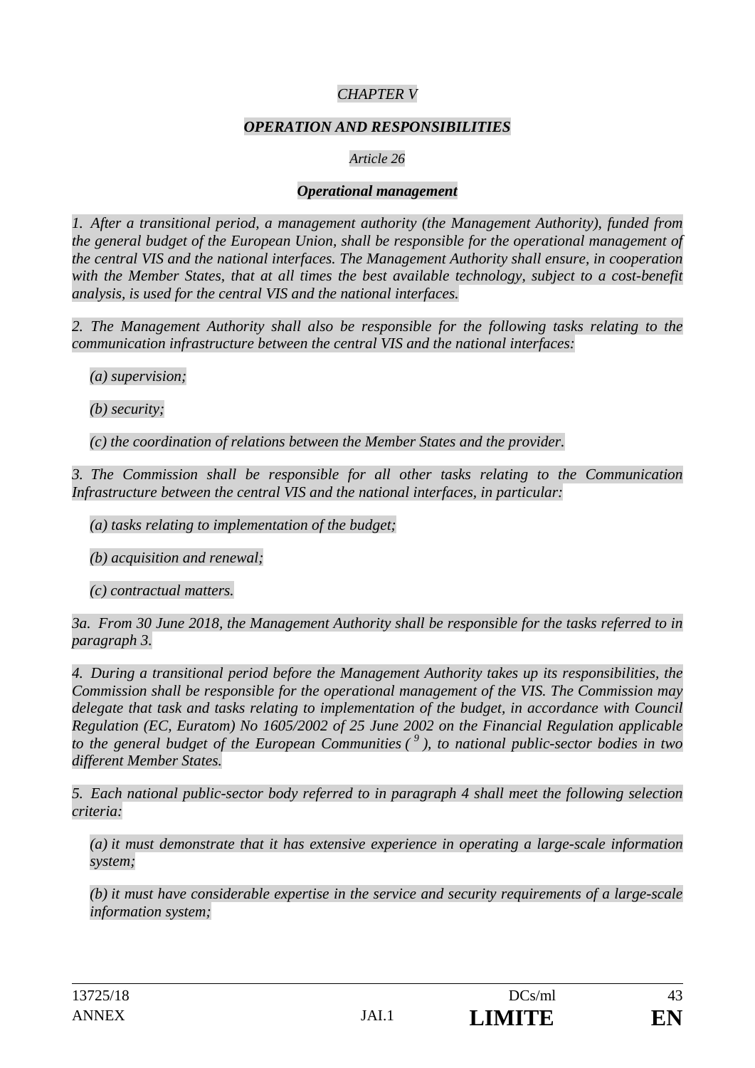*CHAPTER V*

***OPERATION AND RESPONSIBILITIES***

*Article 26*

***Operational management***

*1. After a transitional period, a management authority (the Management Authority), funded from the general budget of the European Union, shall be responsible for the operational management of the central VIS and the national interfaces. The Management Authority shall ensure, in cooperation with the Member States, that at all times the best available technology, subject to a cost-benefit analysis, is used for the central VIS and the national interfaces.*

*2. The Management Authority shall also be responsible for the following tasks relating to the communication infrastructure between the central VIS and the national interfaces:*

*(a) supervision;*

*(b) security;*

*(c) the coordination of relations between the Member States and the provider.*

*3. The Commission shall be responsible for all other tasks relating to the Communication Infrastructure between the central VIS and the national interfaces, in particular:*

*(a) tasks relating to implementation of the budget;*

*(b) acquisition and renewal;*

*(c) contractual matters.*

*3a. From 30 June 2018, the Management Authority shall be responsible for the tasks referred to in paragraph 3.*

*4. During a transitional period before the Management Authority takes up its responsibilities, the Commission shall be responsible for the operational management of the VIS. The Commission may delegate that task and tasks relating to implementation of the budget, in accordance with Council Regulation (EC, Euratom) No 1605/2002 of 25 June 2002 on the Financial Regulation applicable to the general budget of the European Communities ([9]), to national public-sector bodies in two different Member States.*

*5. Each national public-sector body referred to in paragraph 4 shall meet the following selection criteria:*

*(a) it must demonstrate that it has extensive experience in operating a large-scale information system;*

*(b) it must have considerable expertise in the service and security requirements of a large-scale information system;*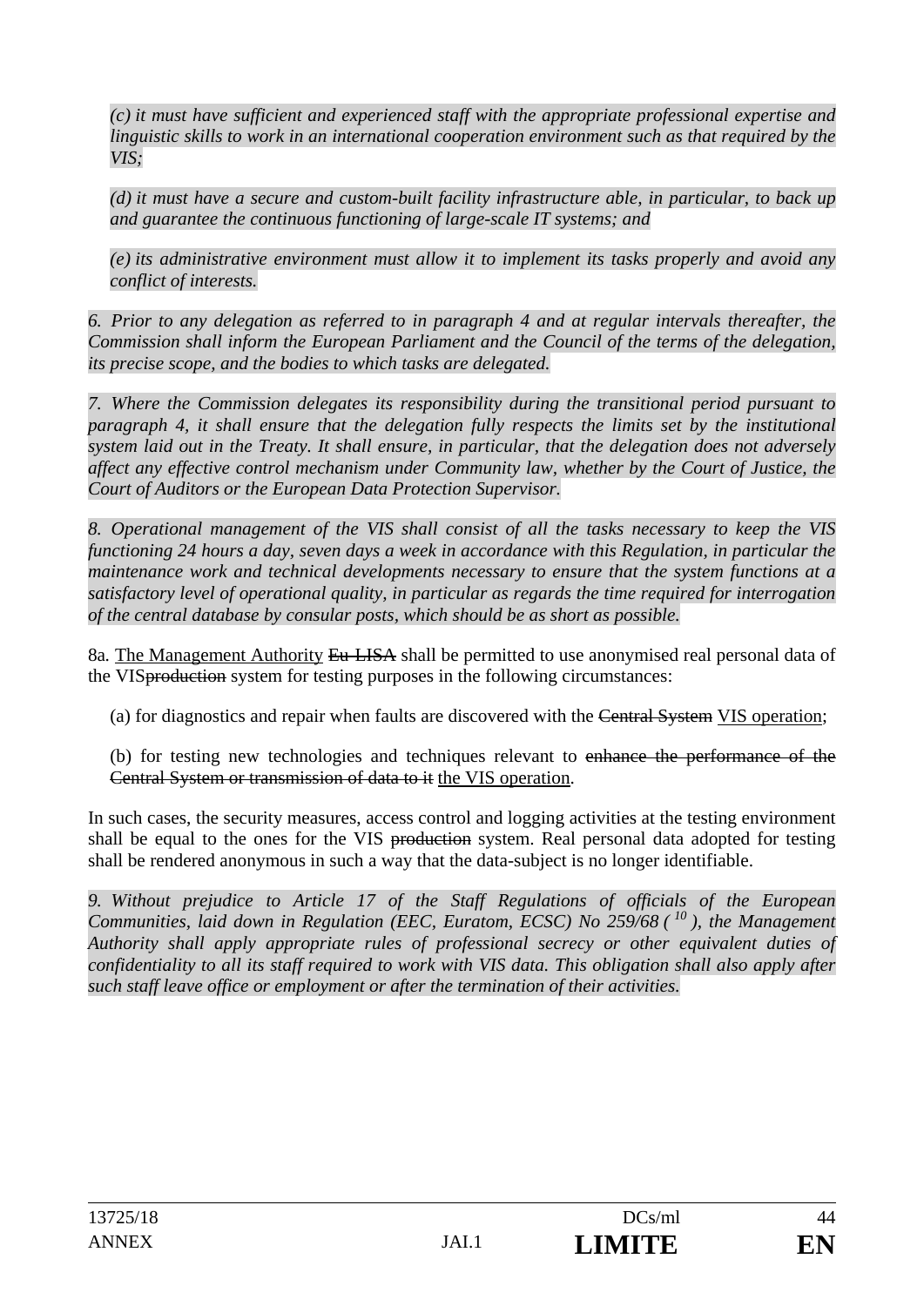*(c) it must have sufficient and experienced staff with the appropriate professional expertise and linguistic skills to work in an international cooperation environment such as that required by the VIS;*

*(d) it must have a secure and custom-built facility infrastructure able, in particular, to back up and guarantee the continuous functioning of large-scale IT systems; and*

*(e) its administrative environment must allow it to implement its tasks properly and avoid any conflict of interests.*

*6. Prior to any delegation as referred to in paragraph 4 and at regular intervals thereafter, the Commission shall inform the European Parliament and the Council of the terms of the delegation, its precise scope, and the bodies to which tasks are delegated.*

*7. Where the Commission delegates its responsibility during the transitional period pursuant to paragraph 4, it shall ensure that the delegation fully respects the limits set by the institutional system laid out in the Treaty. It shall ensure, in particular, that the delegation does not adversely affect any effective control mechanism under Community law, whether by the Court of Justice, the Court of Auditors or the European Data Protection Supervisor.*

*8. Operational management of the VIS shall consist of all the tasks necessary to keep the VIS functioning 24 hours a day, seven days a week in accordance with this Regulation, in particular the maintenance work and technical developments necessary to ensure that the system functions at a satisfactory level of operational quality, in particular as regards the time required for interrogation of the central database by consular posts, which should be as short as possible.*

8a. <u>The Management Authority</u> ~~Eu-LISA~~ shall be permitted to use anonymised real personal data of the VIS~~production~~ system for testing purposes in the following circumstances:

(a) for diagnostics and repair when faults are discovered with the ~~Central System~~ <u>VIS operation</u>;

(b) for testing new technologies and techniques relevant to ~~enhance the performance of the Central System or transmission of data to it~~ <u>the VIS operation</u>.

In such cases, the security measures, access control and logging activities at the testing environment shall be equal to the ones for the VIS ~~production~~ system. Real personal data adopted for testing shall be rendered anonymous in such a way that the data-subject is no longer identifiable.

*9. Without prejudice to Article 17 of the Staff Regulations of officials of the European Communities, laid down in Regulation (EEC, Euratom, ECSC) No 259/68 ( [10] ), the Management Authority shall apply appropriate rules of professional secrecy or other equivalent duties of confidentiality to all its staff required to work with VIS data. This obligation shall also apply after such staff leave office or employment or after the termination of their activities.*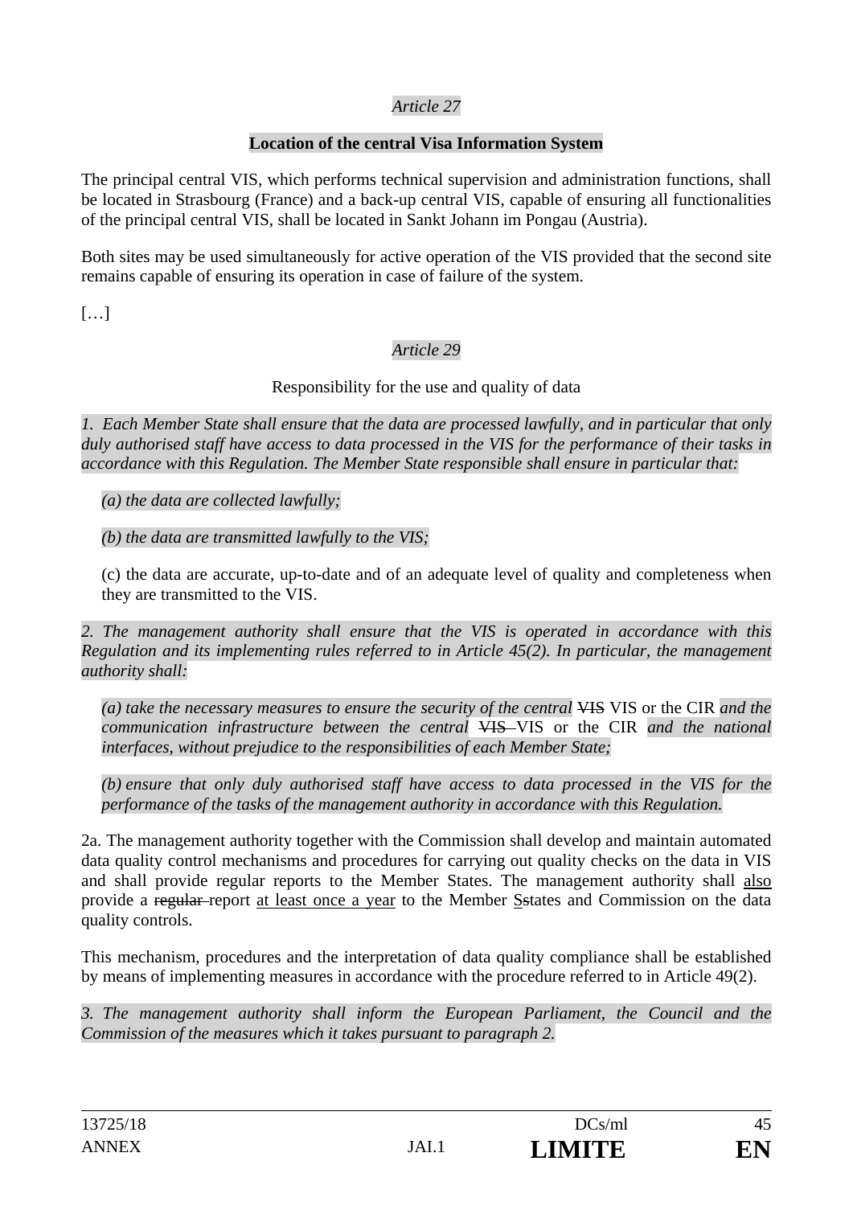*Article 27*

**Location of the central Visa Information System**

The principal central VIS, which performs technical supervision and administration functions, shall be located in Strasbourg (France) and a back-up central VIS, capable of ensuring all functionalities of the principal central VIS, shall be located in Sankt Johann im Pongau (Austria).

Both sites may be used simultaneously for active operation of the VIS provided that the second site remains capable of ensuring its operation in case of failure of the system.

[…]

*Article 29*

Responsibility for the use and quality of data

*1. Each Member State shall ensure that the data are processed lawfully, and in particular that only duly authorised staff have access to data processed in the VIS for the performance of their tasks in accordance with this Regulation. The Member State responsible shall ensure in particular that:*

*(a) the data are collected lawfully;*

*(b) the data are transmitted lawfully to the VIS;*

(c) the data are accurate, up-to-date and of an adequate level of quality and completeness when they are transmitted to the VIS.

*2. The management authority shall ensure that the VIS is operated in accordance with this Regulation and its implementing rules referred to in Article 45(2). In particular, the management authority shall:*

*(a) take the necessary measures to ensure the security of the central* ~~VIS~~ VIS or the CIR *and the communication infrastructure between the central* ~~VIS~~ VIS or the CIR *and the national interfaces, without prejudice to the responsibilities of each Member State;*

*(b) ensure that only duly authorised staff have access to data processed in the VIS for the performance of the tasks of the management authority in accordance with this Regulation.*

2a. The management authority together with the Commission shall develop and maintain automated data quality control mechanisms and procedures for carrying out quality checks on the data in VIS and shall provide regular reports to the Member States. The management authority shall also provide a ~~regular~~ report at least once a year to the Member S~~s~~tates and Commission on the data quality controls.

This mechanism, procedures and the interpretation of data quality compliance shall be established by means of implementing measures in accordance with the procedure referred to in Article 49(2).

*3. The management authority shall inform the European Parliament, the Council and the Commission of the measures which it takes pursuant to paragraph 2.*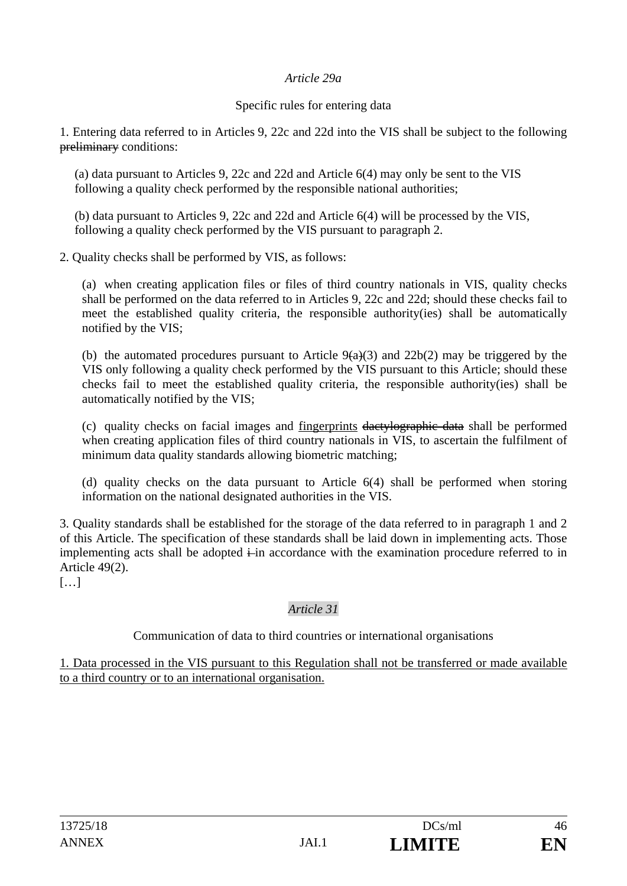*Article 29a*

Specific rules for entering data

1. Entering data referred to in Articles 9, 22c and 22d into the VIS shall be subject to the following ~~preliminary~~ conditions:

(a) data pursuant to Articles 9, 22c and 22d and Article 6(4) may only be sent to the VIS following a quality check performed by the responsible national authorities;

(b) data pursuant to Articles 9, 22c and 22d and Article 6(4) will be processed by the VIS, following a quality check performed by the VIS pursuant to paragraph 2.

2. Quality checks shall be performed by VIS, as follows:

(a) when creating application files or files of third country nationals in VIS, quality checks shall be performed on the data referred to in Articles 9, 22c and 22d; should these checks fail to meet the established quality criteria, the responsible authority(ies) shall be automatically notified by the VIS;

(b) the automated procedures pursuant to Article 9~~(a)~~(3) and 22b(2) may be triggered by the VIS only following a quality check performed by the VIS pursuant to this Article; should these checks fail to meet the established quality criteria, the responsible authority(ies) shall be automatically notified by the VIS;

(c) quality checks on facial images and <u>fingerprints</u> ~~dactylographic data~~ shall be performed when creating application files of third country nationals in VIS, to ascertain the fulfilment of minimum data quality standards allowing biometric matching;

(d) quality checks on the data pursuant to Article 6(4) shall be performed when storing information on the national designated authorities in the VIS.

3. Quality standards shall be established for the storage of the data referred to in paragraph 1 and 2 of this Article. The specification of these standards shall be laid down in implementing acts. Those implementing acts shall be adopted ~~i~~ in accordance with the examination procedure referred to in Article 49(2).

[…]

*Article 31*

Communication of data to third countries or international organisations

<u>1. Data processed in the VIS pursuant to this Regulation shall not be transferred or made available to a third country or to an international organisation.</u>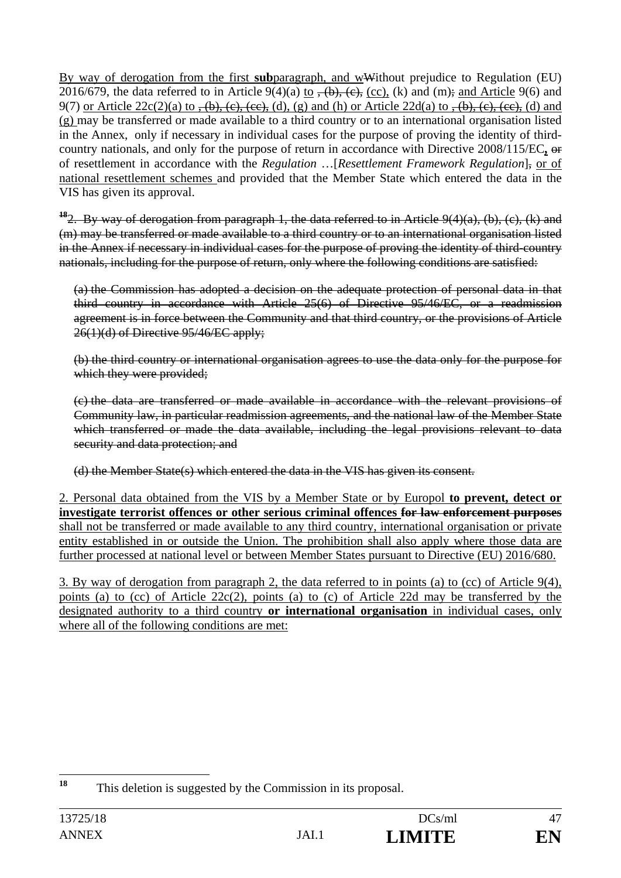By way of derogation from the first **sub**paragraph, and wWithout prejudice to Regulation (EU) 2016/679, the data referred to in Article 9(4)(a) to , (b), (c), (cc), (k) and (m); and Article 9(6) and 9(7) or Article 22c(2)(a) to , (b), (c), (cc), (d), (g) and (h) or Article 22d(a) to , (b), (c), (cc), (d) and (g) may be transferred or made available to a third country or to an international organisation listed in the Annex, only if necessary in individual cases for the purpose of proving the identity of third-country nationals, and only for the purpose of return in accordance with Directive 2008/115/EC, or of resettlement in accordance with the *Regulation* …[*Resettlement Framework Regulation*], or of national resettlement schemes and provided that the Member State which entered the data in the VIS has given its approval.

~~[18]2. By way of derogation from paragraph 1, the data referred to in Article 9(4)(a), (b), (c), (k) and (m) may be transferred or made available to a third country or to an international organisation listed in the Annex if necessary in individual cases for the purpose of proving the identity of third-country nationals, including for the purpose of return, only where the following conditions are satisfied:~~

~~(a) the Commission has adopted a decision on the adequate protection of personal data in that third country in accordance with Article 25(6) of Directive 95/46/EC, or a readmission agreement is in force between the Community and that third country, or the provisions of Article 26(1)(d) of Directive 95/46/EC apply;~~

~~(b) the third country or international organisation agrees to use the data only for the purpose for which they were provided;~~

~~(c) the data are transferred or made available in accordance with the relevant provisions of Community law, in particular readmission agreements, and the national law of the Member State which transferred or made the data available, including the legal provisions relevant to data security and data protection; and~~

~~(d) the Member State(s) which entered the data in the VIS has given its consent.~~

2. Personal data obtained from the VIS by a Member State or by Europol **to prevent, detect or investigate terrorist offences or other serious criminal offences** ~~**for law enforcement purposes**~~ shall not be transferred or made available to any third country, international organisation or private entity established in or outside the Union. The prohibition shall also apply where those data are further processed at national level or between Member States pursuant to Directive (EU) 2016/680.

3. By way of derogation from paragraph 2, the data referred to in points (a) to (cc) of Article 9(4), points (a) to (cc) of Article 22c(2), points (a) to (c) of Article 22d may be transferred by the designated authority to a third country **or international organisation** in individual cases, only where all of the following conditions are met:

---

[18] This deletion is suggested by the Commission in its proposal.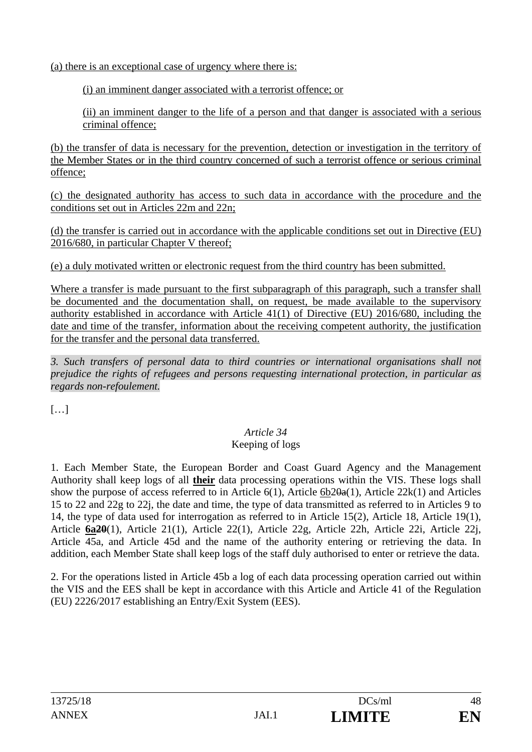(a) there is an exceptional case of urgency where there is:

(i) an imminent danger associated with a terrorist offence; or

(ii) an imminent danger to the life of a person and that danger is associated with a serious criminal offence;

(b) the transfer of data is necessary for the prevention, detection or investigation in the territory of the Member States or in the third country concerned of such a terrorist offence or serious criminal offence;

(c) the designated authority has access to such data in accordance with the procedure and the conditions set out in Articles 22m and 22n;

(d) the transfer is carried out in accordance with the applicable conditions set out in Directive (EU) 2016/680, in particular Chapter V thereof;

(e) a duly motivated written or electronic request from the third country has been submitted.

Where a transfer is made pursuant to the first subparagraph of this paragraph, such a transfer shall be documented and the documentation shall, on request, be made available to the supervisory authority established in accordance with Article 41(1) of Directive (EU) 2016/680, including the date and time of the transfer, information about the receiving competent authority, the justification for the transfer and the personal data transferred.

*3. Such transfers of personal data to third countries or international organisations shall not prejudice the rights of refugees and persons requesting international protection, in particular as regards non-refoulement.*

[…]

*Article 34*
Keeping of logs

1. Each Member State, the European Border and Coast Guard Agency and the Management Authority shall keep logs of all **their** data processing operations within the VIS. These logs shall show the purpose of access referred to in Article 6(1), Article 6b20a(1), Article 22k(1) and Articles 15 to 22 and 22g to 22j, the date and time, the type of data transmitted as referred to in Articles 9 to 14, the type of data used for interrogation as referred to in Article 15(2), Article 18, Article 19(1), Article **6a**20(1), Article 21(1), Article 22(1), Article 22g, Article 22h, Article 22i, Article 22j, Article 45a, and Article 45d and the name of the authority entering or retrieving the data. In addition, each Member State shall keep logs of the staff duly authorised to enter or retrieve the data.

2. For the operations listed in Article 45b a log of each data processing operation carried out within the VIS and the EES shall be kept in accordance with this Article and Article 41 of the Regulation (EU) 2226/2017 establishing an Entry/Exit System (EES).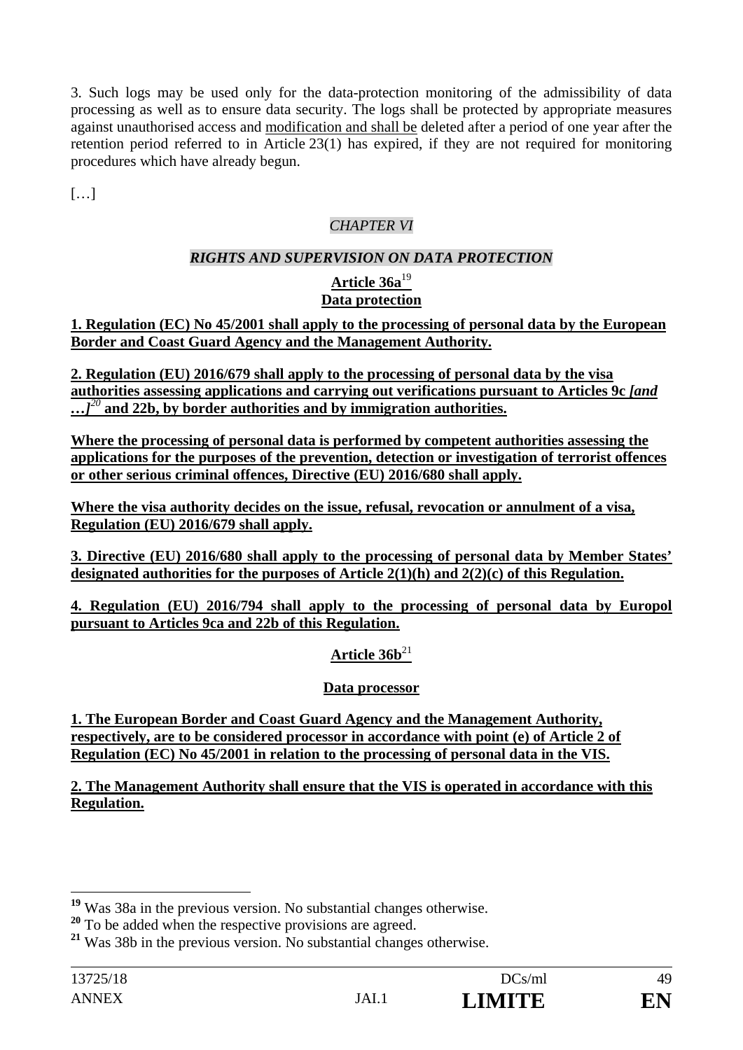3. Such logs may be used only for the data-protection monitoring of the admissibility of data processing as well as to ensure data security. The logs shall be protected by appropriate measures against unauthorised access and modification and shall be deleted after a period of one year after the retention period referred to in Article 23(1) has expired, if they are not required for monitoring procedures which have already begun.

[…]

*CHAPTER VI*

***RIGHTS AND SUPERVISION ON DATA PROTECTION***

**Article 36a**[19]

**Data protection**

**1. Regulation (EC) No 45/2001 shall apply to the processing of personal data by the European Border and Coast Guard Agency and the Management Authority.**

**2. Regulation (EU) 2016/679 shall apply to the processing of personal data by the visa authorities assessing applications and carrying out verifications pursuant to Articles 9c *[and …]*[20] and 22b, by border authorities and by immigration authorities.**

**Where the processing of personal data is performed by competent authorities assessing the applications for the purposes of the prevention, detection or investigation of terrorist offences or other serious criminal offences, Directive (EU) 2016/680 shall apply.**

**Where the visa authority decides on the issue, refusal, revocation or annulment of a visa, Regulation (EU) 2016/679 shall apply.**

**3. Directive (EU) 2016/680 shall apply to the processing of personal data by Member States' designated authorities for the purposes of Article 2(1)(h) and 2(2)(c) of this Regulation.**

**4. Regulation (EU) 2016/794 shall apply to the processing of personal data by Europol pursuant to Articles 9ca and 22b of this Regulation.**

**Article 36b**[21]

**Data processor**

**1. The European Border and Coast Guard Agency and the Management Authority, respectively, are to be considered processor in accordance with point (e) of Article 2 of Regulation (EC) No 45/2001 in relation to the processing of personal data in the VIS.**

**2. The Management Authority shall ensure that the VIS is operated in accordance with this Regulation.**

---

[19] Was 38a in the previous version. No substantial changes otherwise.

[20] To be added when the respective provisions are agreed.

[21] Was 38b in the previous version. No substantial changes otherwise.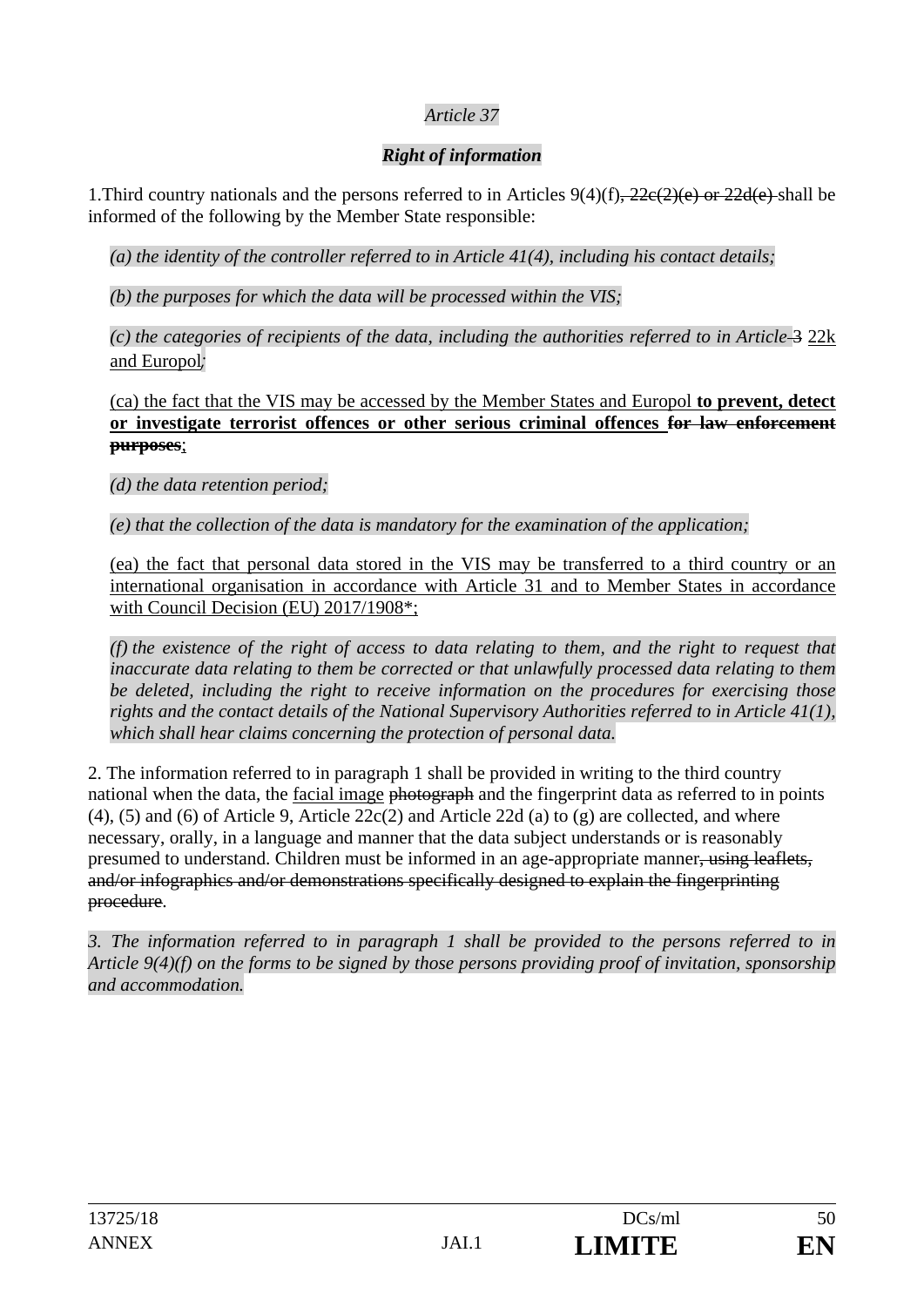*Article 37*

***Right of information***

1.Third country nationals and the persons referred to in Articles 9(4)(f)~~, 22c(2)(e) or 22d(e)~~ shall be informed of the following by the Member State responsible:

*(a) the identity of the controller referred to in Article 41(4), including his contact details;*

*(b) the purposes for which the data will be processed within the VIS;*

*(c) the categories of recipients of the data, including the authorities referred to in Article* ~~3~~ 22k and Europol*;*

(ca) the fact that the VIS may be accessed by the Member States and Europol **to prevent, detect or investigate terrorist offences or other serious criminal offences** ~~**for law enforcement purposes**~~;

*(d) the data retention period;*

*(e) that the collection of the data is mandatory for the examination of the application;*

(ea) the fact that personal data stored in the VIS may be transferred to a third country or an international organisation in accordance with Article 31 and to Member States in accordance with Council Decision (EU) 2017/1908*;

*(f) the existence of the right of access to data relating to them, and the right to request that inaccurate data relating to them be corrected or that unlawfully processed data relating to them be deleted, including the right to receive information on the procedures for exercising those rights and the contact details of the National Supervisory Authorities referred to in Article 41(1), which shall hear claims concerning the protection of personal data.*

2. The information referred to in paragraph 1 shall be provided in writing to the third country national when the data, the facial image ~~photograph~~ and the fingerprint data as referred to in points (4), (5) and (6) of Article 9, Article 22c(2) and Article 22d (a) to (g) are collected, and where necessary, orally, in a language and manner that the data subject understands or is reasonably presumed to understand. Children must be informed in an age-appropriate manner~~, using leaflets, and/or infographics and/or demonstrations specifically designed to explain the fingerprinting procedure~~.

*3. The information referred to in paragraph 1 shall be provided to the persons referred to in Article 9(4)(f) on the forms to be signed by those persons providing proof of invitation, sponsorship and accommodation.*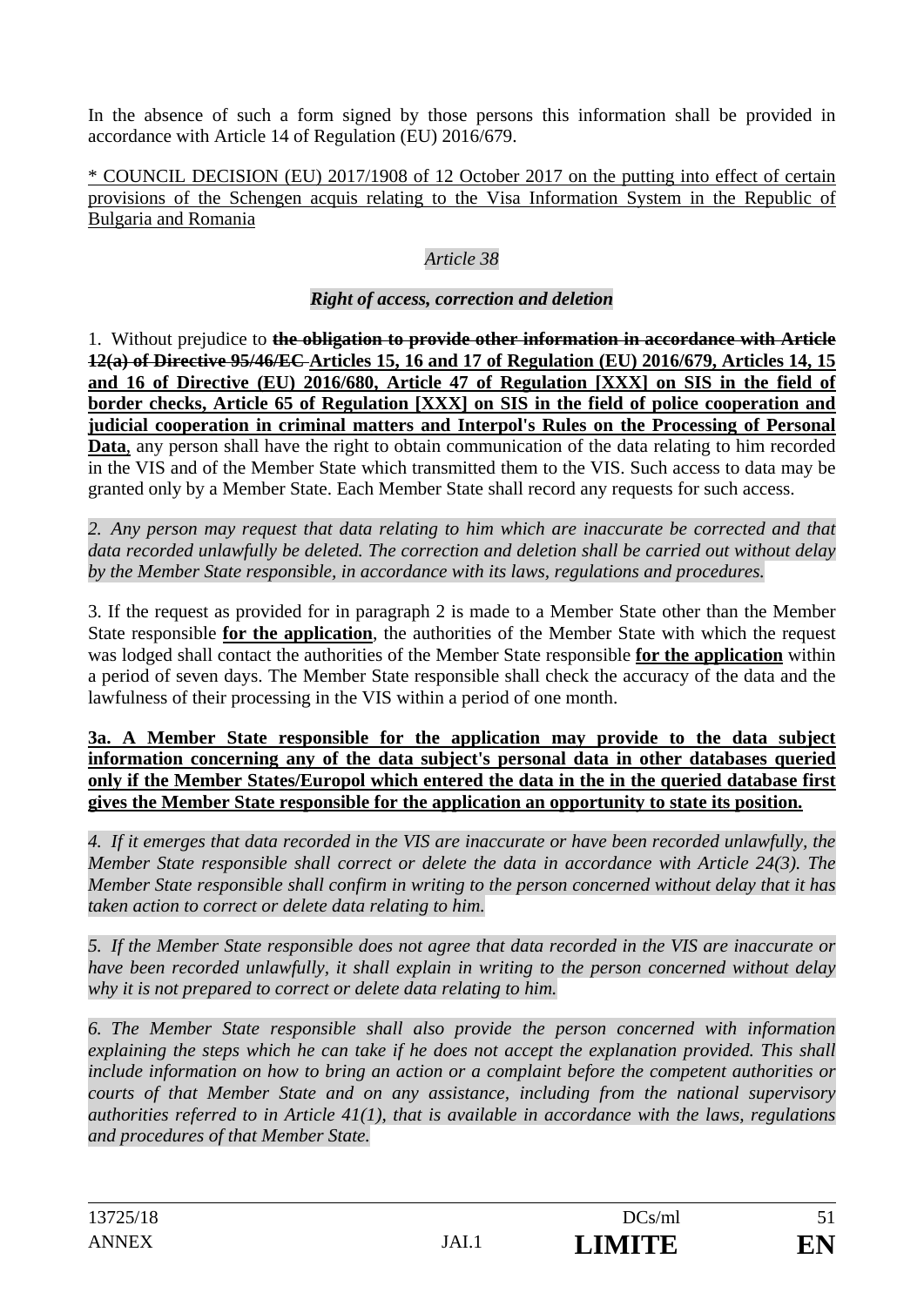In the absence of such a form signed by those persons this information shall be provided in accordance with Article 14 of Regulation (EU) 2016/679.

<u>* COUNCIL DECISION (EU) 2017/1908 of 12 October 2017 on the putting into effect of certain provisions of the Schengen acquis relating to the Visa Information System in the Republic of Bulgaria and Romania</u>

*Article 38*

***Right of access, correction and deletion***

1. Without prejudice to ~~**the obligation to provide other information in accordance with Article 12(a) of Directive 95/46/EC**~~ <u>**Articles 15, 16 and 17 of Regulation (EU) 2016/679, Articles 14, 15 and 16 of Directive (EU) 2016/680, Article 47 of Regulation [XXX] on SIS in the field of border checks, Article 65 of Regulation [XXX] on SIS in the field of police cooperation and judicial cooperation in criminal matters and Interpol's Rules on the Processing of Personal Data**</u>, any person shall have the right to obtain communication of the data relating to him recorded in the VIS and of the Member State which transmitted them to the VIS. Such access to data may be granted only by a Member State. Each Member State shall record any requests for such access.

*2. Any person may request that data relating to him which are inaccurate be corrected and that data recorded unlawfully be deleted. The correction and deletion shall be carried out without delay by the Member State responsible, in accordance with its laws, regulations and procedures.*

3. If the request as provided for in paragraph 2 is made to a Member State other than the Member State responsible <u>**for the application**</u>, the authorities of the Member State with which the request was lodged shall contact the authorities of the Member State responsible <u>**for the application**</u> within a period of seven days. The Member State responsible shall check the accuracy of the data and the lawfulness of their processing in the VIS within a period of one month.

<u>**3a. A Member State responsible for the application may provide to the data subject information concerning any of the data subject's personal data in other databases queried only if the Member States/Europol which entered the data in the in the queried database first gives the Member State responsible for the application an opportunity to state its position.**</u>

*4. If it emerges that data recorded in the VIS are inaccurate or have been recorded unlawfully, the Member State responsible shall correct or delete the data in accordance with Article 24(3). The Member State responsible shall confirm in writing to the person concerned without delay that it has taken action to correct or delete data relating to him.*

*5. If the Member State responsible does not agree that data recorded in the VIS are inaccurate or have been recorded unlawfully, it shall explain in writing to the person concerned without delay why it is not prepared to correct or delete data relating to him.*

*6. The Member State responsible shall also provide the person concerned with information explaining the steps which he can take if he does not accept the explanation provided. This shall include information on how to bring an action or a complaint before the competent authorities or courts of that Member State and on any assistance, including from the national supervisory authorities referred to in Article 41(1), that is available in accordance with the laws, regulations and procedures of that Member State.*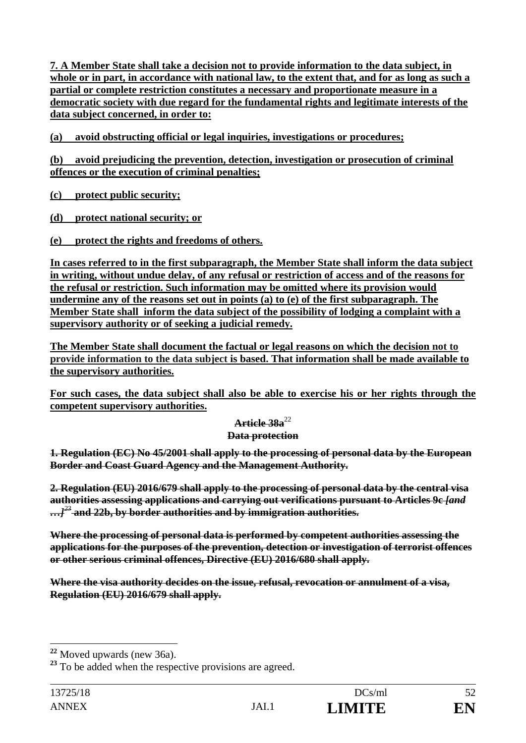**7. A Member State shall take a decision not to provide information to the data subject, in whole or in part, in accordance with national law, to the extent that, and for as long as such a partial or complete restriction constitutes a necessary and proportionate measure in a democratic society with due regard for the fundamental rights and legitimate interests of the data subject concerned, in order to:**

**(a) avoid obstructing official or legal inquiries, investigations or procedures;**

**(b) avoid prejudicing the prevention, detection, investigation or prosecution of criminal offences or the execution of criminal penalties;**

**(c) protect public security;**

**(d) protect national security; or**

**(e) protect the rights and freedoms of others.**

**In cases referred to in the first subparagraph, the Member State shall inform the data subject in writing, without undue delay, of any refusal or restriction of access and of the reasons for the refusal or restriction. Such information may be omitted where its provision would undermine any of the reasons set out in points (a) to (e) of the first subparagraph. The Member State shall inform the data subject of the possibility of lodging a complaint with a supervisory authority or of seeking a judicial remedy.**

**The Member State shall document the factual or legal reasons on which the decision not to provide information to the data subject is based. That information shall be made available to the supervisory authorities.**

**For such cases, the data subject shall also be able to exercise his or her rights through the competent supervisory authorities.**

~~**Article 38a**~~[22]

~~**Data protection**~~

~~**1. Regulation (EC) No 45/2001 shall apply to the processing of personal data by the European Border and Coast Guard Agency and the Management Authority.**~~

~~**2. Regulation (EU) 2016/679 shall apply to the processing of personal data by the central visa authorities assessing applications and carrying out verifications pursuant to Articles 9c *[and …]*[23] and 22b, by border authorities and by immigration authorities.**~~

~~**Where the processing of personal data is performed by competent authorities assessing the applications for the purposes of the prevention, detection or investigation of terrorist offences or other serious criminal offences, Directive (EU) 2016/680 shall apply.**~~

~~**Where the visa authority decides on the issue, refusal, revocation or annulment of a visa, Regulation (EU) 2016/679 shall apply.**~~

---

[22] Moved upwards (new 36a).

[23] To be added when the respective provisions are agreed.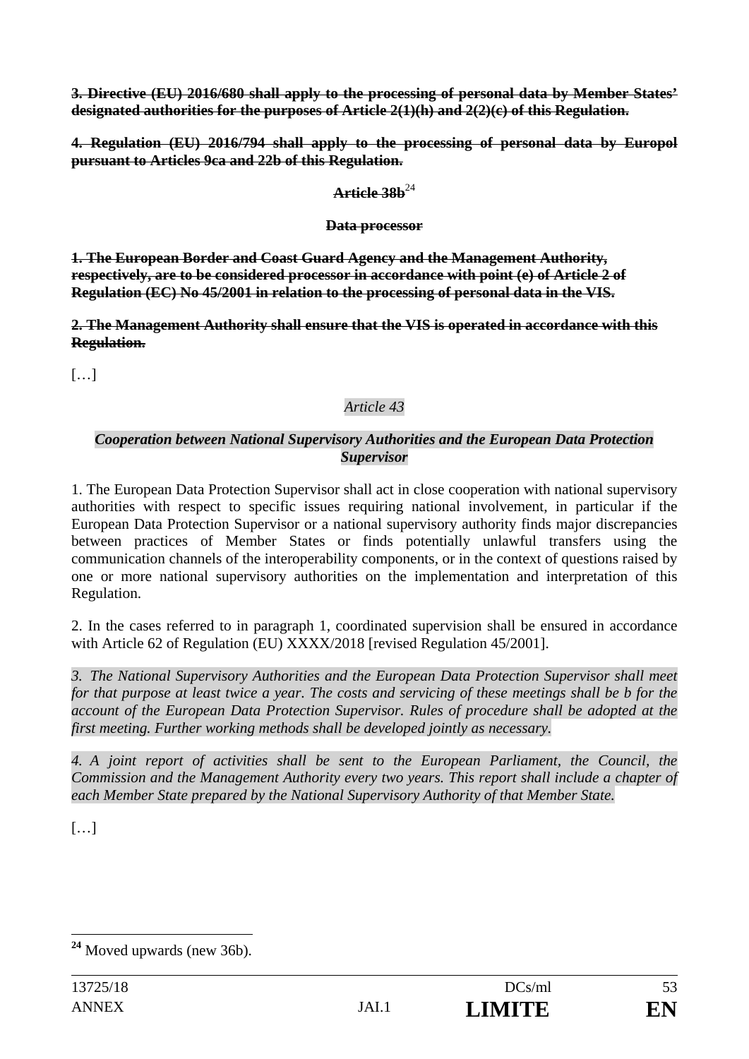~~**3. Directive (EU) 2016/680 shall apply to the processing of personal data by Member States' designated authorities for the purposes of Article 2(1)(h) and 2(2)(c) of this Regulation.**~~

~~**4. Regulation (EU) 2016/794 shall apply to the processing of personal data by Europol pursuant to Articles 9ca and 22b of this Regulation.**~~

**~~Article 38b~~**[24]

**~~Data processor~~**

~~**1. The European Border and Coast Guard Agency and the Management Authority, respectively, are to be considered processor in accordance with point (e) of Article 2 of Regulation (EC) No 45/2001 in relation to the processing of personal data in the VIS.**~~

~~**2. The Management Authority shall ensure that the VIS is operated in accordance with this Regulation.**~~

[…]

*Article 43*

***Cooperation between National Supervisory Authorities and the European Data Protection Supervisor***

1. The European Data Protection Supervisor shall act in close cooperation with national supervisory authorities with respect to specific issues requiring national involvement, in particular if the European Data Protection Supervisor or a national supervisory authority finds major discrepancies between practices of Member States or finds potentially unlawful transfers using the communication channels of the interoperability components, or in the context of questions raised by one or more national supervisory authorities on the implementation and interpretation of this Regulation.

2. In the cases referred to in paragraph 1, coordinated supervision shall be ensured in accordance with Article 62 of Regulation (EU) XXXX/2018 [revised Regulation 45/2001].

*3. The National Supervisory Authorities and the European Data Protection Supervisor shall meet for that purpose at least twice a year. The costs and servicing of these meetings shall be b for the account of the European Data Protection Supervisor. Rules of procedure shall be adopted at the first meeting. Further working methods shall be developed jointly as necessary.*

*4. A joint report of activities shall be sent to the European Parliament, the Council, the Commission and the Management Authority every two years. This report shall include a chapter of each Member State prepared by the National Supervisory Authority of that Member State.*

[…]

[24] Moved upwards (new 36b).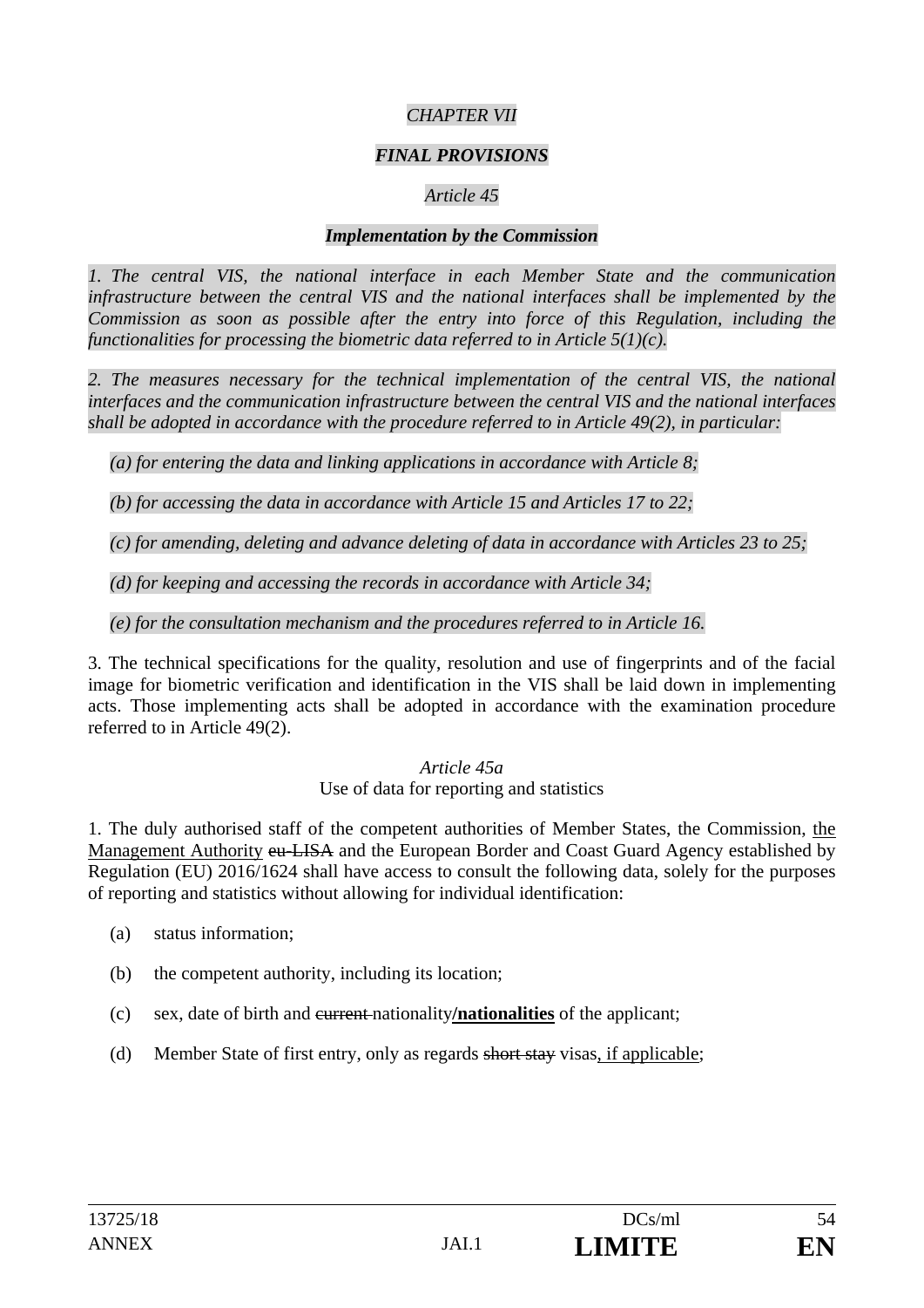*CHAPTER VII*

***FINAL PROVISIONS***

*Article 45*

***Implementation by the Commission***

*1. The central VIS, the national interface in each Member State and the communication infrastructure between the central VIS and the national interfaces shall be implemented by the Commission as soon as possible after the entry into force of this Regulation, including the functionalities for processing the biometric data referred to in Article 5(1)(c).*

*2. The measures necessary for the technical implementation of the central VIS, the national interfaces and the communication infrastructure between the central VIS and the national interfaces shall be adopted in accordance with the procedure referred to in Article 49(2), in particular:*

*(a) for entering the data and linking applications in accordance with Article 8;*

*(b) for accessing the data in accordance with Article 15 and Articles 17 to 22;*

*(c) for amending, deleting and advance deleting of data in accordance with Articles 23 to 25;*

*(d) for keeping and accessing the records in accordance with Article 34;*

*(e) for the consultation mechanism and the procedures referred to in Article 16.*

3. The technical specifications for the quality, resolution and use of fingerprints and of the facial image for biometric verification and identification in the VIS shall be laid down in implementing acts. Those implementing acts shall be adopted in accordance with the examination procedure referred to in Article 49(2).

*Article 45a*

Use of data for reporting and statistics

1. The duly authorised staff of the competent authorities of Member States, the Commission, <u>the Management Authority</u> ~~eu-LISA~~ and the European Border and Coast Guard Agency established by Regulation (EU) 2016/1624 shall have access to consult the following data, solely for the purposes of reporting and statistics without allowing for individual identification:

(a) status information;

(b) the competent authority, including its location;

(c) sex, date of birth and ~~current~~ nationality**<u>/nationalities</u>** of the applicant;

(d) Member State of first entry, only as regards ~~short stay~~ visas<u>, if applicable</u>;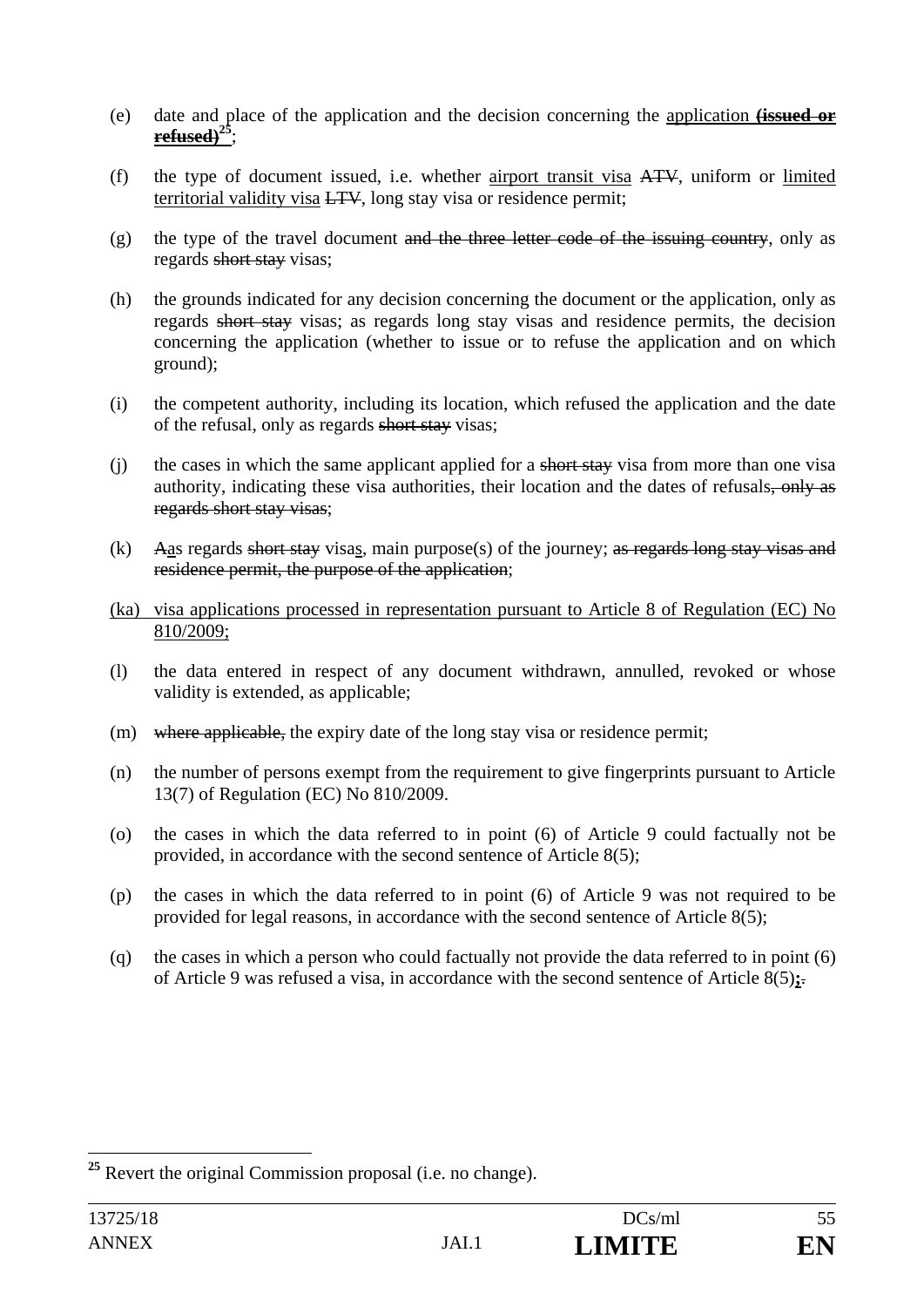(e) date and place of the application and the decision concerning the application ~~**(issued or refused)**~~[25];

(f) the type of document issued, i.e. whether airport transit visa ~~ATV~~, uniform or limited territorial validity visa ~~LTV~~, long stay visa or residence permit;

(g) the type of the travel document ~~and the three letter code of the issuing country~~, only as regards ~~short stay~~ visas;

(h) the grounds indicated for any decision concerning the document or the application, only as regards ~~short stay~~ visas; as regards long stay visas and residence permits, the decision concerning the application (whether to issue or to refuse the application and on which ground);

(i) the competent authority, including its location, which refused the application and the date of the refusal, only as regards ~~short stay~~ visas;

(j) the cases in which the same applicant applied for a ~~short stay~~ visa from more than one visa authority, indicating these visa authorities, their location and the dates of refusals~~, only as regards short stay visas~~;

(k) ~~A~~as regards ~~short stay~~ visas, main purpose(s) of the journey; ~~as regards long stay visas and residence permit, the purpose of the application~~;

(ka) visa applications processed in representation pursuant to Article 8 of Regulation (EC) No 810/2009;

(l) the data entered in respect of any document withdrawn, annulled, revoked or whose validity is extended, as applicable;

(m) ~~where applicable,~~ the expiry date of the long stay visa or residence permit;

(n) the number of persons exempt from the requirement to give fingerprints pursuant to Article 13(7) of Regulation (EC) No 810/2009.

(o) the cases in which the data referred to in point (6) of Article 9 could factually not be provided, in accordance with the second sentence of Article 8(5);

(p) the cases in which the data referred to in point (6) of Article 9 was not required to be provided for legal reasons, in accordance with the second sentence of Article 8(5);

(q) the cases in which a person who could factually not provide the data referred to in point (6) of Article 9 was refused a visa, in accordance with the second sentence of Article 8(5)**;**~~.~~

[25] Revert the original Commission proposal (i.e. no change).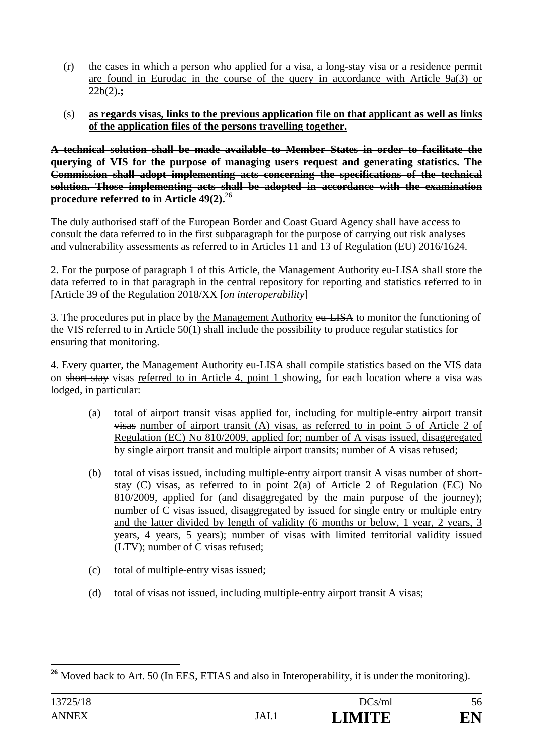(r) the cases in which a person who applied for a visa, a long-stay visa or a residence permit are found in Eurodac in the course of the query in accordance with Article 9a(3) or 22b(2).**;**

(s) **as regards visas, links to the previous application file on that applicant as well as links of the application files of the persons travelling together.**

~~**A technical solution shall be made available to Member States in order to facilitate the querying of VIS for the purpose of managing users request and generating statistics. The Commission shall adopt implementing acts concerning the specifications of the technical solution. Those implementing acts shall be adopted in accordance with the examination procedure referred to in Article 49(2).**~~[26]

The duly authorised staff of the European Border and Coast Guard Agency shall have access to consult the data referred to in the first subparagraph for the purpose of carrying out risk analyses and vulnerability assessments as referred to in Articles 11 and 13 of Regulation (EU) 2016/1624.

2. For the purpose of paragraph 1 of this Article, the Management Authority ~~eu-LISA~~ shall store the data referred to in that paragraph in the central repository for reporting and statistics referred to in [Article 39 of the Regulation 2018/XX [*on interoperability*]

3. The procedures put in place by the Management Authority ~~eu-LISA~~ to monitor the functioning of the VIS referred to in Article 50(1) shall include the possibility to produce regular statistics for ensuring that monitoring.

4. Every quarter, the Management Authority ~~eu-LISA~~ shall compile statistics based on the VIS data on ~~short-stay~~ visas referred to in Article 4, point 1 showing, for each location where a visa was lodged, in particular:

(a) ~~total of airport transit visas applied for, including for multiple-entry airport transit visas~~ number of airport transit (A) visas, as referred to in point 5 of Article 2 of Regulation (EC) No 810/2009, applied for; number of A visas issued, disaggregated by single airport transit and multiple airport transits; number of A visas refused;

(b) ~~total of visas issued, including multiple-entry airport transit A visas~~ number of short-stay (C) visas, as referred to in point 2(a) of Article 2 of Regulation (EC) No 810/2009, applied for (and disaggregated by the main purpose of the journey); number of C visas issued, disaggregated by issued for single entry or multiple entry and the latter divided by length of validity (6 months or below, 1 year, 2 years, 3 years, 4 years, 5 years); number of visas with limited territorial validity issued (LTV); number of C visas refused;

~~(c) total of multiple-entry visas issued;~~

~~(d) total of visas not issued, including multiple-entry airport transit A visas;~~

---

[26] Moved back to Art. 50 (In EES, ETIAS and also in Interoperability, it is under the monitoring).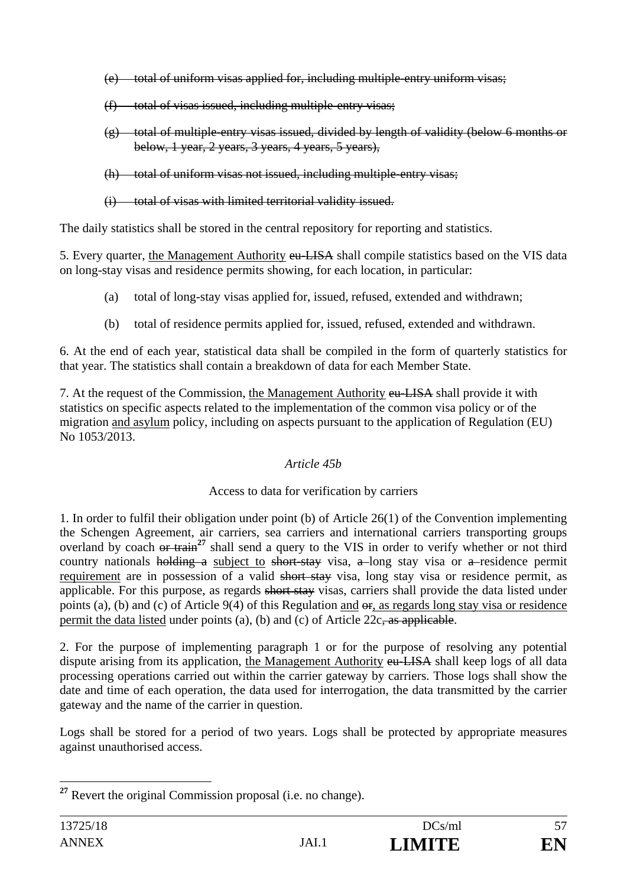(e) ~~total of uniform visas applied for, including multiple-entry uniform visas;~~

(f) ~~total of visas issued, including multiple-entry visas;~~

(g) ~~total of multiple-entry visas issued, divided by length of validity (below 6 months or below, 1 year, 2 years, 3 years, 4 years, 5 years),~~

(h) ~~total of uniform visas not issued, including multiple-entry visas;~~

(i) ~~total of visas with limited territorial validity issued.~~

The daily statistics shall be stored in the central repository for reporting and statistics.

5. Every quarter, <u>the Management Authority</u> ~~eu-LISA~~ shall compile statistics based on the VIS data on long-stay visas and residence permits showing, for each location, in particular:

(a) total of long-stay visas applied for, issued, refused, extended and withdrawn;

(b) total of residence permits applied for, issued, refused, extended and withdrawn.

6. At the end of each year, statistical data shall be compiled in the form of quarterly statistics for that year. The statistics shall contain a breakdown of data for each Member State.

7. At the request of the Commission, <u>the Management Authority</u> ~~eu-LISA~~ shall provide it with statistics on specific aspects related to the implementation of the common visa policy or of the migration <u>and asylum</u> policy, including on aspects pursuant to the application of Regulation (EU) No 1053/2013.

*Article 45b*

Access to data for verification by carriers

1. In order to fulfil their obligation under point (b) of Article 26(1) of the Convention implementing the Schengen Agreement, air carriers, sea carriers and international carriers transporting groups overland by coach ~~or train~~[27] shall send a query to the VIS in order to verify whether or not third country nationals ~~holding a~~ <u>subject to</u> ~~short-stay~~ visa, ~~a~~ long stay visa or ~~a~~ residence permit <u>requirement</u> are in possession of a valid ~~short stay~~ visa, long stay visa or residence permit, as applicable. For this purpose, as regards ~~short-stay~~ visas, carriers shall provide the data listed under points (a), (b) and (c) of Article 9(4) of this Regulation <u>and</u> ~~or~~<u>, as regards long stay visa or residence permit the data listed</u> under points (a), (b) and (c) of Article 22c~~, as applicable~~.

2. For the purpose of implementing paragraph 1 or for the purpose of resolving any potential dispute arising from its application, <u>the Management Authority</u> ~~eu-LISA~~ shall keep logs of all data processing operations carried out within the carrier gateway by carriers. Those logs shall show the date and time of each operation, the data used for interrogation, the data transmitted by the carrier gateway and the name of the carrier in question.

Logs shall be stored for a period of two years. Logs shall be protected by appropriate measures against unauthorised access.

---

[27] Revert the original Commission proposal (i.e. no change).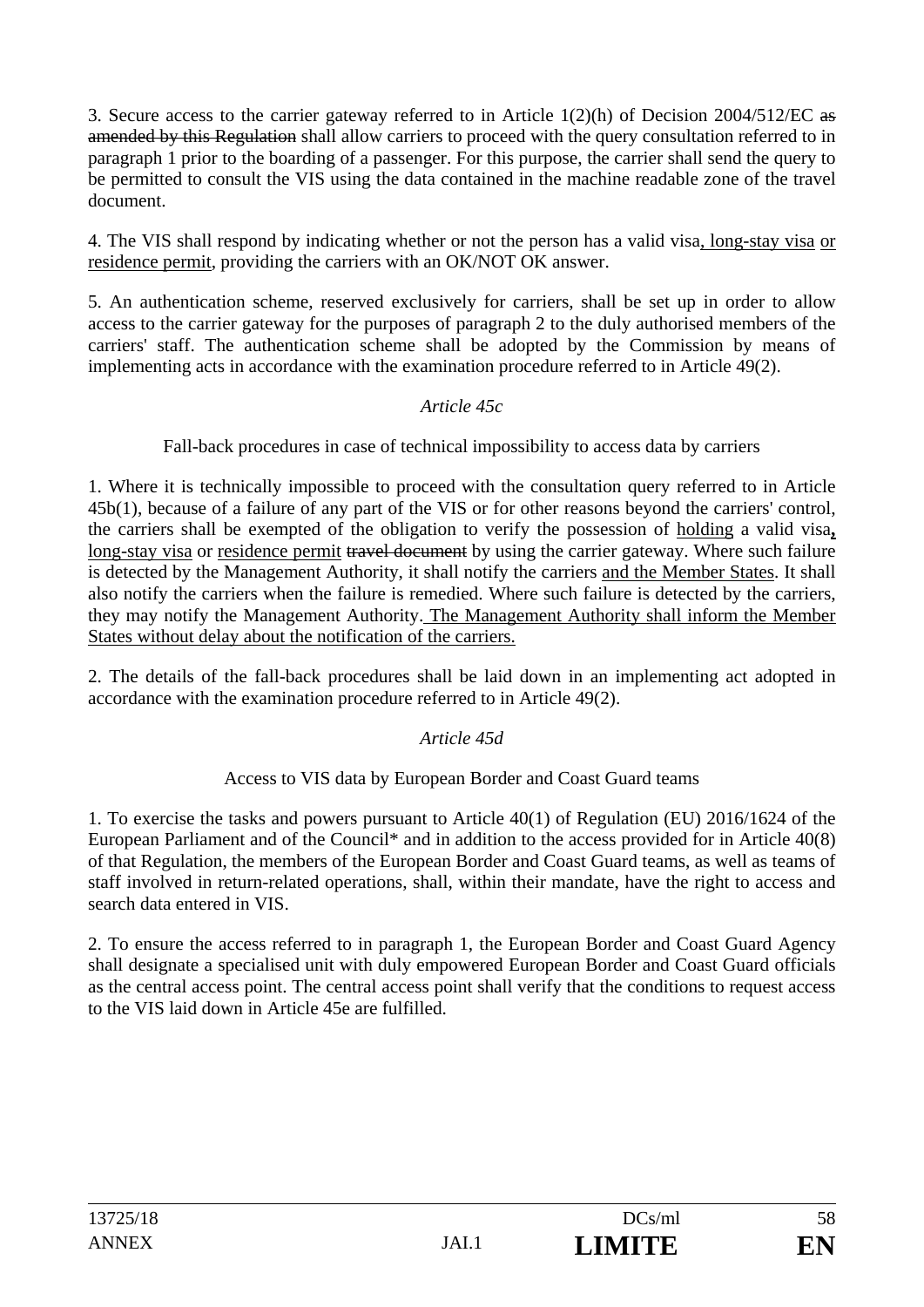3. Secure access to the carrier gateway referred to in Article 1(2)(h) of Decision 2004/512/EC ~~as amended by this Regulation~~ shall allow carriers to proceed with the query consultation referred to in paragraph 1 prior to the boarding of a passenger. For this purpose, the carrier shall send the query to be permitted to consult the VIS using the data contained in the machine readable zone of the travel document.

4. The VIS shall respond by indicating whether or not the person has a valid visa<u>, long-stay visa</u> <u>or</u> <u>residence permit</u>, providing the carriers with an OK/NOT OK answer.

5. An authentication scheme, reserved exclusively for carriers, shall be set up in order to allow access to the carrier gateway for the purposes of paragraph 2 to the duly authorised members of the carriers' staff. The authentication scheme shall be adopted by the Commission by means of implementing acts in accordance with the examination procedure referred to in Article 49(2).

*Article 45c*

Fall-back procedures in case of technical impossibility to access data by carriers

1. Where it is technically impossible to proceed with the consultation query referred to in Article 45b(1), because of a failure of any part of the VIS or for other reasons beyond the carriers' control, the carriers shall be exempted of the obligation to verify the possession of <u>holding</u> a valid visa<u>,</u> <u>long-stay visa</u> or <u>residence permit</u> ~~travel document~~ by using the carrier gateway. Where such failure is detected by the Management Authority, it shall notify the carriers <u>and the Member States</u>. It shall also notify the carriers when the failure is remedied. Where such failure is detected by the carriers, they may notify the Management Authority<u>. The Management Authority shall inform the Member States without delay about the notification of the carriers.</u>

2. The details of the fall-back procedures shall be laid down in an implementing act adopted in accordance with the examination procedure referred to in Article 49(2).

*Article 45d*

Access to VIS data by European Border and Coast Guard teams

1. To exercise the tasks and powers pursuant to Article 40(1) of Regulation (EU) 2016/1624 of the European Parliament and of the Council* and in addition to the access provided for in Article 40(8) of that Regulation, the members of the European Border and Coast Guard teams, as well as teams of staff involved in return-related operations, shall, within their mandate, have the right to access and search data entered in VIS.

2. To ensure the access referred to in paragraph 1, the European Border and Coast Guard Agency shall designate a specialised unit with duly empowered European Border and Coast Guard officials as the central access point. The central access point shall verify that the conditions to request access to the VIS laid down in Article 45e are fulfilled.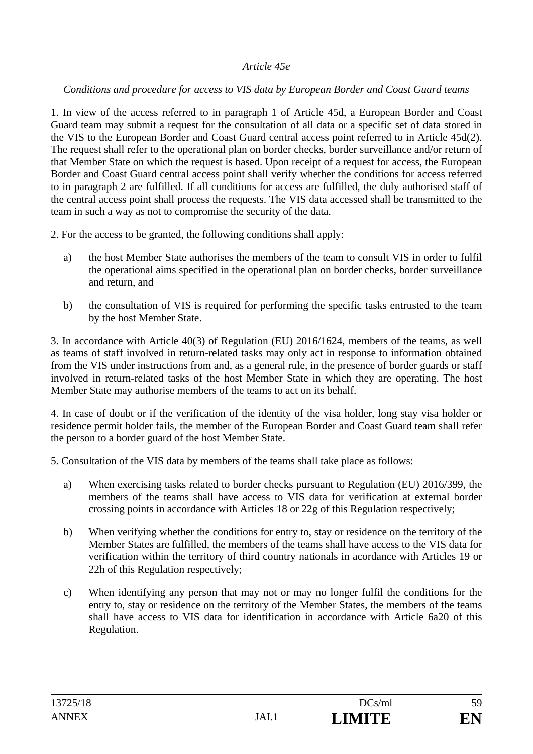*Article 45e*

*Conditions and procedure for access to VIS data by European Border and Coast Guard teams*

1. In view of the access referred to in paragraph 1 of Article 45d, a European Border and Coast Guard team may submit a request for the consultation of all data or a specific set of data stored in the VIS to the European Border and Coast Guard central access point referred to in Article 45d(2). The request shall refer to the operational plan on border checks, border surveillance and/or return of that Member State on which the request is based. Upon receipt of a request for access, the European Border and Coast Guard central access point shall verify whether the conditions for access referred to in paragraph 2 are fulfilled. If all conditions for access are fulfilled, the duly authorised staff of the central access point shall process the requests. The VIS data accessed shall be transmitted to the team in such a way as not to compromise the security of the data.

2. For the access to be granted, the following conditions shall apply:

a) the host Member State authorises the members of the team to consult VIS in order to fulfil the operational aims specified in the operational plan on border checks, border surveillance and return, and

b) the consultation of VIS is required for performing the specific tasks entrusted to the team by the host Member State.

3. In accordance with Article 40(3) of Regulation (EU) 2016/1624, members of the teams, as well as teams of staff involved in return-related tasks may only act in response to information obtained from the VIS under instructions from and, as a general rule, in the presence of border guards or staff involved in return-related tasks of the host Member State in which they are operating. The host Member State may authorise members of the teams to act on its behalf.

4. In case of doubt or if the verification of the identity of the visa holder, long stay visa holder or residence permit holder fails, the member of the European Border and Coast Guard team shall refer the person to a border guard of the host Member State.

5. Consultation of the VIS data by members of the teams shall take place as follows:

a) When exercising tasks related to border checks pursuant to Regulation (EU) 2016/399, the members of the teams shall have access to VIS data for verification at external border crossing points in accordance with Articles 18 or 22g of this Regulation respectively;

b) When verifying whether the conditions for entry to, stay or residence on the territory of the Member States are fulfilled, the members of the teams shall have access to the VIS data for verification within the territory of third country nationals in acordance with Articles 19 or 22h of this Regulation respectively;

c) When identifying any person that may not or may no longer fulfil the conditions for the entry to, stay or residence on the territory of the Member States, the members of the teams shall have access to VIS data for identification in accordance with Article <u>6a</u>~~20~~ of this Regulation.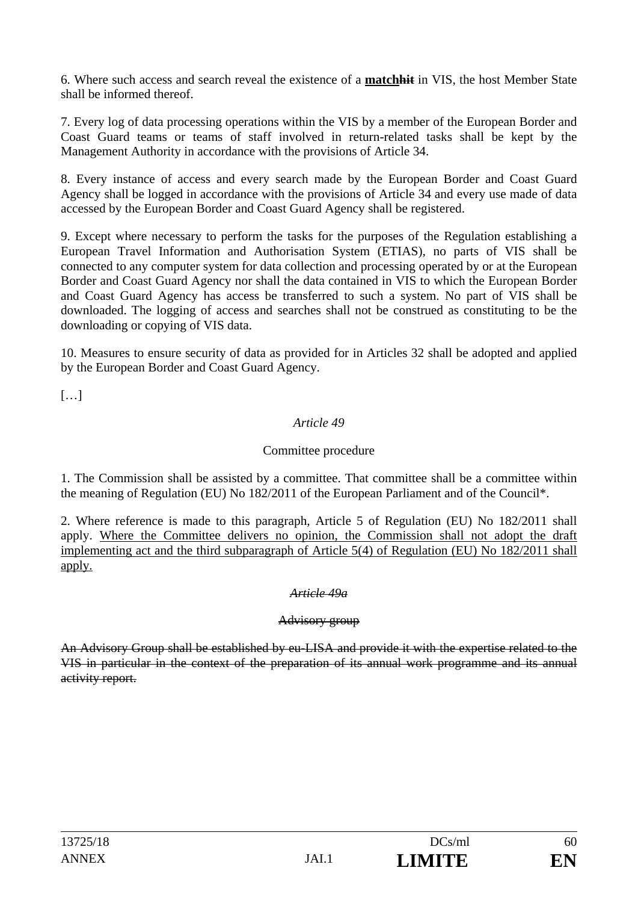6. Where such access and search reveal the existence of a **<u>match</u>**~~hit~~ in VIS, the host Member State shall be informed thereof.

7. Every log of data processing operations within the VIS by a member of the European Border and Coast Guard teams or teams of staff involved in return-related tasks shall be kept by the Management Authority in accordance with the provisions of Article 34.

8. Every instance of access and every search made by the European Border and Coast Guard Agency shall be logged in accordance with the provisions of Article 34 and every use made of data accessed by the European Border and Coast Guard Agency shall be registered.

9. Except where necessary to perform the tasks for the purposes of the Regulation establishing a European Travel Information and Authorisation System (ETIAS), no parts of VIS shall be connected to any computer system for data collection and processing operated by or at the European Border and Coast Guard Agency nor shall the data contained in VIS to which the European Border and Coast Guard Agency has access be transferred to such a system. No part of VIS shall be downloaded. The logging of access and searches shall not be construed as constituting to be the downloading or copying of VIS data.

10. Measures to ensure security of data as provided for in Articles 32 shall be adopted and applied by the European Border and Coast Guard Agency.

[…]

*Article 49*

Committee procedure

1. The Commission shall be assisted by a committee. That committee shall be a committee within the meaning of Regulation (EU) No 182/2011 of the European Parliament and of the Council*.

2. Where reference is made to this paragraph, Article 5 of Regulation (EU) No 182/2011 shall apply. <u>Where the Committee delivers no opinion, the Commission shall not adopt the draft implementing act and the third subparagraph of Article 5(4) of Regulation (EU) No 182/2011 shall apply.</u>

~~*Article 49a*~~

~~Advisory group~~

~~An Advisory Group shall be established by eu-LISA and provide it with the expertise related to the VIS in particular in the context of the preparation of its annual work programme and its annual activity report.~~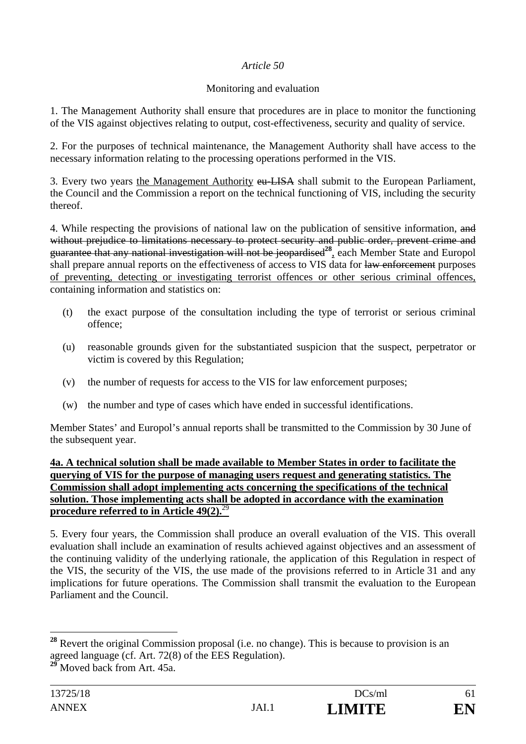*Article 50*

Monitoring and evaluation

1. The Management Authority shall ensure that procedures are in place to monitor the functioning of the VIS against objectives relating to output, cost-effectiveness, security and quality of service.

2. For the purposes of technical maintenance, the Management Authority shall have access to the necessary information relating to the processing operations performed in the VIS.

3. Every two years <u>the Management Authority</u> ~~eu-LISA~~ shall submit to the European Parliament, the Council and the Commission a report on the technical functioning of VIS, including the security thereof.

4. While respecting the provisions of national law on the publication of sensitive information, ~~and without prejudice to limitations necessary to protect security and public order, prevent crime and guarantee that any national investigation will not be jeopardised~~[28], each Member State and Europol shall prepare annual reports on the effectiveness of access to VIS data for ~~law enforcement~~ purposes <u>of preventing, detecting or investigating terrorist offences or other serious criminal offences,</u> containing information and statistics on:

(t) the exact purpose of the consultation including the type of terrorist or serious criminal offence;

(u) reasonable grounds given for the substantiated suspicion that the suspect, perpetrator or victim is covered by this Regulation;

(v) the number of requests for access to the VIS for law enforcement purposes;

(w) the number and type of cases which have ended in successful identifications.

Member States' and Europol's annual reports shall be transmitted to the Commission by 30 June of the subsequent year.

<u>**4a. A technical solution shall be made available to Member States in order to facilitate the querying of VIS for the purpose of managing users request and generating statistics. The Commission shall adopt implementing acts concerning the specifications of the technical solution. Those implementing acts shall be adopted in accordance with the examination procedure referred to in Article 49(2).**</u>[29]

5. Every four years, the Commission shall produce an overall evaluation of the VIS. This overall evaluation shall include an examination of results achieved against objectives and an assessment of the continuing validity of the underlying rationale, the application of this Regulation in respect of the VIS, the security of the VIS, the use made of the provisions referred to in Article 31 and any implications for future operations. The Commission shall transmit the evaluation to the European Parliament and the Council.

---

[28] Revert the original Commission proposal (i.e. no change). This is because to provision is an agreed language (cf. Art. 72(8) of the EES Regulation).

[29] Moved back from Art. 45a.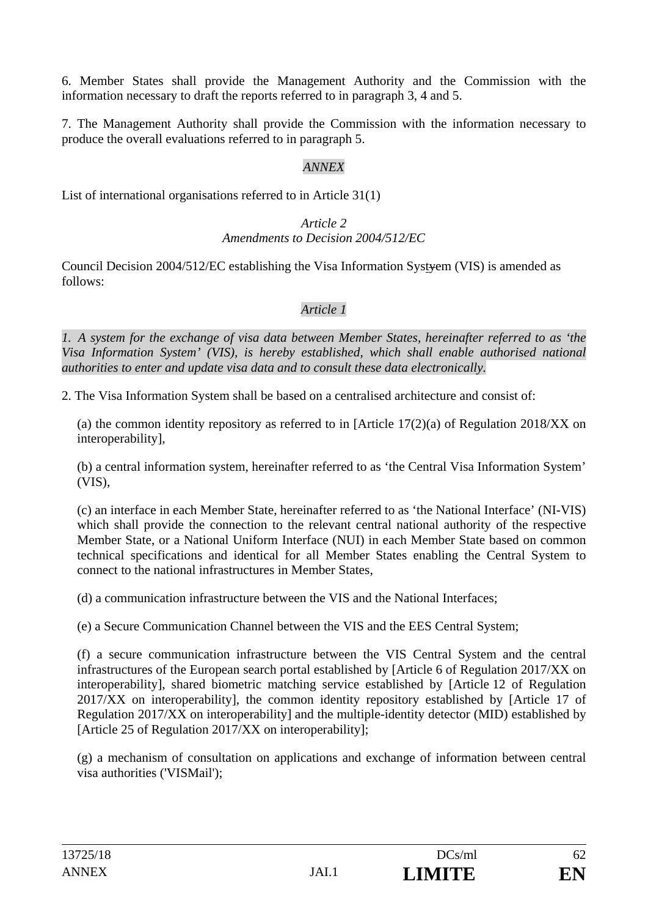6. Member States shall provide the Management Authority and the Commission with the information necessary to draft the reports referred to in paragraph 3, 4 and 5.

7. The Management Authority shall provide the Commission with the information necessary to produce the overall evaluations referred to in paragraph 5.

*ANNEX*

List of international organisations referred to in Article 31(1)

*Article 2*
*Amendments to Decision 2004/512/EC*

Council Decision 2004/512/EC establishing the Visa Information Systyem (VIS) is amended as follows:

*Article 1*

*1. A system for the exchange of visa data between Member States, hereinafter referred to as 'the Visa Information System' (VIS), is hereby established, which shall enable authorised national authorities to enter and update visa data and to consult these data electronically.*

2. The Visa Information System shall be based on a centralised architecture and consist of:

(a) the common identity repository as referred to in [Article 17(2)(a) of Regulation 2018/XX on interoperability],

(b) a central information system, hereinafter referred to as 'the Central Visa Information System' (VIS),

(c) an interface in each Member State, hereinafter referred to as 'the National Interface' (NI-VIS) which shall provide the connection to the relevant central national authority of the respective Member State, or a National Uniform Interface (NUI) in each Member State based on common technical specifications and identical for all Member States enabling the Central System to connect to the national infrastructures in Member States,

(d) a communication infrastructure between the VIS and the National Interfaces;

(e) a Secure Communication Channel between the VIS and the EES Central System;

(f) a secure communication infrastructure between the VIS Central System and the central infrastructures of the European search portal established by [Article 6 of Regulation 2017/XX on interoperability], shared biometric matching service established by [Article 12 of Regulation 2017/XX on interoperability], the common identity repository established by [Article 17 of Regulation 2017/XX on interoperability] and the multiple-identity detector (MID) established by [Article 25 of Regulation 2017/XX on interoperability];

(g) a mechanism of consultation on applications and exchange of information between central visa authorities ('VISMail');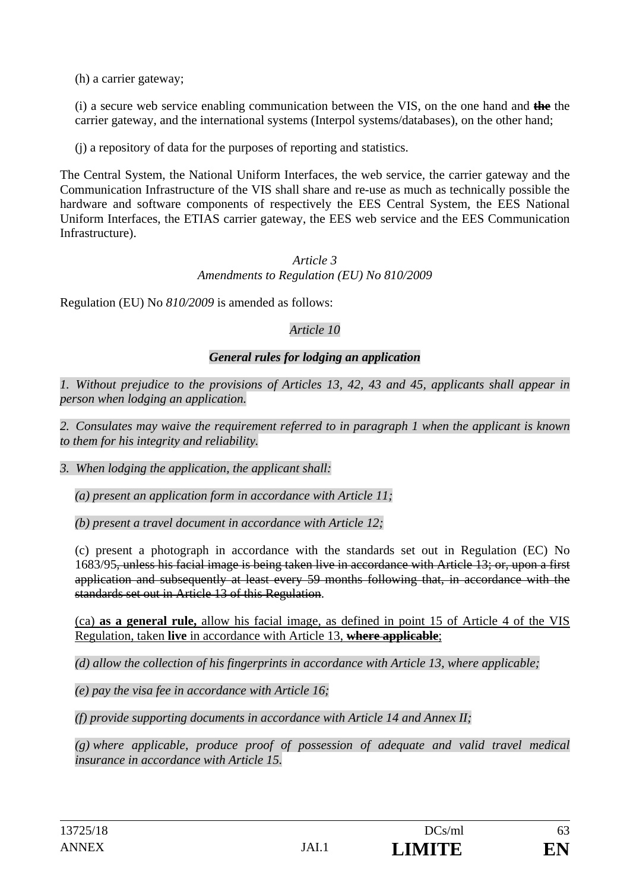(h) a carrier gateway;

(i) a secure web service enabling communication between the VIS, on the one hand and ~~the~~ the carrier gateway, and the international systems (Interpol systems/databases), on the other hand;

(j) a repository of data for the purposes of reporting and statistics.

The Central System, the National Uniform Interfaces, the web service, the carrier gateway and the Communication Infrastructure of the VIS shall share and re-use as much as technically possible the hardware and software components of respectively the EES Central System, the EES National Uniform Interfaces, the ETIAS carrier gateway, the EES web service and the EES Communication Infrastructure).

*Article 3*
*Amendments to Regulation (EU) No 810/2009*

Regulation (EU) No *810/2009* is amended as follows:

*Article 10*

***General rules for lodging an application***

*1. Without prejudice to the provisions of Articles 13, 42, 43 and 45, applicants shall appear in person when lodging an application.*

*2. Consulates may waive the requirement referred to in paragraph 1 when the applicant is known to them for his integrity and reliability.*

*3. When lodging the application, the applicant shall:*

*(a) present an application form in accordance with Article 11;*

*(b) present a travel document in accordance with Article 12;*

(c) present a photograph in accordance with the standards set out in Regulation (EC) No 1683/95~~, unless his facial image is being taken live in accordance with Article 13; or, upon a first application and subsequently at least every 59 months following that, in accordance with the standards set out in Article 13 of this Regulation~~.

(ca) **as a general rule,** allow his facial image, as defined in point 15 of Article 4 of the VIS Regulation, taken **live** in accordance with Article 13, ~~**where applicable**~~;

*(d) allow the collection of his fingerprints in accordance with Article 13, where applicable;*

*(e) pay the visa fee in accordance with Article 16;*

*(f) provide supporting documents in accordance with Article 14 and Annex II;*

*(g) where applicable, produce proof of possession of adequate and valid travel medical insurance in accordance with Article 15.*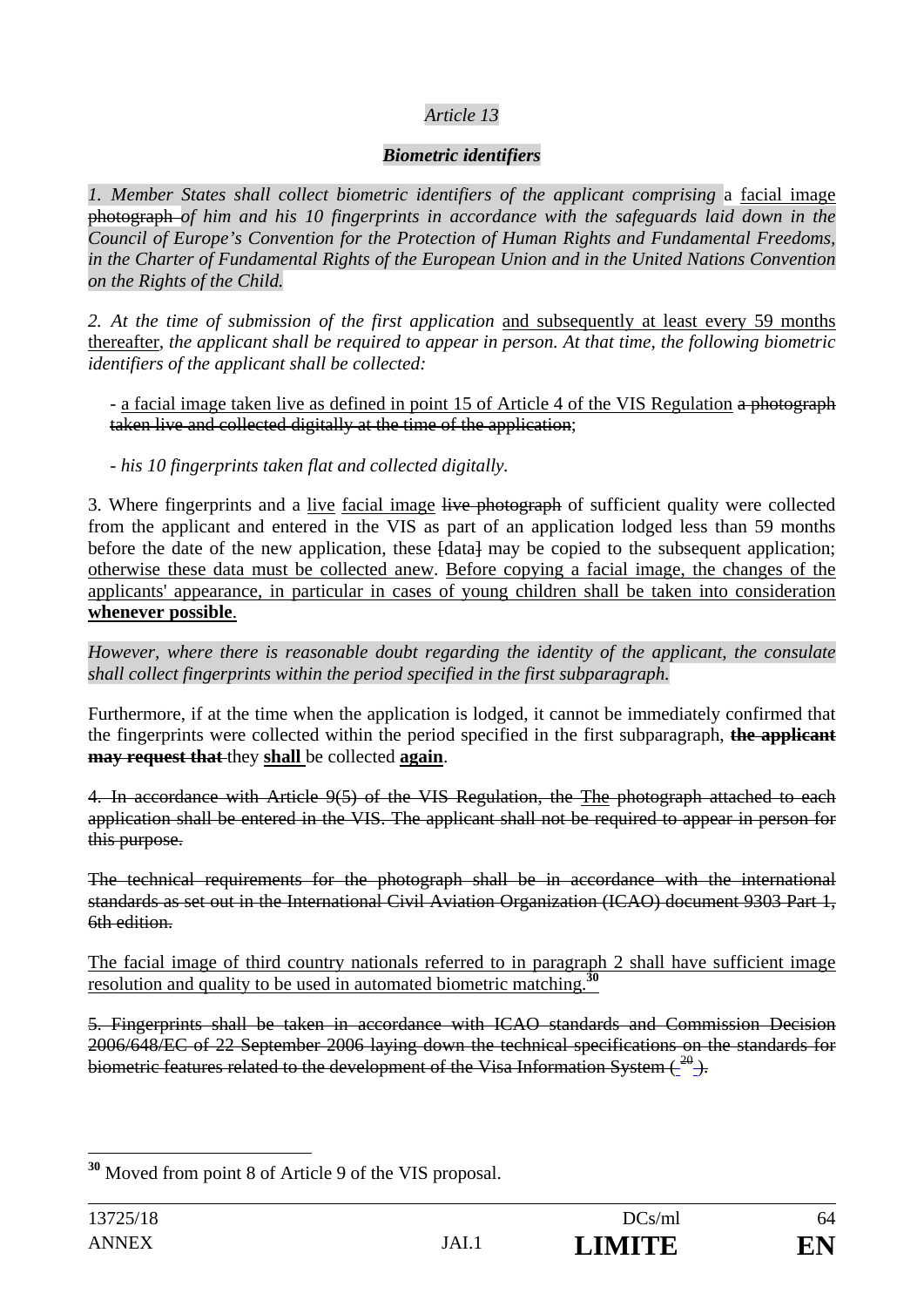*Article 13*

***Biometric identifiers***

*1. Member States shall collect biometric identifiers of the applicant comprising* a facial image ~~photograph~~ *of him and his 10 fingerprints in accordance with the safeguards laid down in the Council of Europe's Convention for the Protection of Human Rights and Fundamental Freedoms, in the Charter of Fundamental Rights of the European Union and in the United Nations Convention on the Rights of the Child.*

*2. At the time of submission of the first application* and subsequently at least every 59 months thereafter*, the applicant shall be required to appear in person. At that time, the following biometric identifiers of the applicant shall be collected:*

- a facial image taken live as defined in point 15 of Article 4 of the VIS Regulation ~~a photograph taken live and collected digitally at the time of the application~~;

- *his 10 fingerprints taken flat and collected digitally.*

3. Where fingerprints and a live facial image ~~live photograph~~ of sufficient quality were collected from the applicant and entered in the VIS as part of an application lodged less than 59 months before the date of the new application, these ~~[~~data~~]~~ may be copied to the subsequent application; otherwise these data must be collected anew. Before copying a facial image, the changes of the applicants' appearance, in particular in cases of young children shall be taken into consideration **whenever possible**.

*However, where there is reasonable doubt regarding the identity of the applicant, the consulate shall collect fingerprints within the period specified in the first subparagraph.*

Furthermore, if at the time when the application is lodged, it cannot be immediately confirmed that the fingerprints were collected within the period specified in the first subparagraph, ~~**the applicant may request that**~~ they **shall** be collected **again**.

~~4. In accordance with Article 9(5) of the VIS Regulation, the~~ The ~~photograph attached to each application shall be entered in the VIS. The applicant shall not be required to appear in person for this purpose.~~

~~The technical requirements for the photograph shall be in accordance with the international standards as set out in the International Civil Aviation Organization (ICAO) document 9303 Part 1, 6th edition.~~

The facial image of third country nationals referred to in paragraph 2 shall have sufficient image resolution and quality to be used in automated biometric matching.[30]

~~5. Fingerprints shall be taken in accordance with ICAO standards and Commission Decision 2006/648/EC of 22 September 2006 laying down the technical specifications on the standards for biometric features related to the development of the Visa Information System ([20]).~~

---

[30] Moved from point 8 of Article 9 of the VIS proposal.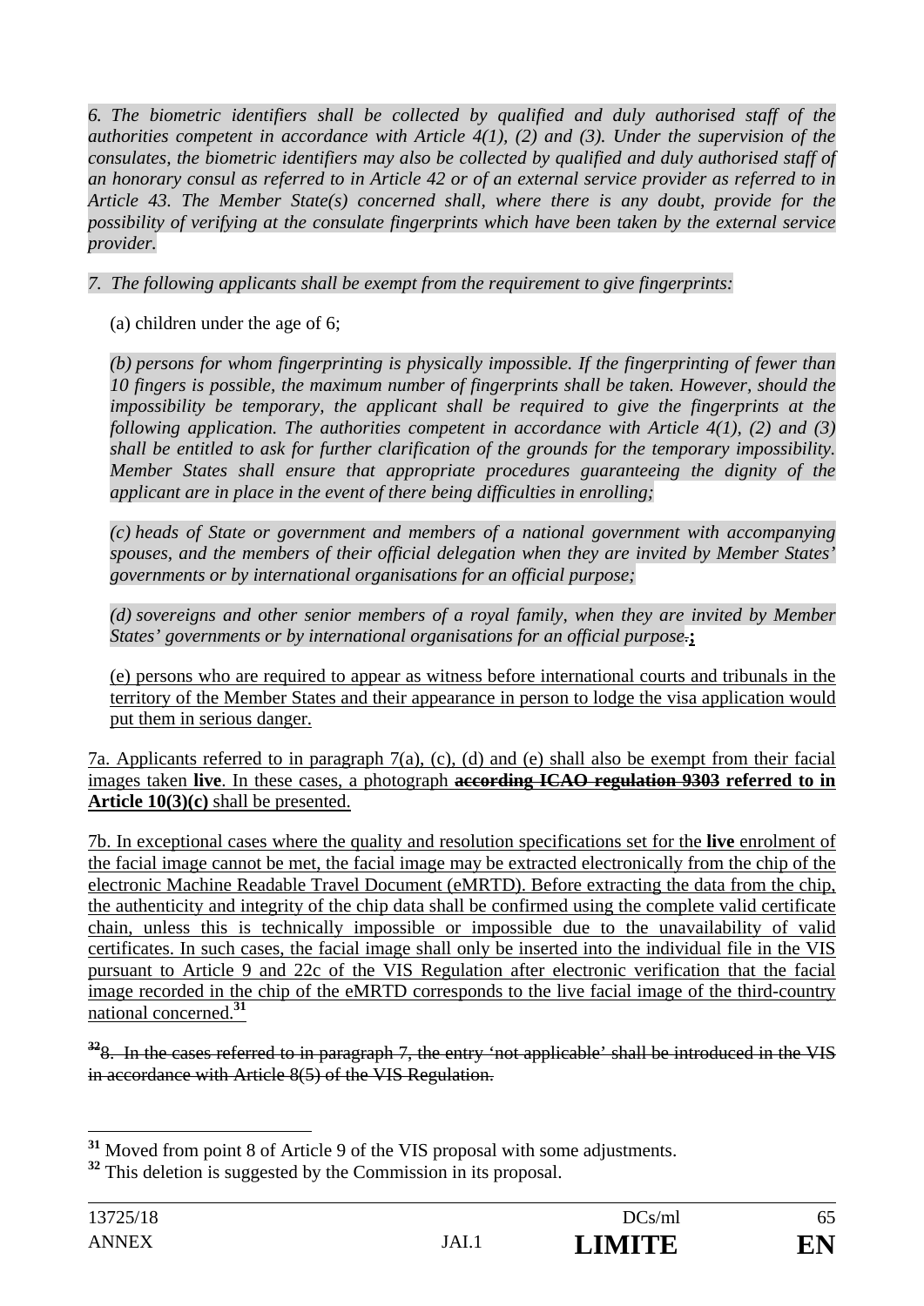*6. The biometric identifiers shall be collected by qualified and duly authorised staff of the authorities competent in accordance with Article 4(1), (2) and (3). Under the supervision of the consulates, the biometric identifiers may also be collected by qualified and duly authorised staff of an honorary consul as referred to in Article 42 or of an external service provider as referred to in Article 43. The Member State(s) concerned shall, where there is any doubt, provide for the possibility of verifying at the consulate fingerprints which have been taken by the external service provider.*

*7. The following applicants shall be exempt from the requirement to give fingerprints:*

(a) children under the age of 6;

*(b) persons for whom fingerprinting is physically impossible. If the fingerprinting of fewer than 10 fingers is possible, the maximum number of fingerprints shall be taken. However, should the impossibility be temporary, the applicant shall be required to give the fingerprints at the following application. The authorities competent in accordance with Article 4(1), (2) and (3) shall be entitled to ask for further clarification of the grounds for the temporary impossibility. Member States shall ensure that appropriate procedures guaranteeing the dignity of the applicant are in place in the event of there being difficulties in enrolling;*

*(c) heads of State or government and members of a national government with accompanying spouses, and the members of their official delegation when they are invited by Member States' governments or by international organisations for an official purpose;*

*(d) sovereigns and other senior members of a royal family, when they are invited by Member States' governments or by international organisations for an official purpose.* ~~.~~ **<u>;</u>**

<u>(e) persons who are required to appear as witness before international courts and tribunals in the territory of the Member States and their appearance in person to lodge the visa application would put them in serious danger.</u>

<u>7a. Applicants referred to in paragraph 7(a), (c), (d) and (e) shall also be exempt from their facial images taken **live**. In these cases, a photograph</u> **~~according ICAO regulation 9303~~ <u>referred to in Article 10(3)(c)</u>** <u>shall be presented.</u>

<u>7b. In exceptional cases where the quality and resolution specifications set for the **live** enrolment of the facial image cannot be met, the facial image may be extracted electronically from the chip of the electronic Machine Readable Travel Document (eMRTD). Before extracting the data from the chip, the authenticity and integrity of the chip data shall be confirmed using the complete valid certificate chain, unless this is technically impossible or impossible due to the unavailability of valid certificates. In such cases, the facial image shall only be inserted into the individual file in the VIS pursuant to Article 9 and 22c of the VIS Regulation after electronic verification that the facial image recorded in the chip of the eMRTD corresponds to the live facial image of the third-country national concerned.</u>[31]

[32] ~~8. In the cases referred to in paragraph 7, the entry 'not applicable' shall be introduced in the VIS in accordance with Article 8(5) of the VIS Regulation.~~

---

[31] Moved from point 8 of Article 9 of the VIS proposal with some adjustments.

[32] This deletion is suggested by the Commission in its proposal.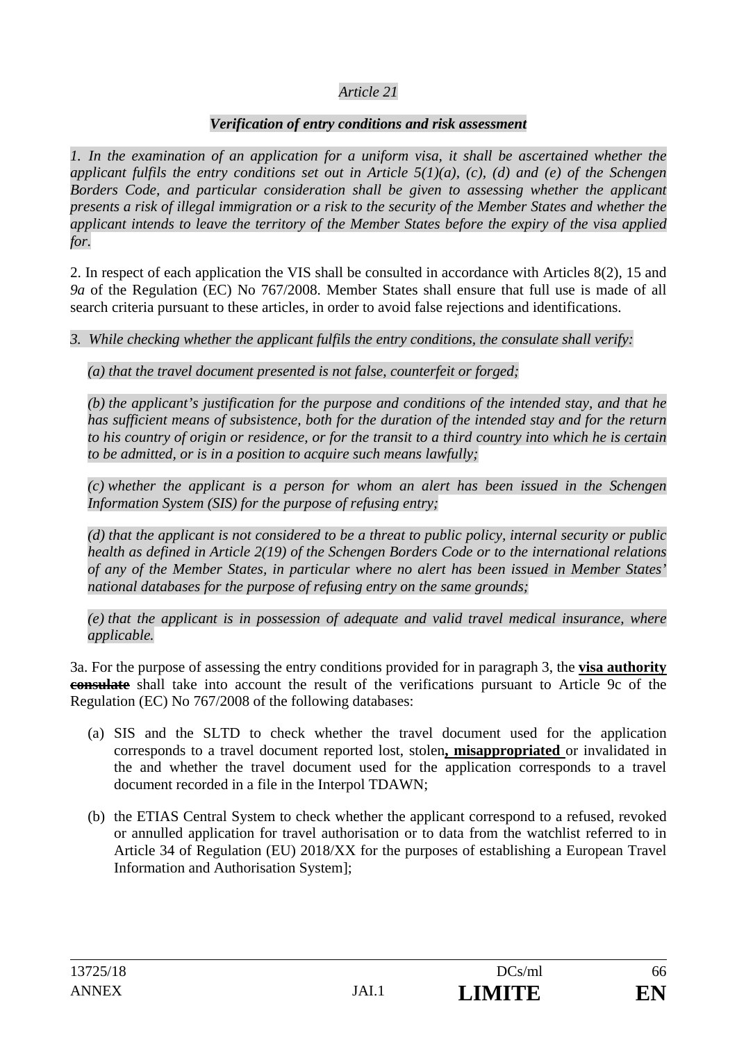*Article 21*

***Verification of entry conditions and risk assessment***

*1. In the examination of an application for a uniform visa, it shall be ascertained whether the applicant fulfils the entry conditions set out in Article 5(1)(a), (c), (d) and (e) of the Schengen Borders Code, and particular consideration shall be given to assessing whether the applicant presents a risk of illegal immigration or a risk to the security of the Member States and whether the applicant intends to leave the territory of the Member States before the expiry of the visa applied for.*

2. In respect of each application the VIS shall be consulted in accordance with Articles 8(2), 15 and *9a* of the Regulation (EC) No 767/2008. Member States shall ensure that full use is made of all search criteria pursuant to these articles, in order to avoid false rejections and identifications.

*3. While checking whether the applicant fulfils the entry conditions, the consulate shall verify:*

*(a) that the travel document presented is not false, counterfeit or forged;*

*(b) the applicant's justification for the purpose and conditions of the intended stay, and that he has sufficient means of subsistence, both for the duration of the intended stay and for the return to his country of origin or residence, or for the transit to a third country into which he is certain to be admitted, or is in a position to acquire such means lawfully;*

*(c) whether the applicant is a person for whom an alert has been issued in the Schengen Information System (SIS) for the purpose of refusing entry;*

*(d) that the applicant is not considered to be a threat to public policy, internal security or public health as defined in Article 2(19) of the Schengen Borders Code or to the international relations of any of the Member States, in particular where no alert has been issued in Member States' national databases for the purpose of refusing entry on the same grounds;*

*(e) that the applicant is in possession of adequate and valid travel medical insurance, where applicable.*

3a. For the purpose of assessing the entry conditions provided for in paragraph 3, the **visa authority** ~~**consulate**~~ shall take into account the result of the verifications pursuant to Article 9c of the Regulation (EC) No 767/2008 of the following databases:

(a) SIS and the SLTD to check whether the travel document used for the application corresponds to a travel document reported lost, stolen**, misappropriated** or invalidated in the and whether the travel document used for the application corresponds to a travel document recorded in a file in the Interpol TDAWN;

(b) the ETIAS Central System to check whether the applicant correspond to a refused, revoked or annulled application for travel authorisation or to data from the watchlist referred to in Article 34 of Regulation (EU) 2018/XX for the purposes of establishing a European Travel Information and Authorisation System];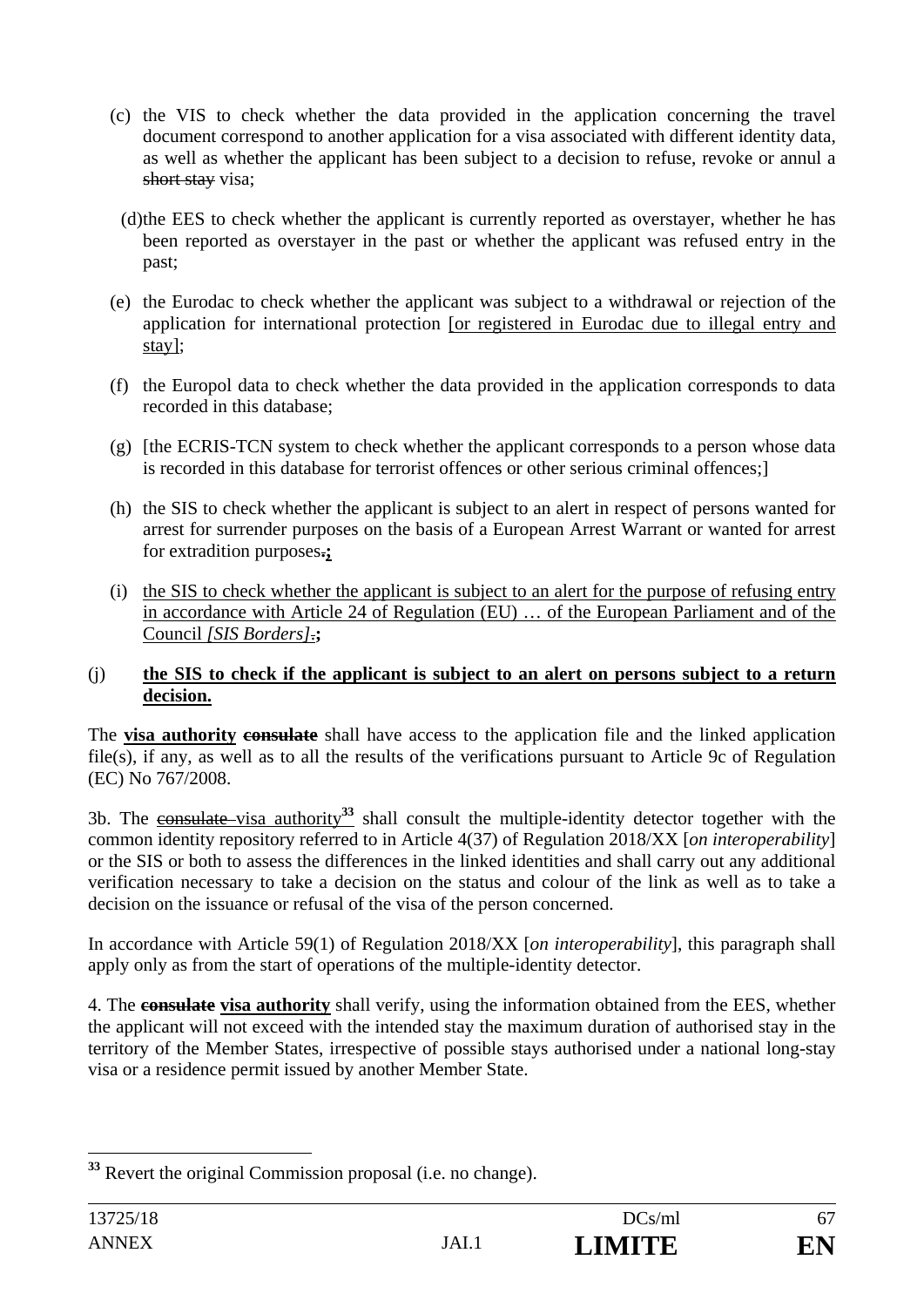(c) the VIS to check whether the data provided in the application concerning the travel document correspond to another application for a visa associated with different identity data, as well as whether the applicant has been subject to a decision to refuse, revoke or annul a ~~short stay~~ visa;

(d) the EES to check whether the applicant is currently reported as overstayer, whether he has been reported as overstayer in the past or whether the applicant was refused entry in the past;

(e) the Eurodac to check whether the applicant was subject to a withdrawal or rejection of the application for international protection [or registered in Eurodac due to illegal entry and stay];

(f) the Europol data to check whether the data provided in the application corresponds to data recorded in this database;

(g) [the ECRIS-TCN system to check whether the applicant corresponds to a person whose data is recorded in this database for terrorist offences or other serious criminal offences;]

(h) the SIS to check whether the applicant is subject to an alert in respect of persons wanted for arrest for surrender purposes on the basis of a European Arrest Warrant or wanted for arrest for extradition purposes~~.~~**;**

(i) the SIS to check whether the applicant is subject to an alert for the purpose of refusing entry in accordance with Article 24 of Regulation (EU) … of the European Parliament and of the Council *[SIS Borders]*~~.~~**;**

(j) **the SIS to check if the applicant is subject to an alert on persons subject to a return decision.**

The **visa authority** ~~**consulate**~~ shall have access to the application file and the linked application file(s), if any, as well as to all the results of the verifications pursuant to Article 9c of Regulation (EC) No 767/2008.

3b. The ~~consulate~~ visa authority[33] shall consult the multiple-identity detector together with the common identity repository referred to in Article 4(37) of Regulation 2018/XX [*on interoperability*] or the SIS or both to assess the differences in the linked identities and shall carry out any additional verification necessary to take a decision on the status and colour of the link as well as to take a decision on the issuance or refusal of the visa of the person concerned.

In accordance with Article 59(1) of Regulation 2018/XX [*on interoperability*], this paragraph shall apply only as from the start of operations of the multiple-identity detector.

4. The ~~**consulate**~~ **visa authority** shall verify, using the information obtained from the EES, whether the applicant will not exceed with the intended stay the maximum duration of authorised stay in the territory of the Member States, irrespective of possible stays authorised under a national long-stay visa or a residence permit issued by another Member State.

---

[33] Revert the original Commission proposal (i.e. no change).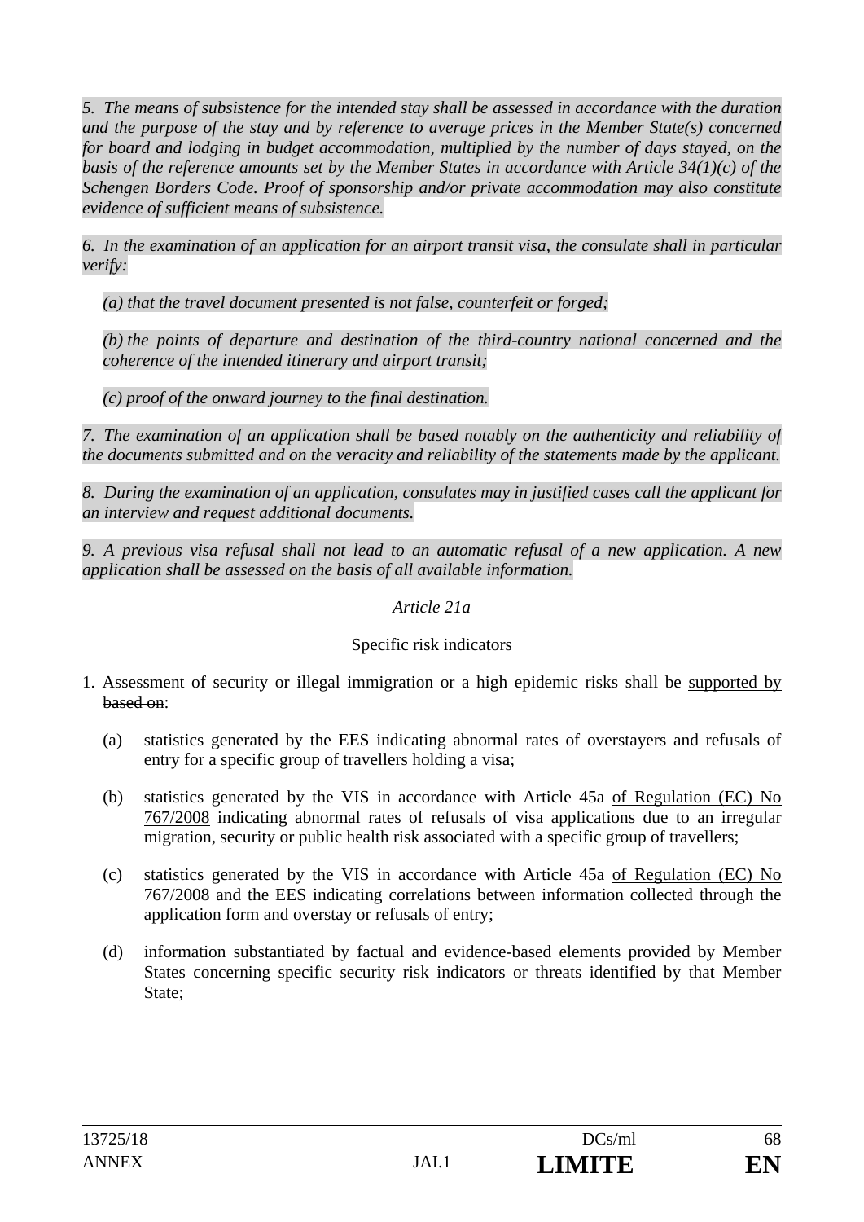*5. The means of subsistence for the intended stay shall be assessed in accordance with the duration and the purpose of the stay and by reference to average prices in the Member State(s) concerned for board and lodging in budget accommodation, multiplied by the number of days stayed, on the basis of the reference amounts set by the Member States in accordance with Article 34(1)(c) of the Schengen Borders Code. Proof of sponsorship and/or private accommodation may also constitute evidence of sufficient means of subsistence.*

*6. In the examination of an application for an airport transit visa, the consulate shall in particular verify:*

*(a) that the travel document presented is not false, counterfeit or forged;*

*(b) the points of departure and destination of the third-country national concerned and the coherence of the intended itinerary and airport transit;*

*(c) proof of the onward journey to the final destination.*

*7. The examination of an application shall be based notably on the authenticity and reliability of the documents submitted and on the veracity and reliability of the statements made by the applicant.*

*8. During the examination of an application, consulates may in justified cases call the applicant for an interview and request additional documents.*

*9. A previous visa refusal shall not lead to an automatic refusal of a new application. A new application shall be assessed on the basis of all available information.*

*Article 21a*

Specific risk indicators

1. Assessment of security or illegal immigration or a high epidemic risks shall be <u>supported by</u> ~~based on~~:

   (a) statistics generated by the EES indicating abnormal rates of overstayers and refusals of entry for a specific group of travellers holding a visa;

   (b) statistics generated by the VIS in accordance with Article 45a <u>of Regulation (EC) No 767/2008</u> indicating abnormal rates of refusals of visa applications due to an irregular migration, security or public health risk associated with a specific group of travellers;

   (c) statistics generated by the VIS in accordance with Article 45a <u>of Regulation (EC) No 767/2008</u> and the EES indicating correlations between information collected through the application form and overstay or refusals of entry;

   (d) information substantiated by factual and evidence-based elements provided by Member States concerning specific security risk indicators or threats identified by that Member State;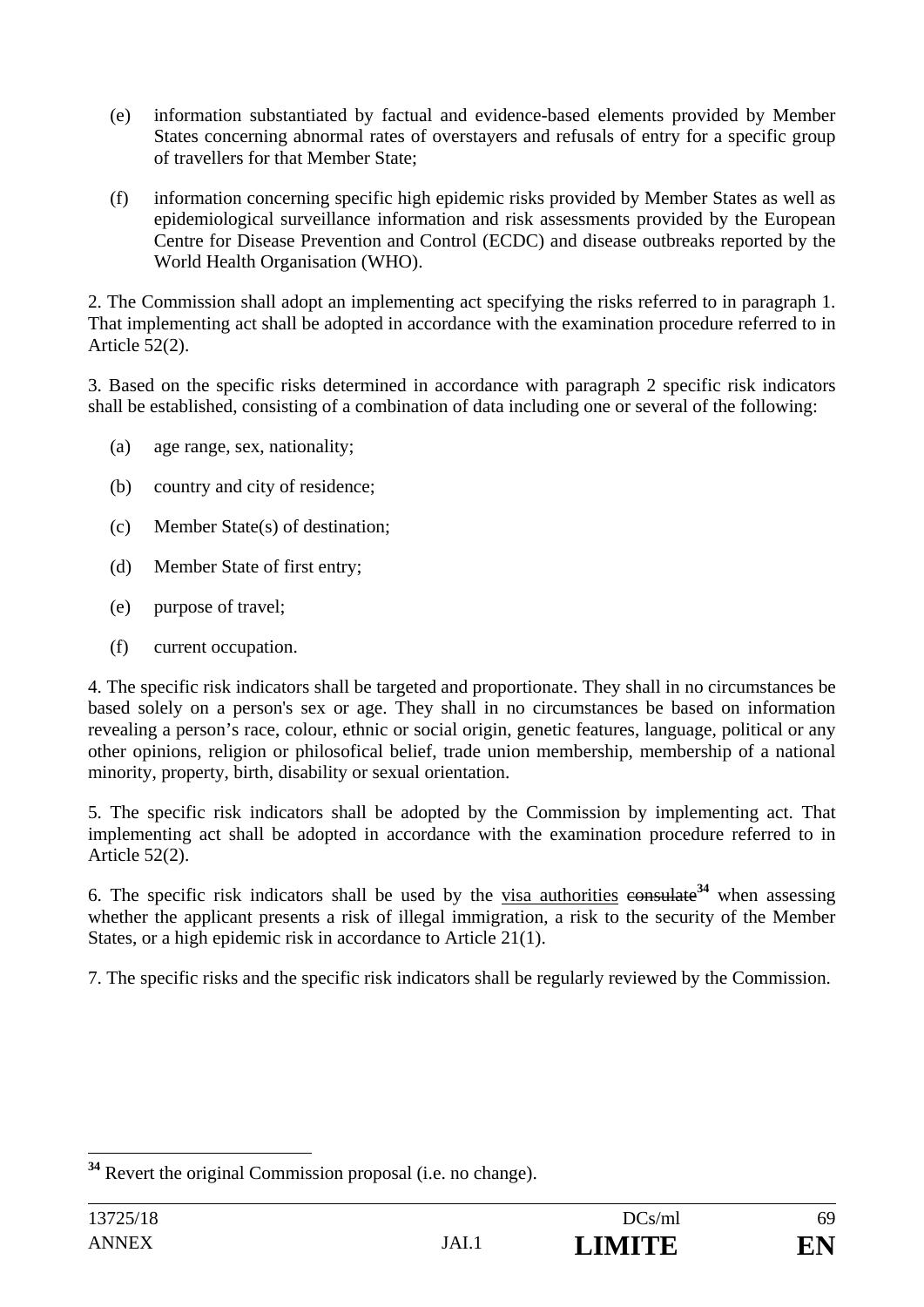(e) information substantiated by factual and evidence-based elements provided by Member States concerning abnormal rates of overstayers and refusals of entry for a specific group of travellers for that Member State;

(f) information concerning specific high epidemic risks provided by Member States as well as epidemiological surveillance information and risk assessments provided by the European Centre for Disease Prevention and Control (ECDC) and disease outbreaks reported by the World Health Organisation (WHO).

2. The Commission shall adopt an implementing act specifying the risks referred to in paragraph 1. That implementing act shall be adopted in accordance with the examination procedure referred to in Article 52(2).

3. Based on the specific risks determined in accordance with paragraph 2 specific risk indicators shall be established, consisting of a combination of data including one or several of the following:

(a) age range, sex, nationality;

(b) country and city of residence;

(c) Member State(s) of destination;

(d) Member State of first entry;

(e) purpose of travel;

(f) current occupation.

4. The specific risk indicators shall be targeted and proportionate. They shall in no circumstances be based solely on a person's sex or age. They shall in no circumstances be based on information revealing a person's race, colour, ethnic or social origin, genetic features, language, political or any other opinions, religion or philosofical belief, trade union membership, membership of a national minority, property, birth, disability or sexual orientation.

5. The specific risk indicators shall be adopted by the Commission by implementing act. That implementing act shall be adopted in accordance with the examination procedure referred to in Article 52(2).

6. The specific risk indicators shall be used by the <u>visa authorities</u> ~~consulate~~[34] when assessing whether the applicant presents a risk of illegal immigration, a risk to the security of the Member States, or a high epidemic risk in accordance to Article 21(1).

7. The specific risks and the specific risk indicators shall be regularly reviewed by the Commission.

---

[34] Revert the original Commission proposal (i.e. no change).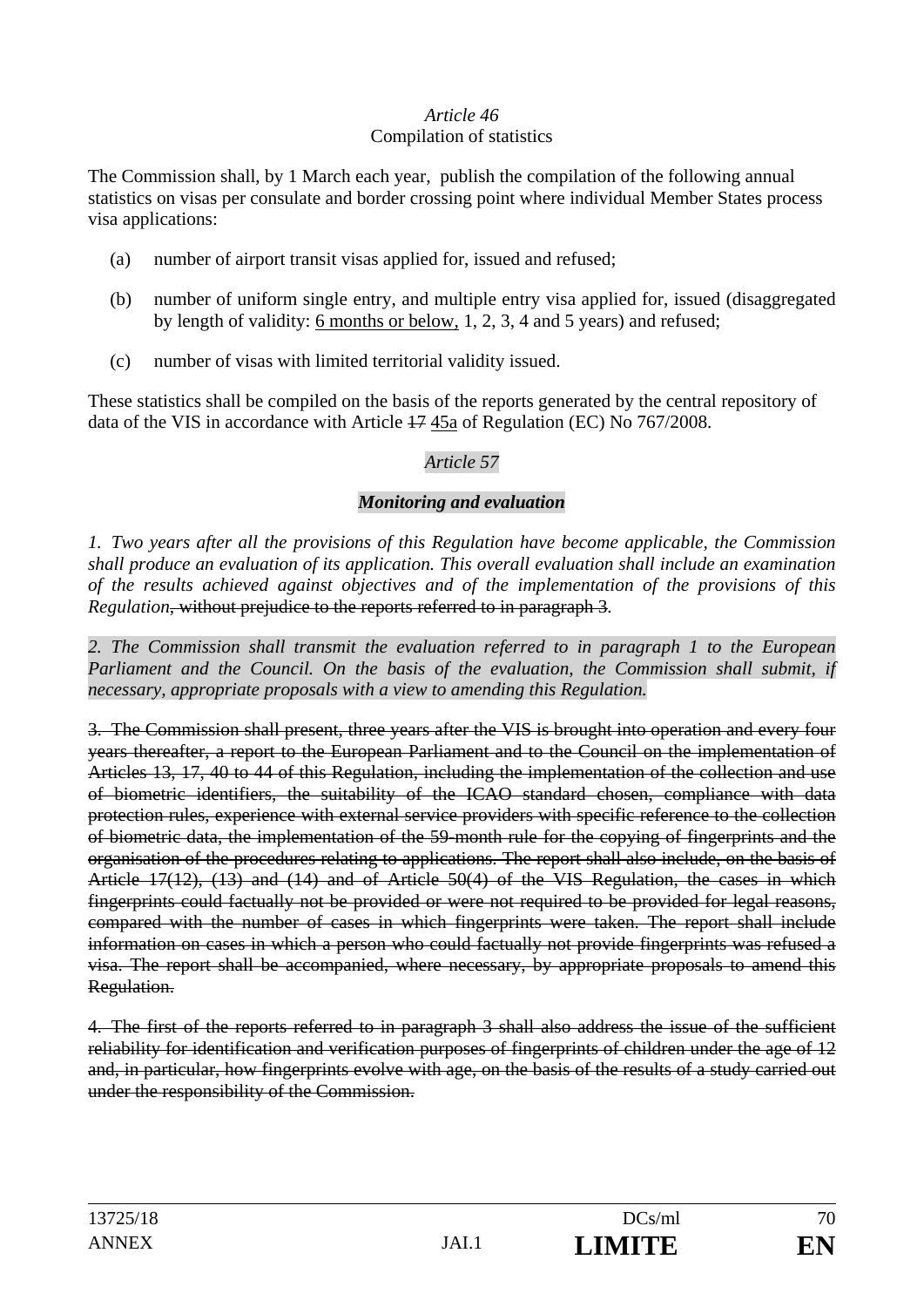*Article 46*
Compilation of statistics

The Commission shall, by 1 March each year, publish the compilation of the following annual statistics on visas per consulate and border crossing point where individual Member States process visa applications:

(a) number of airport transit visas applied for, issued and refused;

(b) number of uniform single entry, and multiple entry visa applied for, issued (disaggregated by length of validity: <u>6 months or below,</u> 1, 2, 3, 4 and 5 years) and refused;

(c) number of visas with limited territorial validity issued.

These statistics shall be compiled on the basis of the reports generated by the central repository of data of the VIS in accordance with Article ~~17~~ <u>45a</u> of Regulation (EC) No 767/2008.

*Article 57*

***Monitoring and evaluation***

*1. Two years after all the provisions of this Regulation have become applicable, the Commission shall produce an evaluation of its application. This overall evaluation shall include an examination of the results achieved against objectives and of the implementation of the provisions of this Regulation*~~, without prejudice to the reports referred to in paragraph 3~~.

*2. The Commission shall transmit the evaluation referred to in paragraph 1 to the European Parliament and the Council. On the basis of the evaluation, the Commission shall submit, if necessary, appropriate proposals with a view to amending this Regulation.*

~~3. The Commission shall present, three years after the VIS is brought into operation and every four years thereafter, a report to the European Parliament and to the Council on the implementation of Articles 13, 17, 40 to 44 of this Regulation, including the implementation of the collection and use of biometric identifiers, the suitability of the ICAO standard chosen, compliance with data protection rules, experience with external service providers with specific reference to the collection of biometric data, the implementation of the 59-month rule for the copying of fingerprints and the organisation of the procedures relating to applications. The report shall also include, on the basis of Article 17(12), (13) and (14) and of Article 50(4) of the VIS Regulation, the cases in which fingerprints could factually not be provided or were not required to be provided for legal reasons, compared with the number of cases in which fingerprints were taken. The report shall include information on cases in which a person who could factually not provide fingerprints was refused a visa. The report shall be accompanied, where necessary, by appropriate proposals to amend this Regulation.~~

~~4. The first of the reports referred to in paragraph 3 shall also address the issue of the sufficient reliability for identification and verification purposes of fingerprints of children under the age of 12 and, in particular, how fingerprints evolve with age, on the basis of the results of a study carried out under the responsibility of the Commission.~~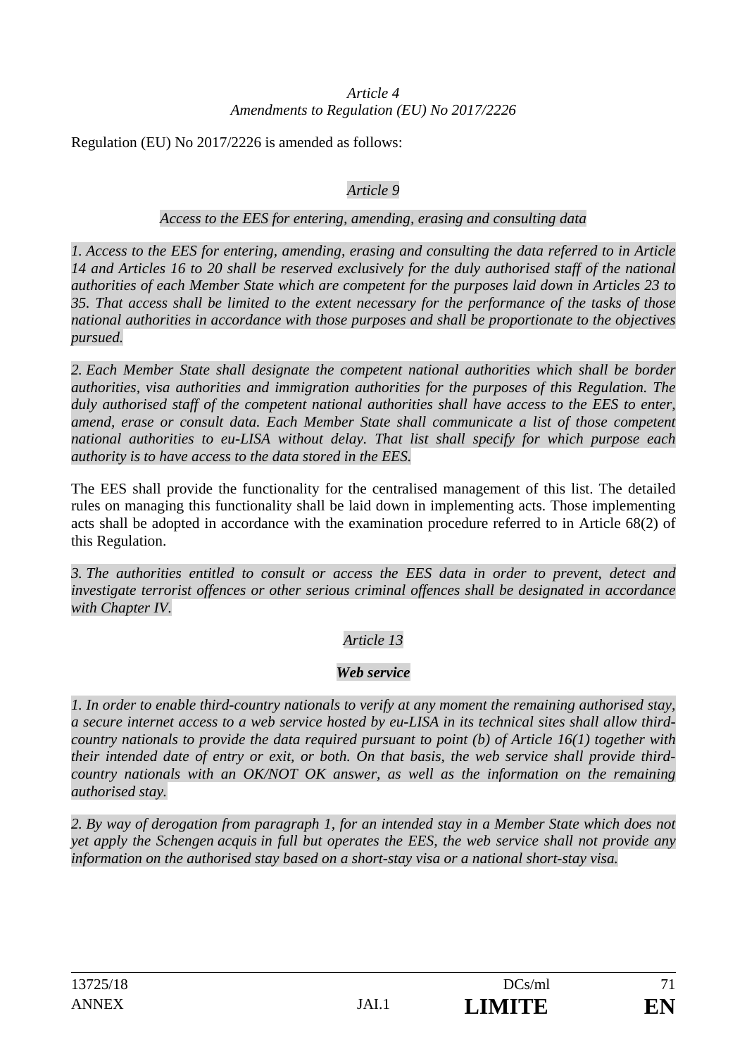*Article 4*
*Amendments to Regulation (EU) No 2017/2226*

Regulation (EU) No 2017/2226 is amended as follows:

*Article 9*

*Access to the EES for entering, amending, erasing and consulting data*

*1. Access to the EES for entering, amending, erasing and consulting the data referred to in Article 14 and Articles 16 to 20 shall be reserved exclusively for the duly authorised staff of the national authorities of each Member State which are competent for the purposes laid down in Articles 23 to 35. That access shall be limited to the extent necessary for the performance of the tasks of those national authorities in accordance with those purposes and shall be proportionate to the objectives pursued.*

*2. Each Member State shall designate the competent national authorities which shall be border authorities, visa authorities and immigration authorities for the purposes of this Regulation. The duly authorised staff of the competent national authorities shall have access to the EES to enter, amend, erase or consult data. Each Member State shall communicate a list of those competent national authorities to eu-LISA without delay. That list shall specify for which purpose each authority is to have access to the data stored in the EES.*

The EES shall provide the functionality for the centralised management of this list. The detailed rules on managing this functionality shall be laid down in implementing acts. Those implementing acts shall be adopted in accordance with the examination procedure referred to in Article 68(2) of this Regulation.

*3. The authorities entitled to consult or access the EES data in order to prevent, detect and investigate terrorist offences or other serious criminal offences shall be designated in accordance with Chapter IV.*

*Article 13*

***Web service***

*1. In order to enable third-country nationals to verify at any moment the remaining authorised stay, a secure internet access to a web service hosted by eu-LISA in its technical sites shall allow third-country nationals to provide the data required pursuant to point (b) of Article 16(1) together with their intended date of entry or exit, or both. On that basis, the web service shall provide third-country nationals with an OK/NOT OK answer, as well as the information on the remaining authorised stay.*

*2. By way of derogation from paragraph 1, for an intended stay in a Member State which does not yet apply the Schengen acquis in full but operates the EES, the web service shall not provide any information on the authorised stay based on a short-stay visa or a national short-stay visa.*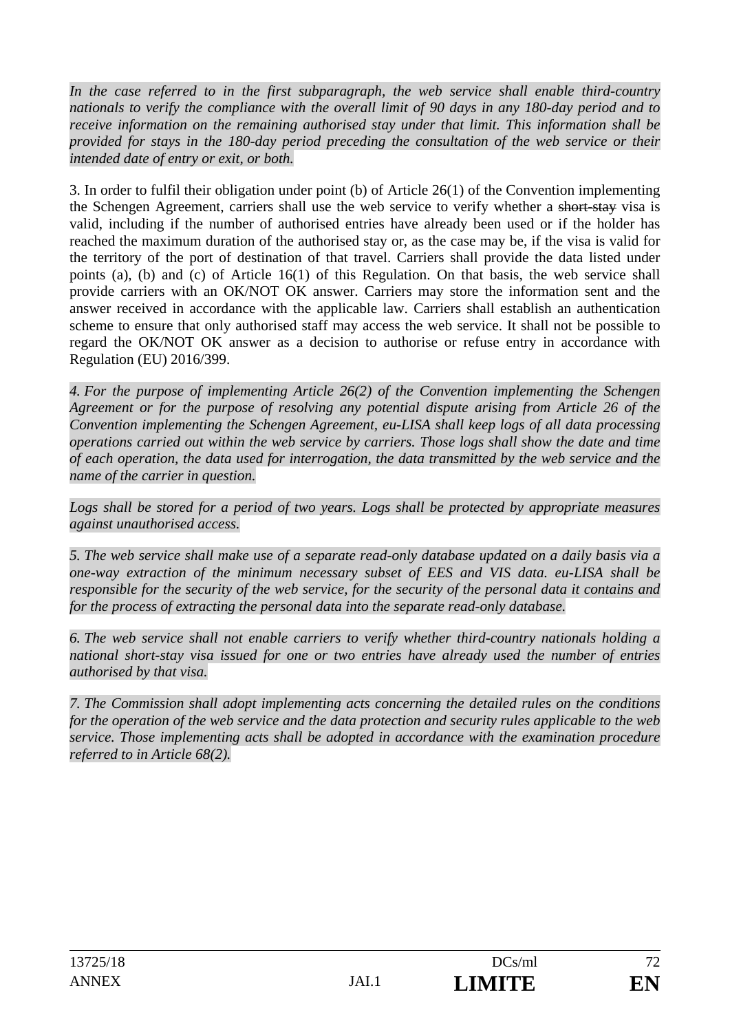*In the case referred to in the first subparagraph, the web service shall enable third-country nationals to verify the compliance with the overall limit of 90 days in any 180-day period and to receive information on the remaining authorised stay under that limit. This information shall be provided for stays in the 180-day period preceding the consultation of the web service or their intended date of entry or exit, or both.*

3. In order to fulfil their obligation under point (b) of Article 26(1) of the Convention implementing the Schengen Agreement, carriers shall use the web service to verify whether a ~~short-stay~~ visa is valid, including if the number of authorised entries have already been used or if the holder has reached the maximum duration of the authorised stay or, as the case may be, if the visa is valid for the territory of the port of destination of that travel. Carriers shall provide the data listed under points (a), (b) and (c) of Article 16(1) of this Regulation. On that basis, the web service shall provide carriers with an OK/NOT OK answer. Carriers may store the information sent and the answer received in accordance with the applicable law. Carriers shall establish an authentication scheme to ensure that only authorised staff may access the web service. It shall not be possible to regard the OK/NOT OK answer as a decision to authorise or refuse entry in accordance with Regulation (EU) 2016/399.

*4. For the purpose of implementing Article 26(2) of the Convention implementing the Schengen Agreement or for the purpose of resolving any potential dispute arising from Article 26 of the Convention implementing the Schengen Agreement, eu-LISA shall keep logs of all data processing operations carried out within the web service by carriers. Those logs shall show the date and time of each operation, the data used for interrogation, the data transmitted by the web service and the name of the carrier in question.*

*Logs shall be stored for a period of two years. Logs shall be protected by appropriate measures against unauthorised access.*

*5. The web service shall make use of a separate read-only database updated on a daily basis via a one-way extraction of the minimum necessary subset of EES and VIS data. eu-LISA shall be responsible for the security of the web service, for the security of the personal data it contains and for the process of extracting the personal data into the separate read-only database.*

*6. The web service shall not enable carriers to verify whether third-country nationals holding a national short-stay visa issued for one or two entries have already used the number of entries authorised by that visa.*

*7. The Commission shall adopt implementing acts concerning the detailed rules on the conditions for the operation of the web service and the data protection and security rules applicable to the web service. Those implementing acts shall be adopted in accordance with the examination procedure referred to in Article 68(2).*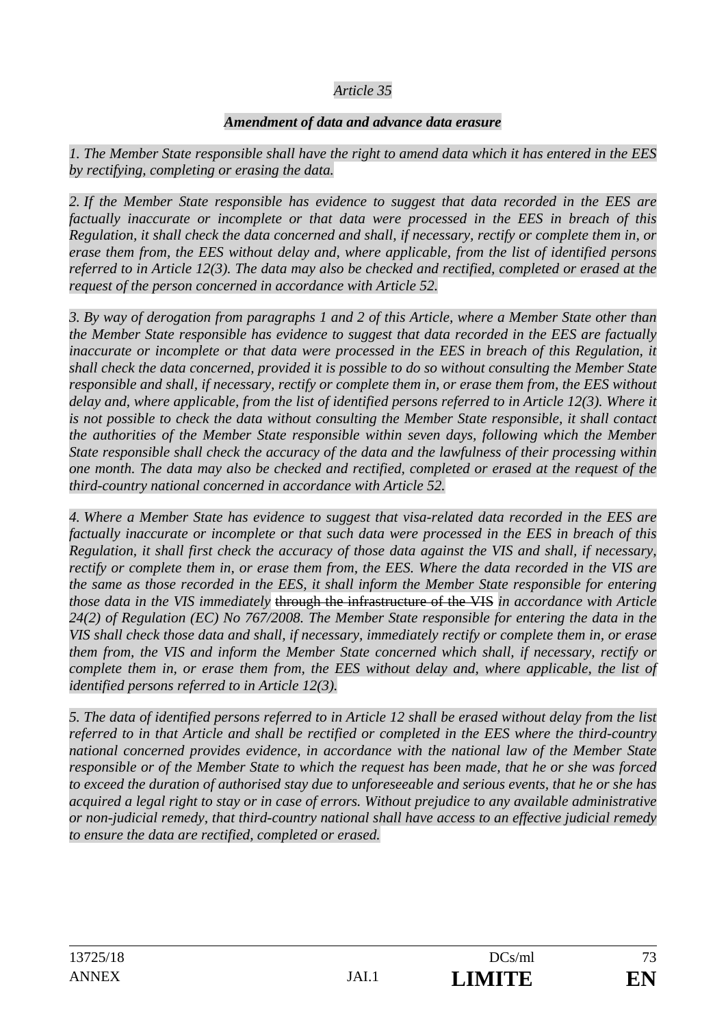*Article 35*

***Amendment of data and advance data erasure***

*1. The Member State responsible shall have the right to amend data which it has entered in the EES by rectifying, completing or erasing the data.*

*2. If the Member State responsible has evidence to suggest that data recorded in the EES are factually inaccurate or incomplete or that data were processed in the EES in breach of this Regulation, it shall check the data concerned and shall, if necessary, rectify or complete them in, or erase them from, the EES without delay and, where applicable, from the list of identified persons referred to in Article 12(3). The data may also be checked and rectified, completed or erased at the request of the person concerned in accordance with Article 52.*

*3. By way of derogation from paragraphs 1 and 2 of this Article, where a Member State other than the Member State responsible has evidence to suggest that data recorded in the EES are factually inaccurate or incomplete or that data were processed in the EES in breach of this Regulation, it shall check the data concerned, provided it is possible to do so without consulting the Member State responsible and shall, if necessary, rectify or complete them in, or erase them from, the EES without delay and, where applicable, from the list of identified persons referred to in Article 12(3). Where it is not possible to check the data without consulting the Member State responsible, it shall contact the authorities of the Member State responsible within seven days, following which the Member State responsible shall check the accuracy of the data and the lawfulness of their processing within one month. The data may also be checked and rectified, completed or erased at the request of the third-country national concerned in accordance with Article 52.*

*4. Where a Member State has evidence to suggest that visa-related data recorded in the EES are factually inaccurate or incomplete or that such data were processed in the EES in breach of this Regulation, it shall first check the accuracy of those data against the VIS and shall, if necessary, rectify or complete them in, or erase them from, the EES. Where the data recorded in the VIS are the same as those recorded in the EES, it shall inform the Member State responsible for entering those data in the VIS immediately ~~through the infrastructure of the VIS~~ in accordance with Article 24(2) of Regulation (EC) No 767/2008. The Member State responsible for entering the data in the VIS shall check those data and shall, if necessary, immediately rectify or complete them in, or erase them from, the VIS and inform the Member State concerned which shall, if necessary, rectify or complete them in, or erase them from, the EES without delay and, where applicable, the list of identified persons referred to in Article 12(3).*

*5. The data of identified persons referred to in Article 12 shall be erased without delay from the list referred to in that Article and shall be rectified or completed in the EES where the third-country national concerned provides evidence, in accordance with the national law of the Member State responsible or of the Member State to which the request has been made, that he or she was forced to exceed the duration of authorised stay due to unforeseeable and serious events, that he or she has acquired a legal right to stay or in case of errors. Without prejudice to any available administrative or non-judicial remedy, that third-country national shall have access to an effective judicial remedy to ensure the data are rectified, completed or erased.*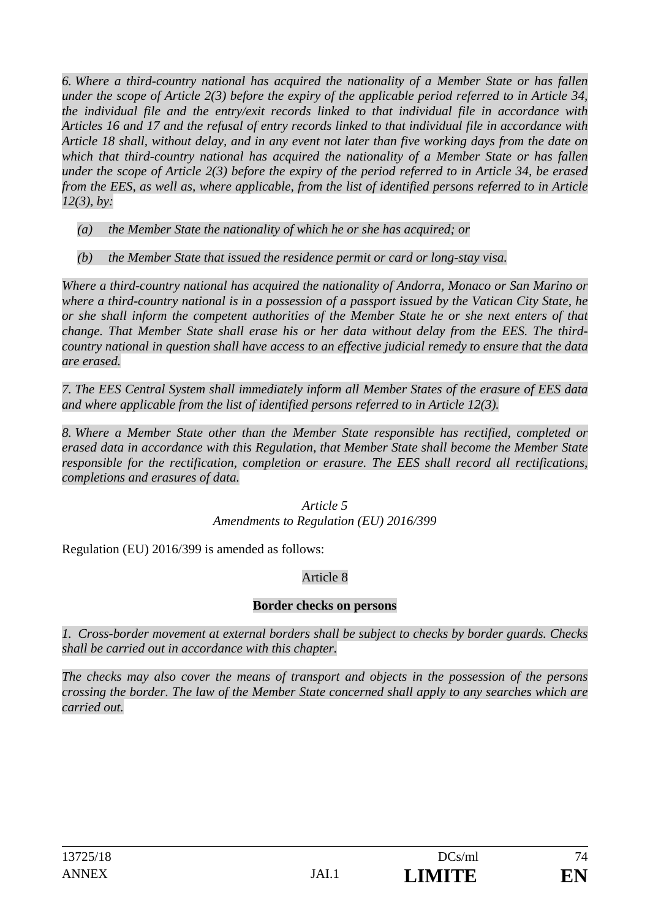*6. Where a third-country national has acquired the nationality of a Member State or has fallen under the scope of Article 2(3) before the expiry of the applicable period referred to in Article 34, the individual file and the entry/exit records linked to that individual file in accordance with Articles 16 and 17 and the refusal of entry records linked to that individual file in accordance with Article 18 shall, without delay, and in any event not later than five working days from the date on which that third-country national has acquired the nationality of a Member State or has fallen under the scope of Article 2(3) before the expiry of the period referred to in Article 34, be erased from the EES, as well as, where applicable, from the list of identified persons referred to in Article 12(3), by:*

*(a) the Member State the nationality of which he or she has acquired; or*

*(b) the Member State that issued the residence permit or card or long-stay visa.*

*Where a third-country national has acquired the nationality of Andorra, Monaco or San Marino or where a third-country national is in a possession of a passport issued by the Vatican City State, he or she shall inform the competent authorities of the Member State he or she next enters of that change. That Member State shall erase his or her data without delay from the EES. The third-country national in question shall have access to an effective judicial remedy to ensure that the data are erased.*

*7. The EES Central System shall immediately inform all Member States of the erasure of EES data and where applicable from the list of identified persons referred to in Article 12(3).*

*8. Where a Member State other than the Member State responsible has rectified, completed or erased data in accordance with this Regulation, that Member State shall become the Member State responsible for the rectification, completion or erasure. The EES shall record all rectifications, completions and erasures of data.*

*Article 5*
*Amendments to Regulation (EU) 2016/399*

Regulation (EU) 2016/399 is amended as follows:

Article 8

**Border checks on persons**

*1. Cross-border movement at external borders shall be subject to checks by border guards. Checks shall be carried out in accordance with this chapter.*

*The checks may also cover the means of transport and objects in the possession of the persons crossing the border. The law of the Member State concerned shall apply to any searches which are carried out.*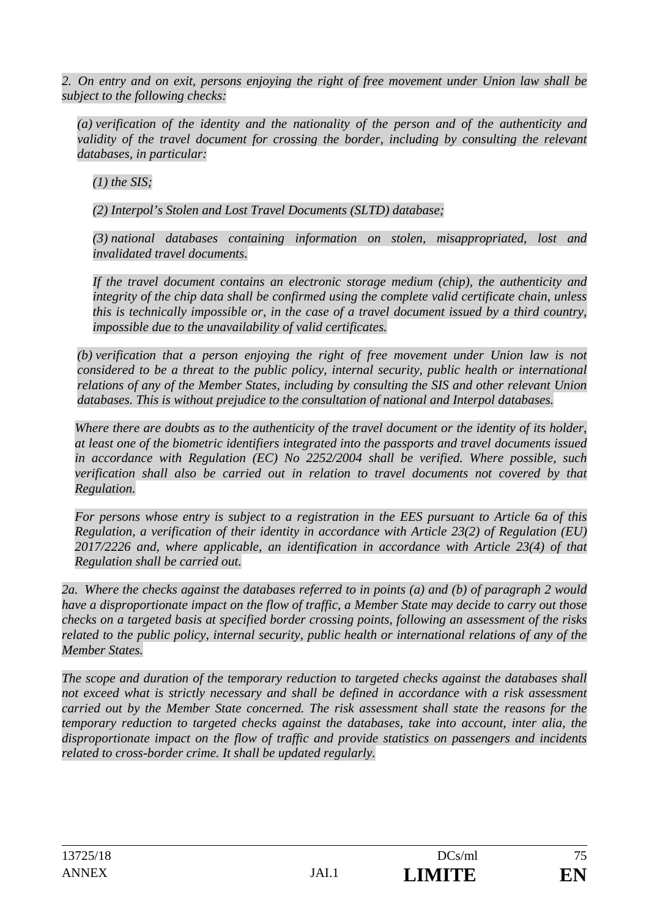*2. On entry and on exit, persons enjoying the right of free movement under Union law shall be subject to the following checks:*

*(a) verification of the identity and the nationality of the person and of the authenticity and validity of the travel document for crossing the border, including by consulting the relevant databases, in particular:*

*(1) the SIS;*

*(2) Interpol's Stolen and Lost Travel Documents (SLTD) database;*

*(3) national databases containing information on stolen, misappropriated, lost and invalidated travel documents.*

*If the travel document contains an electronic storage medium (chip), the authenticity and integrity of the chip data shall be confirmed using the complete valid certificate chain, unless this is technically impossible or, in the case of a travel document issued by a third country, impossible due to the unavailability of valid certificates.*

*(b) verification that a person enjoying the right of free movement under Union law is not considered to be a threat to the public policy, internal security, public health or international relations of any of the Member States, including by consulting the SIS and other relevant Union databases. This is without prejudice to the consultation of national and Interpol databases.*

*Where there are doubts as to the authenticity of the travel document or the identity of its holder, at least one of the biometric identifiers integrated into the passports and travel documents issued in accordance with Regulation (EC) No 2252/2004 shall be verified. Where possible, such verification shall also be carried out in relation to travel documents not covered by that Regulation.*

*For persons whose entry is subject to a registration in the EES pursuant to Article 6a of this Regulation, a verification of their identity in accordance with Article 23(2) of Regulation (EU) 2017/2226 and, where applicable, an identification in accordance with Article 23(4) of that Regulation shall be carried out.*

*2a. Where the checks against the databases referred to in points (a) and (b) of paragraph 2 would have a disproportionate impact on the flow of traffic, a Member State may decide to carry out those checks on a targeted basis at specified border crossing points, following an assessment of the risks related to the public policy, internal security, public health or international relations of any of the Member States.*

*The scope and duration of the temporary reduction to targeted checks against the databases shall not exceed what is strictly necessary and shall be defined in accordance with a risk assessment carried out by the Member State concerned. The risk assessment shall state the reasons for the temporary reduction to targeted checks against the databases, take into account, inter alia, the disproportionate impact on the flow of traffic and provide statistics on passengers and incidents related to cross-border crime. It shall be updated regularly.*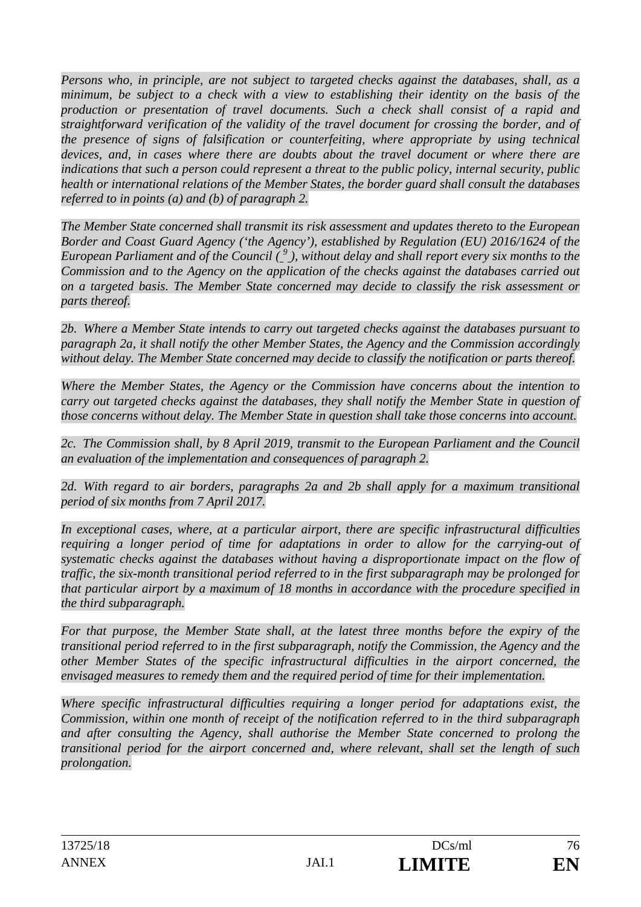*Persons who, in principle, are not subject to targeted checks against the databases, shall, as a minimum, be subject to a check with a view to establishing their identity on the basis of the production or presentation of travel documents. Such a check shall consist of a rapid and straightforward verification of the validity of the travel document for crossing the border, and of the presence of signs of falsification or counterfeiting, where appropriate by using technical devices, and, in cases where there are doubts about the travel document or where there are indications that such a person could represent a threat to the public policy, internal security, public health or international relations of the Member States, the border guard shall consult the databases referred to in points (a) and (b) of paragraph 2.*

*The Member State concerned shall transmit its risk assessment and updates thereto to the European Border and Coast Guard Agency ('the Agency'), established by Regulation (EU) 2016/1624 of the European Parliament and of the Council ([9]), without delay and shall report every six months to the Commission and to the Agency on the application of the checks against the databases carried out on a targeted basis. The Member State concerned may decide to classify the risk assessment or parts thereof.*

*2b. Where a Member State intends to carry out targeted checks against the databases pursuant to paragraph 2a, it shall notify the other Member States, the Agency and the Commission accordingly without delay. The Member State concerned may decide to classify the notification or parts thereof.*

*Where the Member States, the Agency or the Commission have concerns about the intention to carry out targeted checks against the databases, they shall notify the Member State in question of those concerns without delay. The Member State in question shall take those concerns into account.*

*2c. The Commission shall, by 8 April 2019, transmit to the European Parliament and the Council an evaluation of the implementation and consequences of paragraph 2.*

*2d. With regard to air borders, paragraphs 2a and 2b shall apply for a maximum transitional period of six months from 7 April 2017.*

*In exceptional cases, where, at a particular airport, there are specific infrastructural difficulties requiring a longer period of time for adaptations in order to allow for the carrying-out of systematic checks against the databases without having a disproportionate impact on the flow of traffic, the six-month transitional period referred to in the first subparagraph may be prolonged for that particular airport by a maximum of 18 months in accordance with the procedure specified in the third subparagraph.*

*For that purpose, the Member State shall, at the latest three months before the expiry of the transitional period referred to in the first subparagraph, notify the Commission, the Agency and the other Member States of the specific infrastructural difficulties in the airport concerned, the envisaged measures to remedy them and the required period of time for their implementation.*

*Where specific infrastructural difficulties requiring a longer period for adaptations exist, the Commission, within one month of receipt of the notification referred to in the third subparagraph and after consulting the Agency, shall authorise the Member State concerned to prolong the transitional period for the airport concerned and, where relevant, shall set the length of such prolongation.*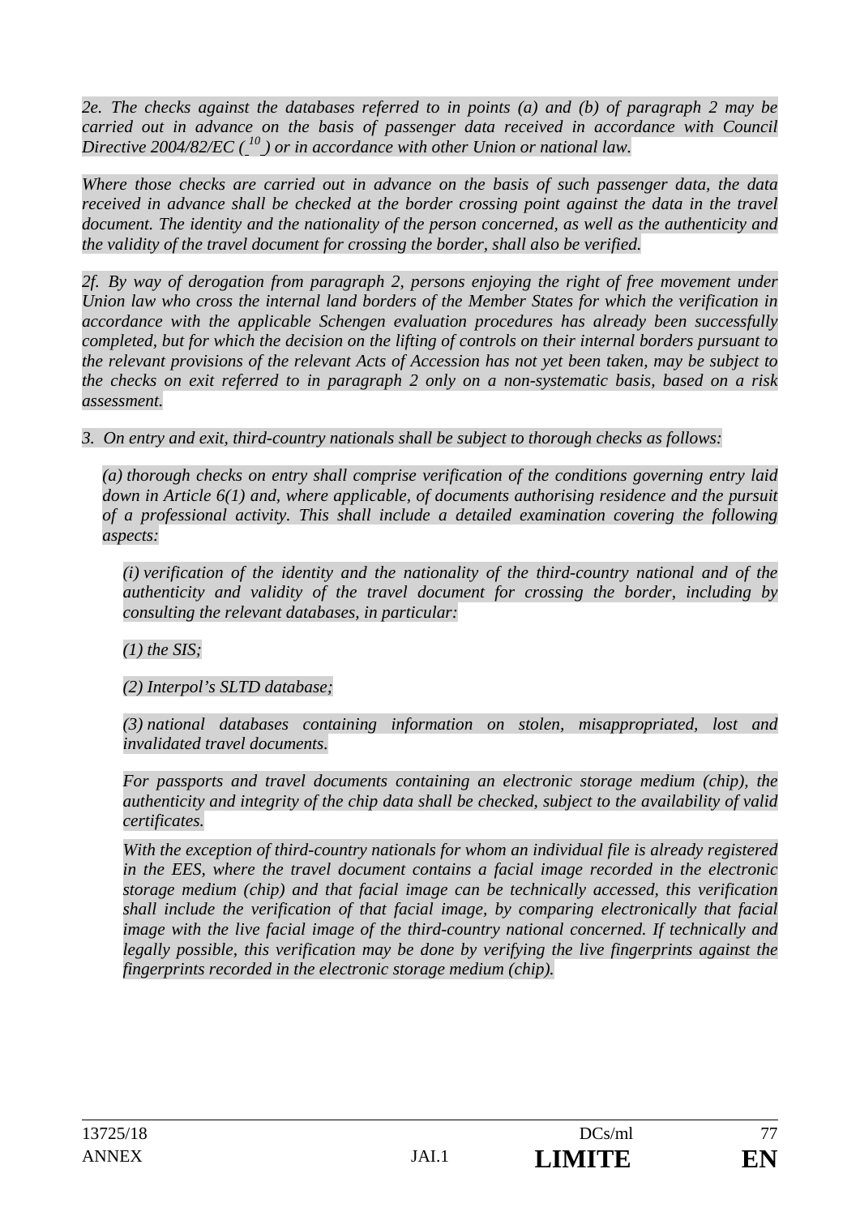*2e. The checks against the databases referred to in points (a) and (b) of paragraph 2 may be carried out in advance on the basis of passenger data received in accordance with Council Directive 2004/82/EC ([10]) or in accordance with other Union or national law.*

*Where those checks are carried out in advance on the basis of such passenger data, the data received in advance shall be checked at the border crossing point against the data in the travel document. The identity and the nationality of the person concerned, as well as the authenticity and the validity of the travel document for crossing the border, shall also be verified.*

*2f. By way of derogation from paragraph 2, persons enjoying the right of free movement under Union law who cross the internal land borders of the Member States for which the verification in accordance with the applicable Schengen evaluation procedures has already been successfully completed, but for which the decision on the lifting of controls on their internal borders pursuant to the relevant provisions of the relevant Acts of Accession has not yet been taken, may be subject to the checks on exit referred to in paragraph 2 only on a non-systematic basis, based on a risk assessment.*

*3. On entry and exit, third-country nationals shall be subject to thorough checks as follows:*

*(a) thorough checks on entry shall comprise verification of the conditions governing entry laid down in Article 6(1) and, where applicable, of documents authorising residence and the pursuit of a professional activity. This shall include a detailed examination covering the following aspects:*

*(i) verification of the identity and the nationality of the third-country national and of the authenticity and validity of the travel document for crossing the border, including by consulting the relevant databases, in particular:*

*(1) the SIS;*

*(2) Interpol's SLTD database;*

*(3) national databases containing information on stolen, misappropriated, lost and invalidated travel documents.*

*For passports and travel documents containing an electronic storage medium (chip), the authenticity and integrity of the chip data shall be checked, subject to the availability of valid certificates.*

*With the exception of third-country nationals for whom an individual file is already registered in the EES, where the travel document contains a facial image recorded in the electronic storage medium (chip) and that facial image can be technically accessed, this verification shall include the verification of that facial image, by comparing electronically that facial image with the live facial image of the third-country national concerned. If technically and legally possible, this verification may be done by verifying the live fingerprints against the fingerprints recorded in the electronic storage medium (chip).*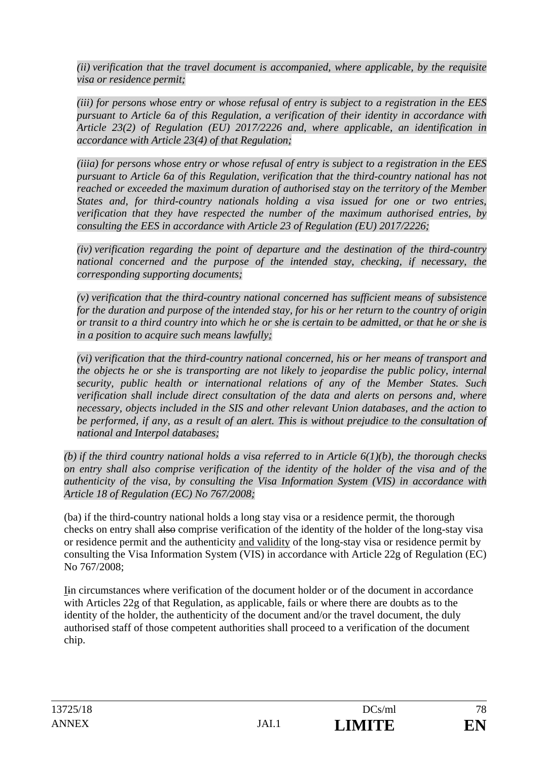*(ii) verification that the travel document is accompanied, where applicable, by the requisite visa or residence permit;*

*(iii) for persons whose entry or whose refusal of entry is subject to a registration in the EES pursuant to Article 6a of this Regulation, a verification of their identity in accordance with Article 23(2) of Regulation (EU) 2017/2226 and, where applicable, an identification in accordance with Article 23(4) of that Regulation;*

*(iiia) for persons whose entry or whose refusal of entry is subject to a registration in the EES pursuant to Article 6a of this Regulation, verification that the third-country national has not reached or exceeded the maximum duration of authorised stay on the territory of the Member States and, for third-country nationals holding a visa issued for one or two entries, verification that they have respected the number of the maximum authorised entries, by consulting the EES in accordance with Article 23 of Regulation (EU) 2017/2226;*

*(iv) verification regarding the point of departure and the destination of the third-country national concerned and the purpose of the intended stay, checking, if necessary, the corresponding supporting documents;*

*(v) verification that the third-country national concerned has sufficient means of subsistence for the duration and purpose of the intended stay, for his or her return to the country of origin or transit to a third country into which he or she is certain to be admitted, or that he or she is in a position to acquire such means lawfully;*

*(vi) verification that the third-country national concerned, his or her means of transport and the objects he or she is transporting are not likely to jeopardise the public policy, internal security, public health or international relations of any of the Member States. Such verification shall include direct consultation of the data and alerts on persons and, where necessary, objects included in the SIS and other relevant Union databases, and the action to be performed, if any, as a result of an alert. This is without prejudice to the consultation of national and Interpol databases;*

*(b) if the third country national holds a visa referred to in Article 6(1)(b), the thorough checks on entry shall also comprise verification of the identity of the holder of the visa and of the authenticity of the visa, by consulting the Visa Information System (VIS) in accordance with Article 18 of Regulation (EC) No 767/2008;*

(ba) if the third-country national holds a long stay visa or a residence permit, the thorough checks on entry shall ~~also~~ comprise verification of the identity of the holder of the long-stay visa or residence permit and the authenticity <u>and validity</u> of the long-stay visa or residence permit by consulting the Visa Information System (VIS) in accordance with Article 22g of Regulation (EC) No 767/2008;

<u>I</u>~~i~~n circumstances where verification of the document holder or of the document in accordance with Articles 22g of that Regulation, as applicable, fails or where there are doubts as to the identity of the holder, the authenticity of the document and/or the travel document, the duly authorised staff of those competent authorities shall proceed to a verification of the document chip.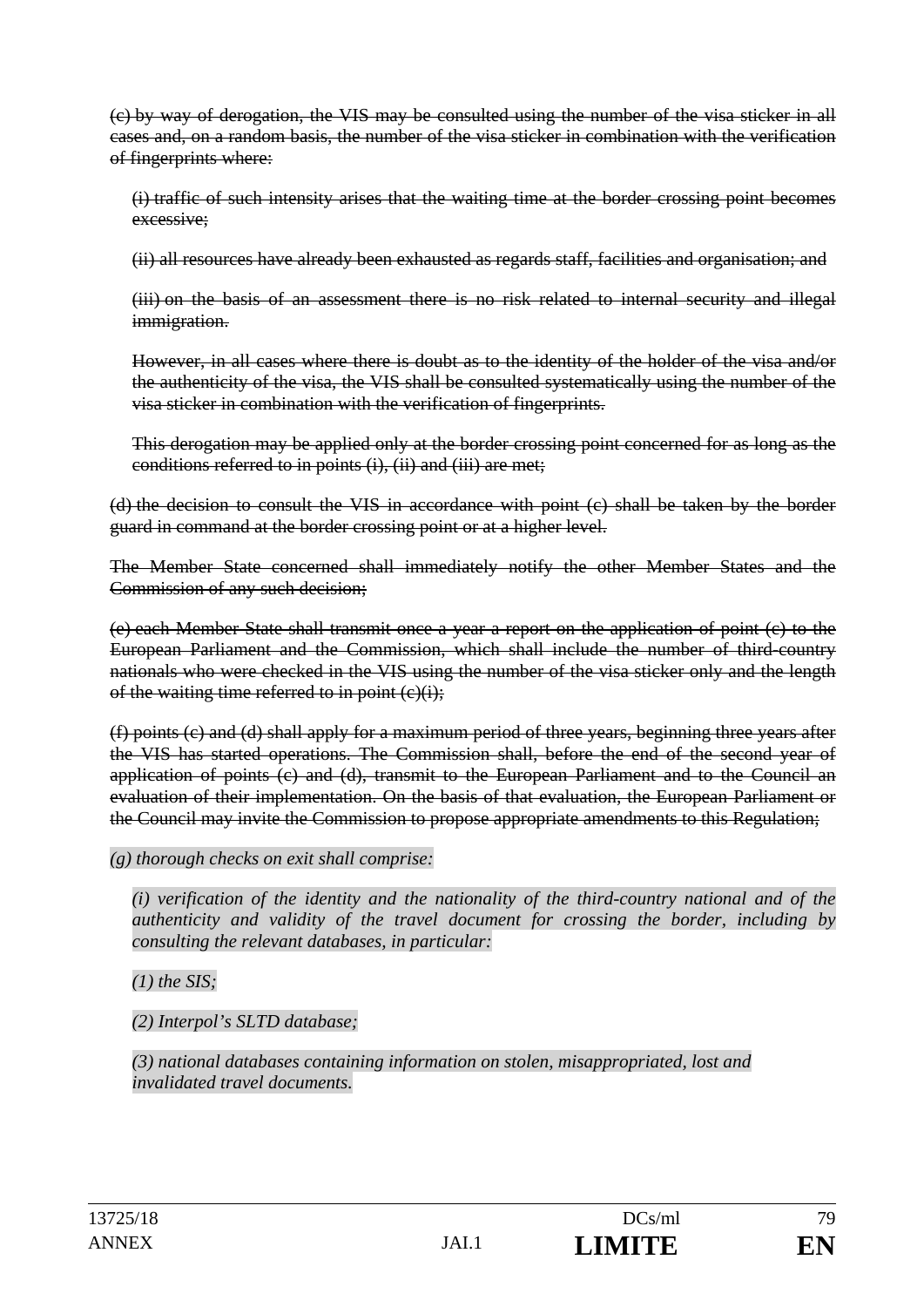~~(c) by way of derogation, the VIS may be consulted using the number of the visa sticker in all cases and, on a random basis, the number of the visa sticker in combination with the verification of fingerprints where:~~

~~(i) traffic of such intensity arises that the waiting time at the border crossing point becomes excessive;~~

~~(ii) all resources have already been exhausted as regards staff, facilities and organisation; and~~

~~(iii) on the basis of an assessment there is no risk related to internal security and illegal immigration.~~

~~However, in all cases where there is doubt as to the identity of the holder of the visa and/or the authenticity of the visa, the VIS shall be consulted systematically using the number of the visa sticker in combination with the verification of fingerprints.~~

~~This derogation may be applied only at the border crossing point concerned for as long as the conditions referred to in points (i), (ii) and (iii) are met;~~

~~(d) the decision to consult the VIS in accordance with point (c) shall be taken by the border guard in command at the border crossing point or at a higher level.~~

~~The Member State concerned shall immediately notify the other Member States and the Commission of any such decision;~~

~~(e) each Member State shall transmit once a year a report on the application of point (c) to the European Parliament and the Commission, which shall include the number of third-country nationals who were checked in the VIS using the number of the visa sticker only and the length of the waiting time referred to in point (c)(i);~~

~~(f) points (c) and (d) shall apply for a maximum period of three years, beginning three years after the VIS has started operations. The Commission shall, before the end of the second year of application of points (c) and (d), transmit to the European Parliament and to the Council an evaluation of their implementation. On the basis of that evaluation, the European Parliament or the Council may invite the Commission to propose appropriate amendments to this Regulation;~~

*(g) thorough checks on exit shall comprise:*

*(i) verification of the identity and the nationality of the third-country national and of the authenticity and validity of the travel document for crossing the border, including by consulting the relevant databases, in particular:*

*(1) the SIS;*

*(2) Interpol's SLTD database;*

*(3) national databases containing information on stolen, misappropriated, lost and invalidated travel documents.*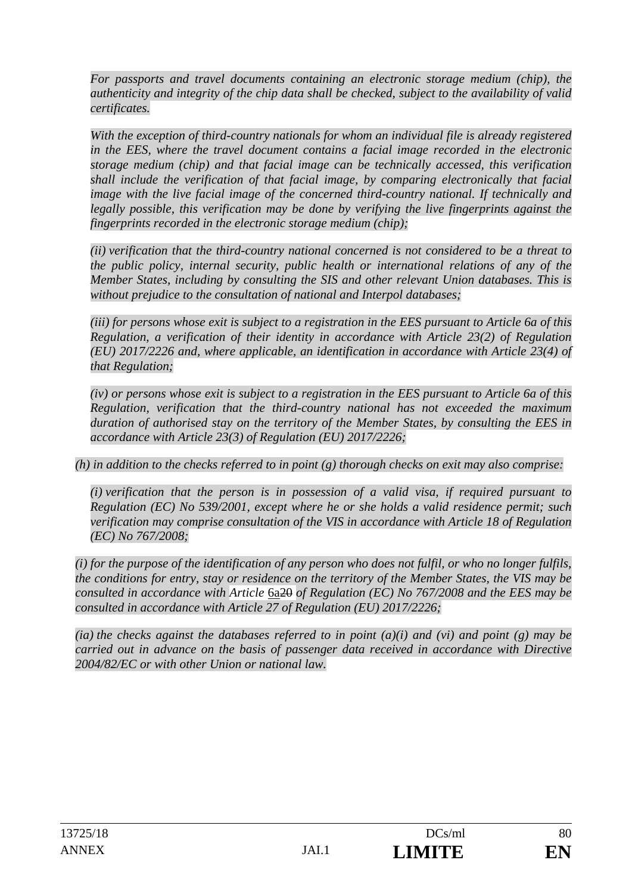*For passports and travel documents containing an electronic storage medium (chip), the authenticity and integrity of the chip data shall be checked, subject to the availability of valid certificates.*

*With the exception of third-country nationals for whom an individual file is already registered in the EES, where the travel document contains a facial image recorded in the electronic storage medium (chip) and that facial image can be technically accessed, this verification shall include the verification of that facial image, by comparing electronically that facial image with the live facial image of the concerned third-country national. If technically and legally possible, this verification may be done by verifying the live fingerprints against the fingerprints recorded in the electronic storage medium (chip);*

*(ii) verification that the third-country national concerned is not considered to be a threat to the public policy, internal security, public health or international relations of any of the Member States, including by consulting the SIS and other relevant Union databases. This is without prejudice to the consultation of national and Interpol databases;*

*(iii) for persons whose exit is subject to a registration in the EES pursuant to Article 6a of this Regulation, a verification of their identity in accordance with Article 23(2) of Regulation (EU) 2017/2226 and, where applicable, an identification in accordance with Article 23(4) of that Regulation;*

*(iv) or persons whose exit is subject to a registration in the EES pursuant to Article 6a of this Regulation, verification that the third-country national has not exceeded the maximum duration of authorised stay on the territory of the Member States, by consulting the EES in accordance with Article 23(3) of Regulation (EU) 2017/2226;*

*(h) in addition to the checks referred to in point (g) thorough checks on exit may also comprise:*

*(i) verification that the person is in possession of a valid visa, if required pursuant to Regulation (EC) No 539/2001, except where he or she holds a valid residence permit; such verification may comprise consultation of the VIS in accordance with Article 18 of Regulation (EC) No 767/2008;*

*(i) for the purpose of the identification of any person who does not fulfil, or who no longer fulfils, the conditions for entry, stay or residence on the territory of the Member States, the VIS may be consulted in accordance with Article* <u>6a</u>~~20~~ *of Regulation (EC) No 767/2008 and the EES may be consulted in accordance with Article 27 of Regulation (EU) 2017/2226;*

*(ia) the checks against the databases referred to in point (a)(i) and (vi) and point (g) may be carried out in advance on the basis of passenger data received in accordance with Directive 2004/82/EC or with other Union or national law.*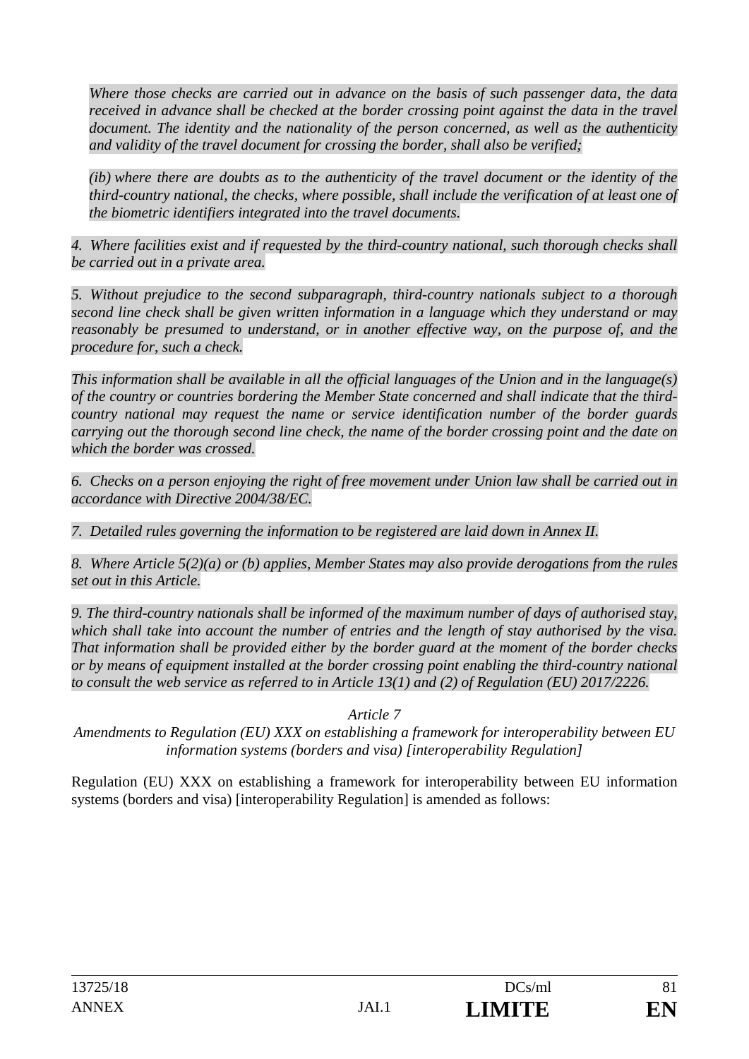*Where those checks are carried out in advance on the basis of such passenger data, the data received in advance shall be checked at the border crossing point against the data in the travel document. The identity and the nationality of the person concerned, as well as the authenticity and validity of the travel document for crossing the border, shall also be verified;*

*(ib) where there are doubts as to the authenticity of the travel document or the identity of the third-country national, the checks, where possible, shall include the verification of at least one of the biometric identifiers integrated into the travel documents.*

*4. Where facilities exist and if requested by the third-country national, such thorough checks shall be carried out in a private area.*

*5. Without prejudice to the second subparagraph, third-country nationals subject to a thorough second line check shall be given written information in a language which they understand or may reasonably be presumed to understand, or in another effective way, on the purpose of, and the procedure for, such a check.*

*This information shall be available in all the official languages of the Union and in the language(s) of the country or countries bordering the Member State concerned and shall indicate that the third-country national may request the name or service identification number of the border guards carrying out the thorough second line check, the name of the border crossing point and the date on which the border was crossed.*

*6. Checks on a person enjoying the right of free movement under Union law shall be carried out in accordance with Directive 2004/38/EC.*

*7. Detailed rules governing the information to be registered are laid down in Annex II.*

*8. Where Article 5(2)(a) or (b) applies, Member States may also provide derogations from the rules set out in this Article.*

*9. The third-country nationals shall be informed of the maximum number of days of authorised stay, which shall take into account the number of entries and the length of stay authorised by the visa. That information shall be provided either by the border guard at the moment of the border checks or by means of equipment installed at the border crossing point enabling the third-country national to consult the web service as referred to in Article 13(1) and (2) of Regulation (EU) 2017/2226.*

*Article 7*

*Amendments to Regulation (EU) XXX on establishing a framework for interoperability between EU information systems (borders and visa) [interoperability Regulation]*

Regulation (EU) XXX on establishing a framework for interoperability between EU information systems (borders and visa) [interoperability Regulation] is amended as follows: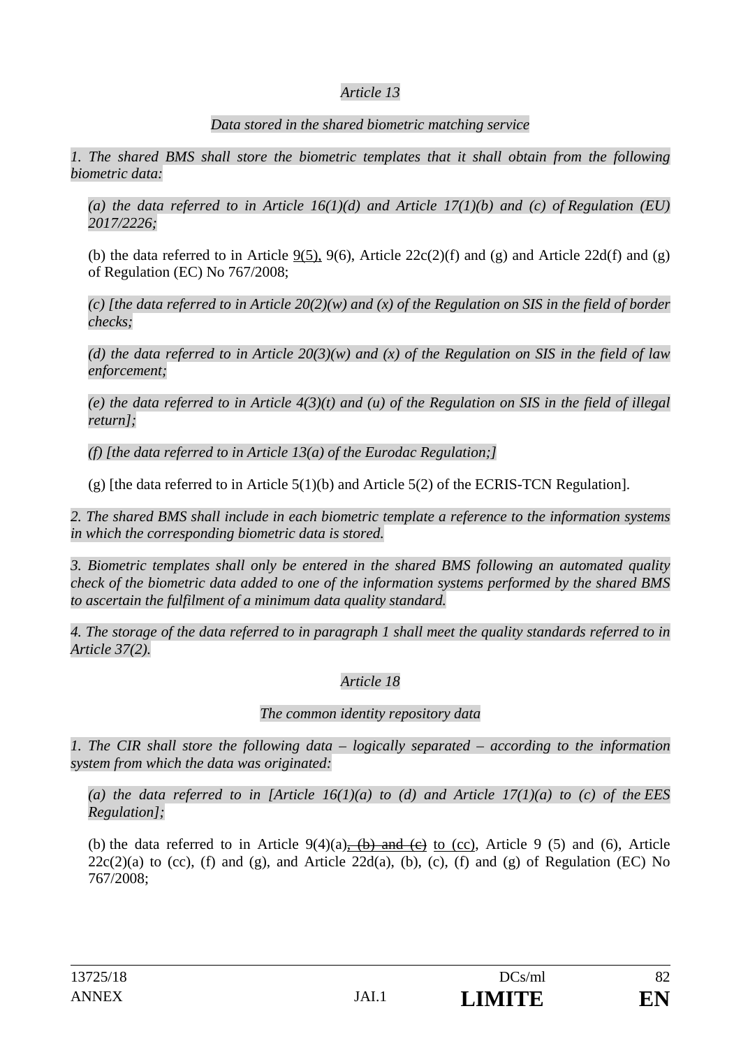*Article 13*

*Data stored in the shared biometric matching service*

*1. The shared BMS shall store the biometric templates that it shall obtain from the following biometric data:*

*(a) the data referred to in Article 16(1)(d) and Article 17(1)(b) and (c) of Regulation (EU) 2017/2226;*

(b) the data referred to in Article 9(5), 9(6), Article 22c(2)(f) and (g) and Article 22d(f) and (g) of Regulation (EC) No 767/2008;

*(c) [the data referred to in Article 20(2)(w) and (x) of the Regulation on SIS in the field of border checks;*

*(d) the data referred to in Article 20(3)(w) and (x) of the Regulation on SIS in the field of law enforcement;*

*(e) the data referred to in Article 4(3)(t) and (u) of the Regulation on SIS in the field of illegal return];*

*(f) [the data referred to in Article 13(a) of the Eurodac Regulation;]*

(g) [the data referred to in Article 5(1)(b) and Article 5(2) of the ECRIS-TCN Regulation].

*2. The shared BMS shall include in each biometric template a reference to the information systems in which the corresponding biometric data is stored.*

*3. Biometric templates shall only be entered in the shared BMS following an automated quality check of the biometric data added to one of the information systems performed by the shared BMS to ascertain the fulfilment of a minimum data quality standard.*

*4. The storage of the data referred to in paragraph 1 shall meet the quality standards referred to in Article 37(2).*

*Article 18*

*The common identity repository data*

*1. The CIR shall store the following data – logically separated – according to the information system from which the data was originated:*

*(a) the data referred to in [Article 16(1)(a) to (d) and Article 17(1)(a) to (c) of the EES Regulation];*

(b) the data referred to in Article 9(4)(a)~~, (b) and (c)~~ to (cc), Article 9 (5) and (6), Article 22c(2)(a) to (cc), (f) and (g), and Article 22d(a), (b), (c), (f) and (g) of Regulation (EC) No 767/2008;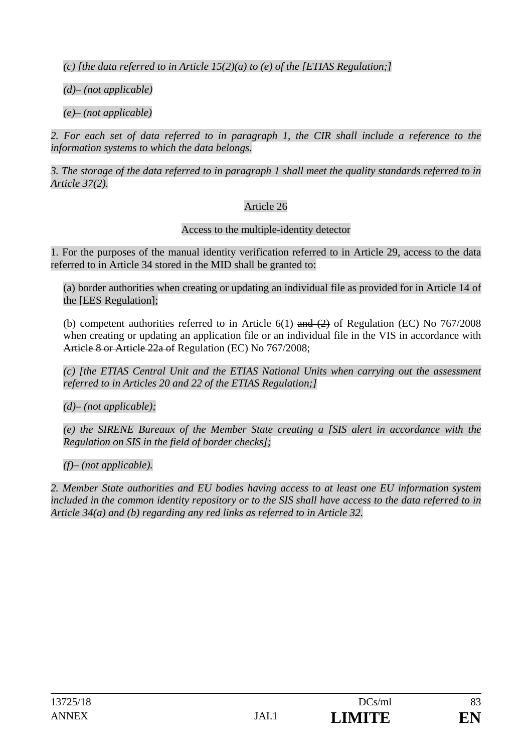*(c) [the data referred to in Article 15(2)(a) to (e) of the [ETIAS Regulation;]*

*(d)– (not applicable)*

*(e)– (not applicable)*

*2. For each set of data referred to in paragraph 1, the CIR shall include a reference to the information systems to which the data belongs.*

*3. The storage of the data referred to in paragraph 1 shall meet the quality standards referred to in Article 37(2).*

Article 26

Access to the multiple-identity detector

1. For the purposes of the manual identity verification referred to in Article 29, access to the data referred to in Article 34 stored in the MID shall be granted to:

(a) border authorities when creating or updating an individual file as provided for in Article 14 of the [EES Regulation];

(b) competent authorities referred to in Article 6(1) ~~and (2)~~ of Regulation (EC) No 767/2008 when creating or updating an application file or an individual file in the VIS in accordance with ~~Article 8 or Article 22a of~~ Regulation (EC) No 767/2008;

*(c) [the ETIAS Central Unit and the ETIAS National Units when carrying out the assessment referred to in Articles 20 and 22 of the ETIAS Regulation;]*

*(d)– (not applicable);*

*(e) the SIRENE Bureaux of the Member State creating a [SIS alert in accordance with the Regulation on SIS in the field of border checks];*

*(f)– (not applicable).*

*2. Member State authorities and EU bodies having access to at least one EU information system included in the common identity repository or to the SIS shall have access to the data referred to in Article 34(a) and (b) regarding any red links as referred to in Article 32.*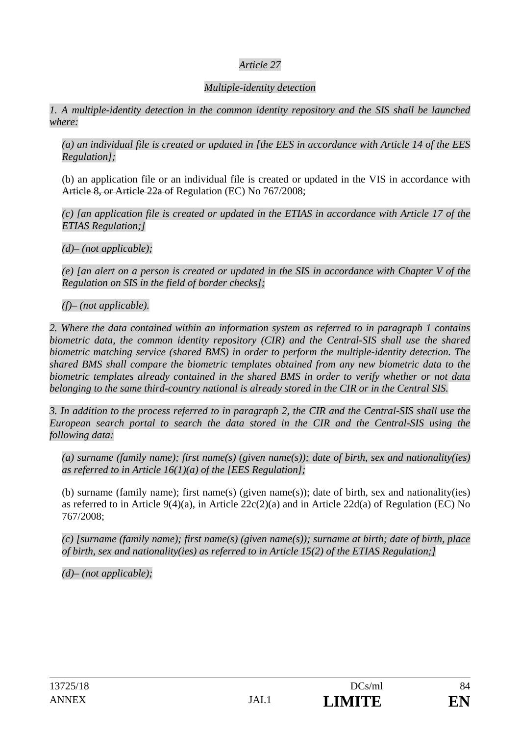*Article 27*

*Multiple-identity detection*

*1. A multiple-identity detection in the common identity repository and the SIS shall be launched where:*

*(a) an individual file is created or updated in [the EES in accordance with Article 14 of the EES Regulation];*

(b) an application file or an individual file is created or updated in the VIS in accordance with ~~Article 8, or Article 22a of~~ Regulation (EC) No 767/2008;

*(c) [an application file is created or updated in the ETIAS in accordance with Article 17 of the ETIAS Regulation;]*

*(d)– (not applicable);*

*(e) [an alert on a person is created or updated in the SIS in accordance with Chapter V of the Regulation on SIS in the field of border checks];*

*(f)– (not applicable).*

*2. Where the data contained within an information system as referred to in paragraph 1 contains biometric data, the common identity repository (CIR) and the Central-SIS shall use the shared biometric matching service (shared BMS) in order to perform the multiple-identity detection. The shared BMS shall compare the biometric templates obtained from any new biometric data to the biometric templates already contained in the shared BMS in order to verify whether or not data belonging to the same third-country national is already stored in the CIR or in the Central SIS.*

*3. In addition to the process referred to in paragraph 2, the CIR and the Central-SIS shall use the European search portal to search the data stored in the CIR and the Central-SIS using the following data:*

*(a) surname (family name); first name(s) (given name(s)); date of birth, sex and nationality(ies) as referred to in Article 16(1)(a) of the [EES Regulation];*

(b) surname (family name); first name(s) (given name(s)); date of birth, sex and nationality(ies) as referred to in Article 9(4)(a), in Article 22c(2)(a) and in Article 22d(a) of Regulation (EC) No 767/2008;

*(c) [surname (family name); first name(s) (given name(s)); surname at birth; date of birth, place of birth, sex and nationality(ies) as referred to in Article 15(2) of the ETIAS Regulation;]*

*(d)– (not applicable);*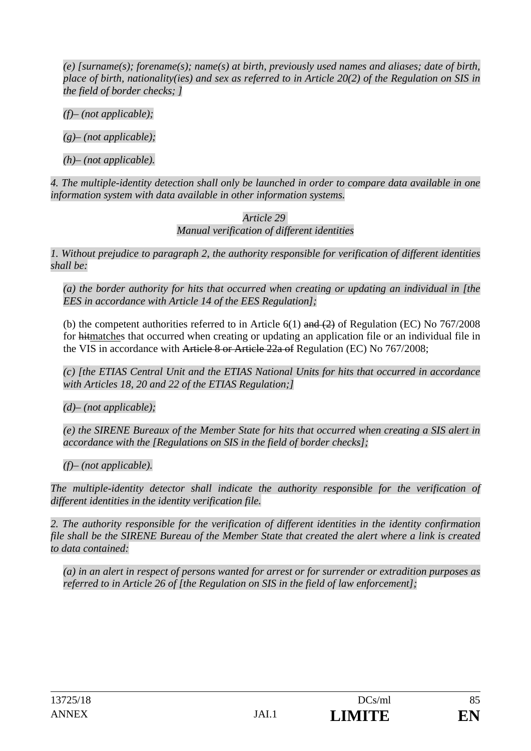*(e) [surname(s); forename(s); name(s) at birth, previously used names and aliases; date of birth, place of birth, nationality(ies) and sex as referred to in Article 20(2) of the Regulation on SIS in the field of border checks; ]*

*(f)– (not applicable);*

*(g)– (not applicable);*

*(h)– (not applicable).*

*4. The multiple-identity detection shall only be launched in order to compare data available in one information system with data available in other information systems.*

*Article 29*
*Manual verification of different identities*

*1. Without prejudice to paragraph 2, the authority responsible for verification of different identities shall be:*

*(a) the border authority for hits that occurred when creating or updating an individual in [the EES in accordance with Article 14 of the EES Regulation];*

(b) the competent authorities referred to in Article 6(1) ~~and (2)~~ of Regulation (EC) No 767/2008 for ~~hit~~matches that occurred when creating or updating an application file or an individual file in the VIS in accordance with ~~Article 8 or Article 22a of~~ Regulation (EC) No 767/2008;

*(c) [the ETIAS Central Unit and the ETIAS National Units for hits that occurred in accordance with Articles 18, 20 and 22 of the ETIAS Regulation;]*

*(d)– (not applicable);*

*(e) the SIRENE Bureaux of the Member State for hits that occurred when creating a SIS alert in accordance with the [Regulations on SIS in the field of border checks];*

*(f)– (not applicable).*

*The multiple-identity detector shall indicate the authority responsible for the verification of different identities in the identity verification file.*

*2. The authority responsible for the verification of different identities in the identity confirmation file shall be the SIRENE Bureau of the Member State that created the alert where a link is created to data contained:*

*(a) in an alert in respect of persons wanted for arrest or for surrender or extradition purposes as referred to in Article 26 of [the Regulation on SIS in the field of law enforcement];*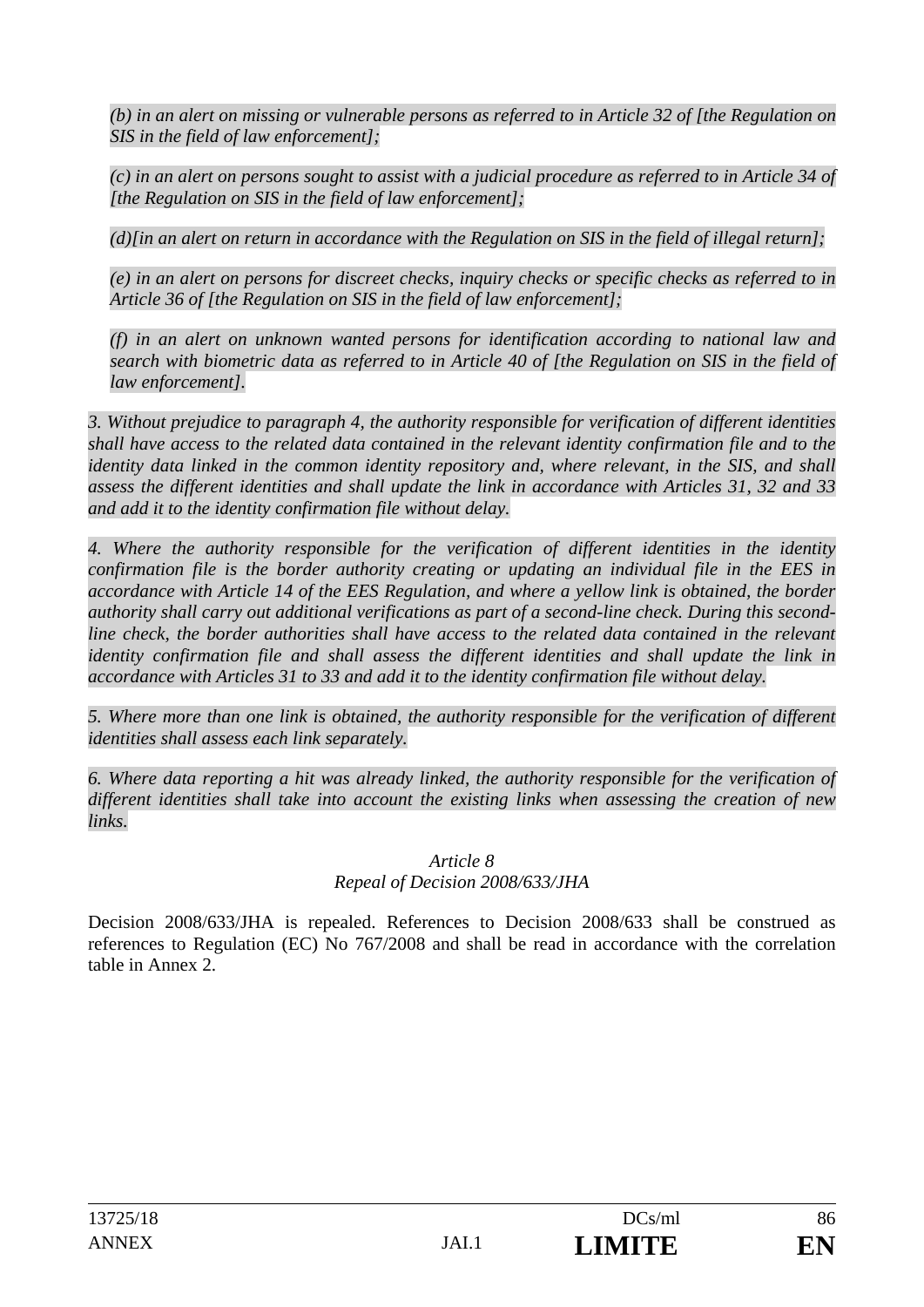*(b) in an alert on missing or vulnerable persons as referred to in Article 32 of [the Regulation on SIS in the field of law enforcement];*

*(c) in an alert on persons sought to assist with a judicial procedure as referred to in Article 34 of [the Regulation on SIS in the field of law enforcement];*

*(d)[in an alert on return in accordance with the Regulation on SIS in the field of illegal return];*

*(e) in an alert on persons for discreet checks, inquiry checks or specific checks as referred to in Article 36 of [the Regulation on SIS in the field of law enforcement];*

*(f) in an alert on unknown wanted persons for identification according to national law and search with biometric data as referred to in Article 40 of [the Regulation on SIS in the field of law enforcement].*

*3. Without prejudice to paragraph 4, the authority responsible for verification of different identities shall have access to the related data contained in the relevant identity confirmation file and to the identity data linked in the common identity repository and, where relevant, in the SIS, and shall assess the different identities and shall update the link in accordance with Articles 31, 32 and 33 and add it to the identity confirmation file without delay.*

*4. Where the authority responsible for the verification of different identities in the identity confirmation file is the border authority creating or updating an individual file in the EES in accordance with Article 14 of the EES Regulation, and where a yellow link is obtained, the border authority shall carry out additional verifications as part of a second-line check. During this second-line check, the border authorities shall have access to the related data contained in the relevant identity confirmation file and shall assess the different identities and shall update the link in accordance with Articles 31 to 33 and add it to the identity confirmation file without delay.*

*5. Where more than one link is obtained, the authority responsible for the verification of different identities shall assess each link separately.*

*6. Where data reporting a hit was already linked, the authority responsible for the verification of different identities shall take into account the existing links when assessing the creation of new links.*

*Article 8*
*Repeal of Decision 2008/633/JHA*

Decision 2008/633/JHA is repealed. References to Decision 2008/633 shall be construed as references to Regulation (EC) No 767/2008 and shall be read in accordance with the correlation table in Annex 2.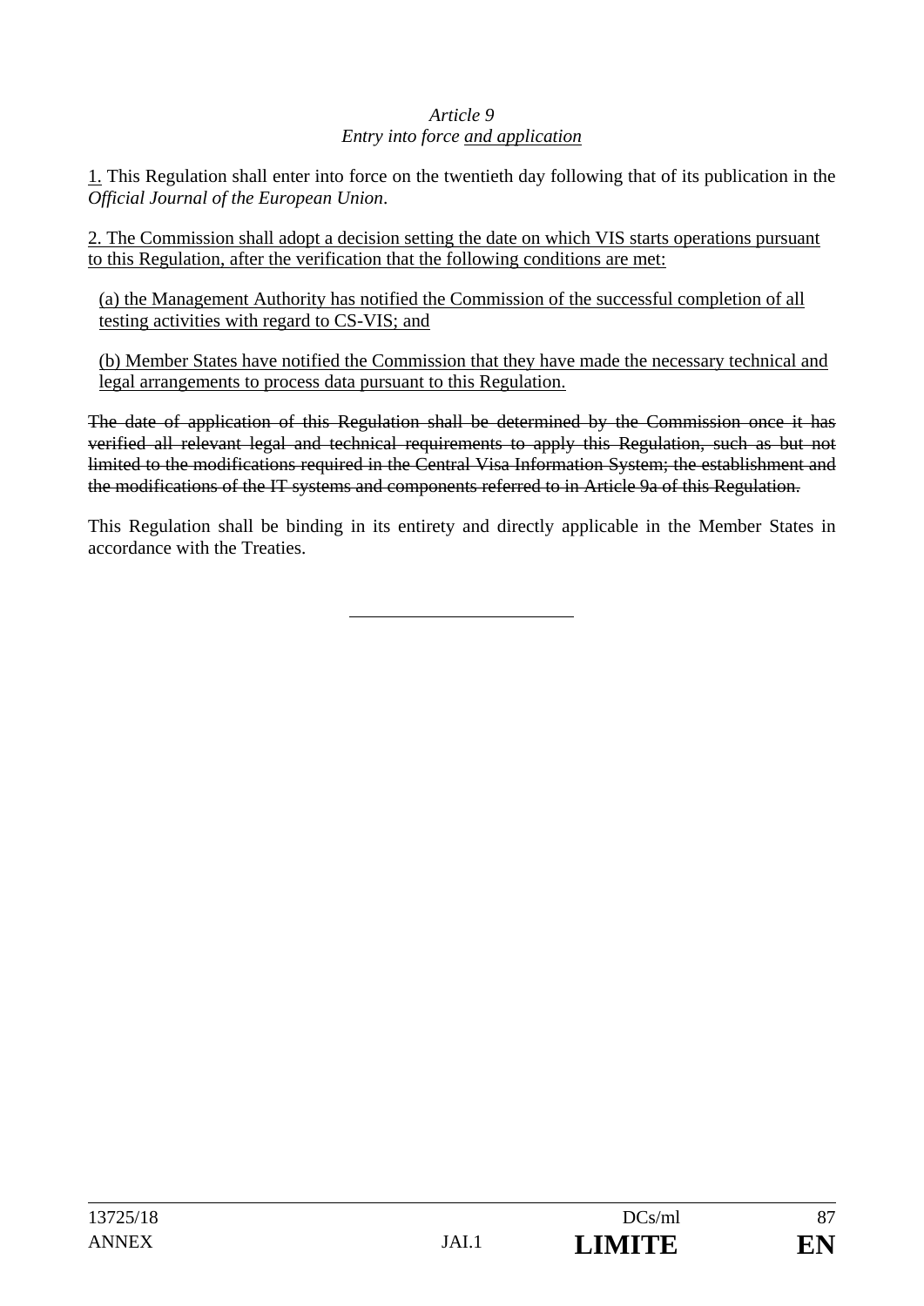*Article 9*
*Entry into force <u>and application</u>*

<u>1.</u> This Regulation shall enter into force on the twentieth day following that of its publication in the *Official Journal of the European Union*.

<u>2. The Commission shall adopt a decision setting the date on which VIS starts operations pursuant to this Regulation, after the verification that the following conditions are met:</u>

<u>(a) the Management Authority has notified the Commission of the successful completion of all testing activities with regard to CS-VIS; and</u>

<u>(b) Member States have notified the Commission that they have made the necessary technical and legal arrangements to process data pursuant to this Regulation.</u>

~~The date of application of this Regulation shall be determined by the Commission once it has verified all relevant legal and technical requirements to apply this Regulation, such as but not limited to the modifications required in the Central Visa Information System; the establishment and the modifications of the IT systems and components referred to in Article 9a of this Regulation.~~

This Regulation shall be binding in its entirety and directly applicable in the Member States in accordance with the Treaties.